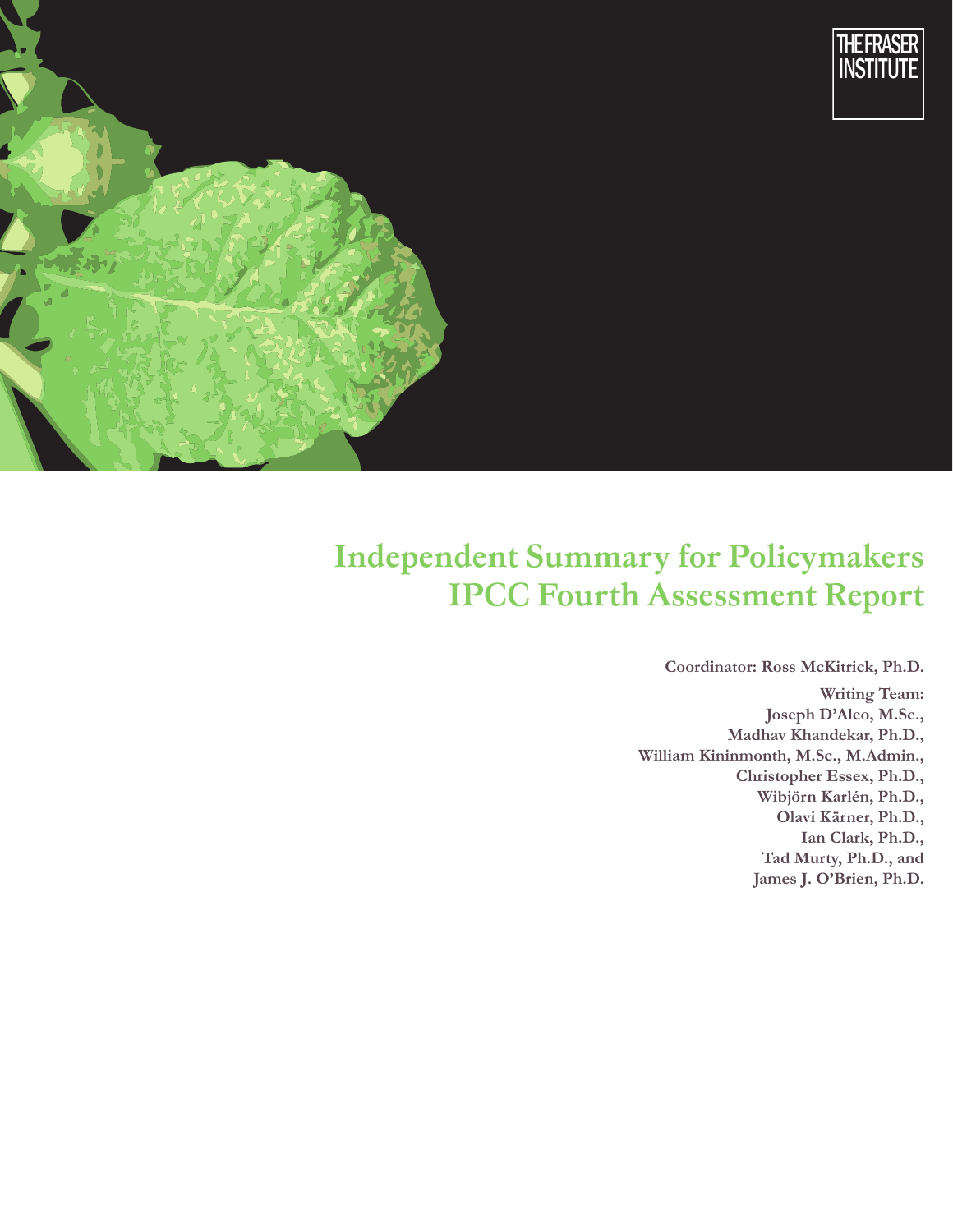THE FRASER INSTITUTE

# Independent Summary for Policymakers
# IPCC Fourth Assessment Report

**Coordinator: Ross McKitrick, Ph.D.**

**Writing Team:**
**Joseph D'Aleo, M.Sc.,**
**Madhav Khandekar, Ph.D.,**
**William Kininmonth, M.Sc., M.Admin.,**
**Christopher Essex, Ph.D.,**
**Wibjörn Karlén, Ph.D.,**
**Olavi Kärner, Ph.D.,**
**Ian Clark, Ph.D.,**
**Tad Murty, Ph.D., and**
**James J. O'Brien, Ph.D.**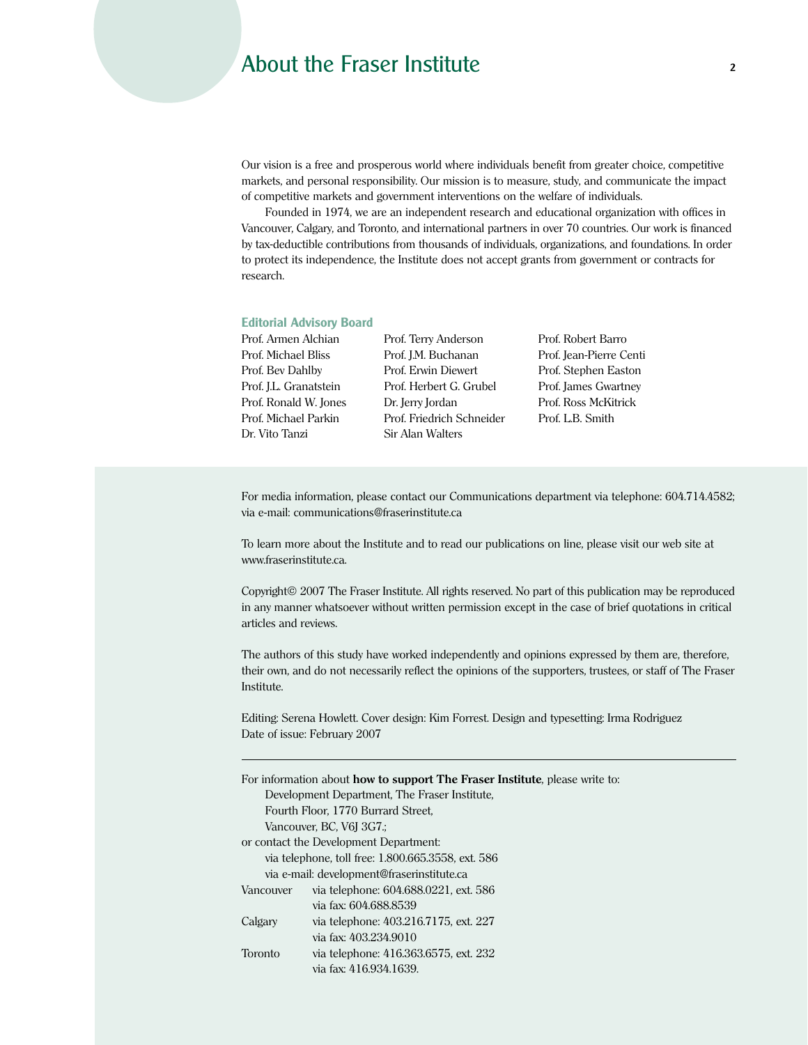# About the Fraser Institute

Our vision is a free and prosperous world where individuals benefit from greater choice, competitive markets, and personal responsibility. Our mission is to measure, study, and communicate the impact of competitive markets and government interventions on the welfare of individuals.

Founded in 1974, we are an independent research and educational organization with offices in Vancouver, Calgary, and Toronto, and international partners in over 70 countries. Our work is financed by tax-deductible contributions from thousands of individuals, organizations, and foundations. In order to protect its independence, the Institute does not accept grants from government or contracts for research.

**Editorial Advisory Board**

Prof. Armen Alchian
Prof. Michael Bliss
Prof. Bev Dahlby
Prof. J.L. Granatstein
Prof. Ronald W. Jones
Prof. Michael Parkin
Dr. Vito Tanzi
Prof. Terry Anderson
Prof. J.M. Buchanan
Prof. Erwin Diewert
Prof. Herbert G. Grubel
Dr. Jerry Jordan
Prof. Friedrich Schneider
Sir Alan Walters
Prof. Robert Barro
Prof. Jean-Pierre Centi
Prof. Stephen Easton
Prof. James Gwartney
Prof. Ross McKitrick
Prof. L.B. Smith

For media information, please contact our Communications department via telephone: 604.714.4582; via e-mail: communications@fraserinstitute.ca

To learn more about the Institute and to read our publications on line, please visit our web site at www.fraserinstitute.ca.

Copyright© 2007 The Fraser Institute. All rights reserved. No part of this publication may be reproduced in any manner whatsoever without written permission except in the case of brief quotations in critical articles and reviews.

The authors of this study have worked independently and opinions expressed by them are, therefore, their own, and do not necessarily reflect the opinions of the supporters, trustees, or staff of The Fraser Institute.

Editing: Serena Howlett. Cover design: Kim Forrest. Design and typesetting: Irma Rodriguez
Date of issue: February 2007

---

For information about **how to support The Fraser Institute**, please write to:
Development Department, The Fraser Institute,
Fourth Floor, 1770 Burrard Street,
Vancouver, BC, V6J 3G7.;
or contact the Development Department:
via telephone, toll free: 1.800.665.3558, ext. 586
via e-mail: development@fraserinstitute.ca

Vancouver via telephone: 604.688.0221, ext. 586
via fax: 604.688.8539
Calgary via telephone: 403.216.7175, ext. 227
via fax: 403.234.9010
Toronto via telephone: 416.363.6575, ext. 232
via fax: 416.934.1639.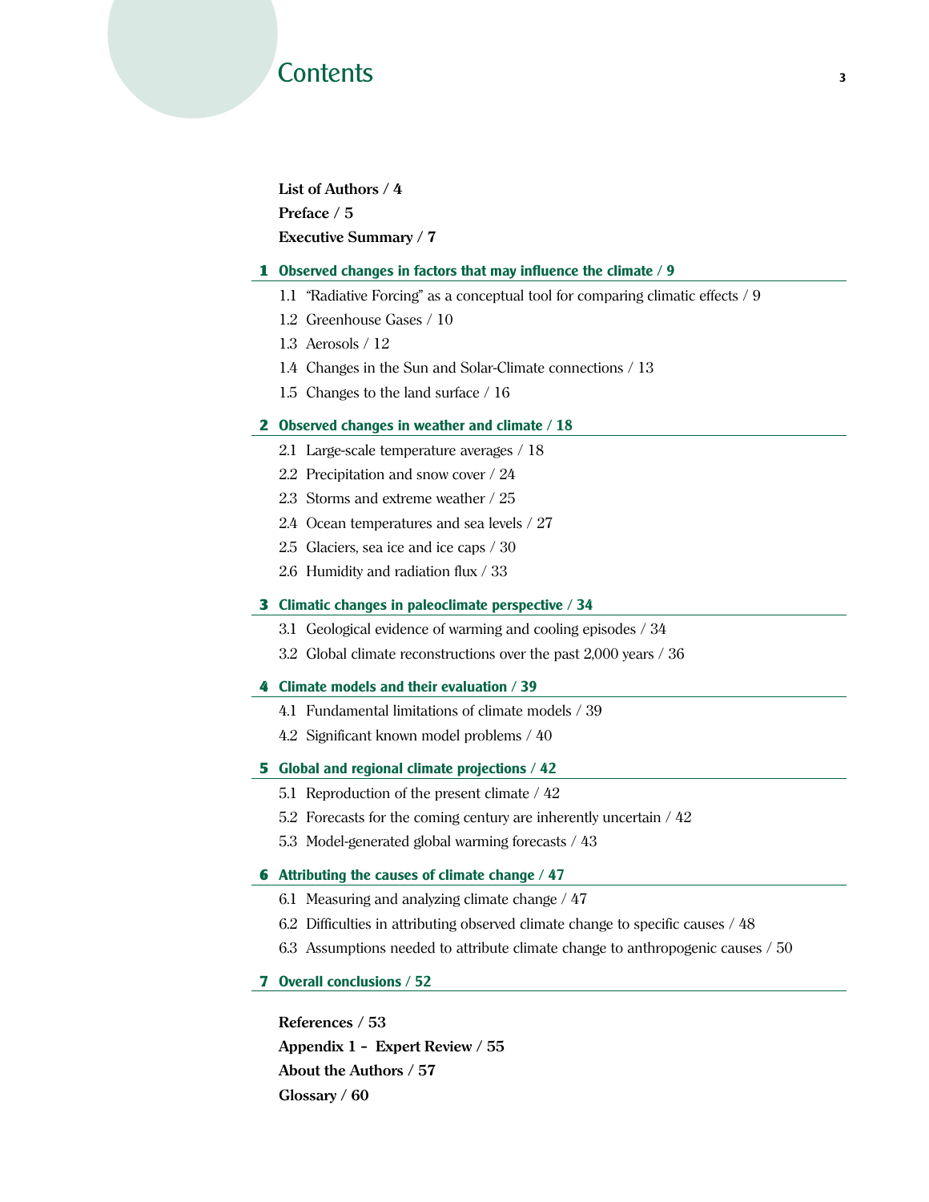# Contents

**List of Authors / 4**

**Preface / 5**

**Executive Summary / 7**

## 1 Observed changes in factors that may influence the climate / 9

1.1 "Radiative Forcing" as a conceptual tool for comparing climatic effects / 9

1.2 Greenhouse Gases / 10

1.3 Aerosols / 12

1.4 Changes in the Sun and Solar-Climate connections / 13

1.5 Changes to the land surface / 16

## 2 Observed changes in weather and climate / 18

2.1 Large-scale temperature averages / 18

2.2 Precipitation and snow cover / 24

2.3 Storms and extreme weather / 25

2.4 Ocean temperatures and sea levels / 27

2.5 Glaciers, sea ice and ice caps / 30

2.6 Humidity and radiation flux / 33

## 3 Climatic changes in paleoclimate perspective / 34

3.1 Geological evidence of warming and cooling episodes / 34

3.2 Global climate reconstructions over the past 2,000 years / 36

## 4 Climate models and their evaluation / 39

4.1 Fundamental limitations of climate models / 39

4.2 Significant known model problems / 40

## 5 Global and regional climate projections / 42

5.1 Reproduction of the present climate / 42

5.2 Forecasts for the coming century are inherently uncertain / 42

5.3 Model-generated global warming forecasts / 43

## 6 Attributing the causes of climate change / 47

6.1 Measuring and analyzing climate change / 47

6.2 Difficulties in attributing observed climate change to specific causes / 48

6.3 Assumptions needed to attribute climate change to anthropogenic causes / 50

## 7 Overall conclusions / 52

**References / 53**

**Appendix 1 – Expert Review / 55**

**About the Authors / 57**

**Glossary / 60**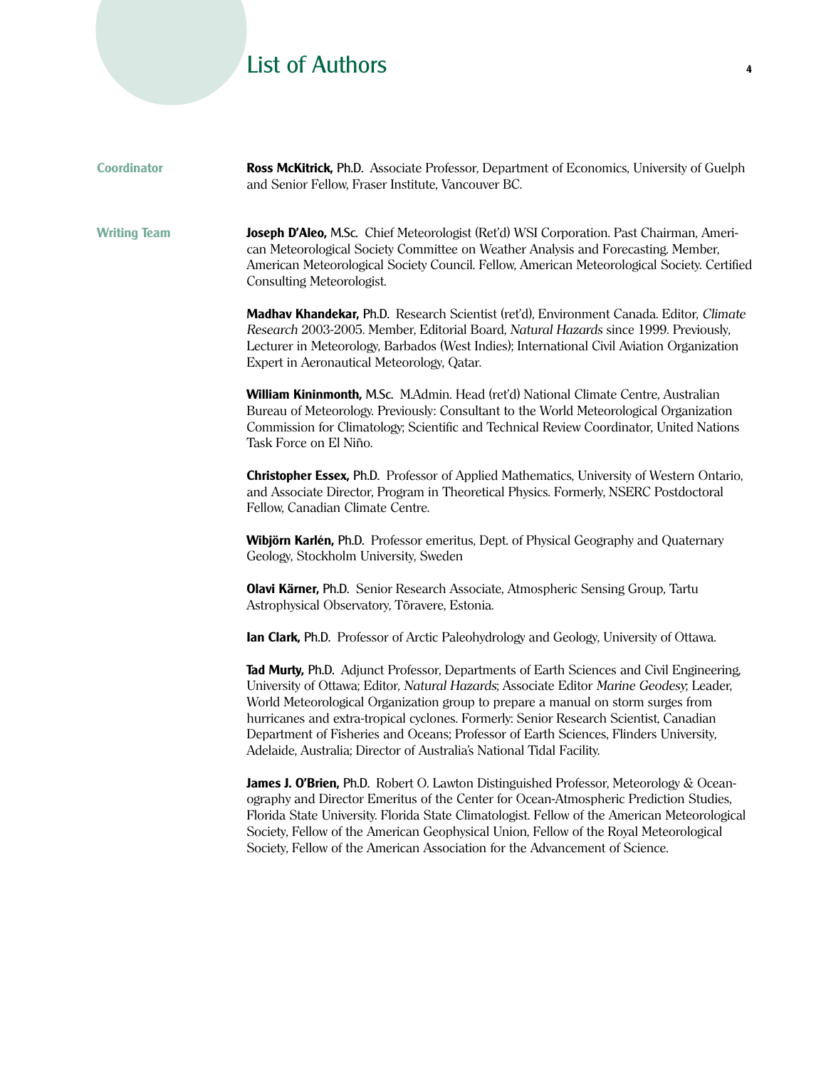# List of Authors

**Coordinator**

**Ross McKitrick,** Ph.D. Associate Professor, Department of Economics, University of Guelph and Senior Fellow, Fraser Institute, Vancouver BC.

**Writing Team**

**Joseph D'Aleo,** M.Sc. Chief Meteorologist (Ret'd) WSI Corporation. Past Chairman, American Meteorological Society Committee on Weather Analysis and Forecasting. Member, American Meteorological Society Council. Fellow, American Meteorological Society. Certified Consulting Meteorologist.

**Madhav Khandekar,** Ph.D. Research Scientist (ret'd), Environment Canada. Editor, *Climate Research* 2003-2005. Member, Editorial Board, *Natural Hazards* since 1999. Previously, Lecturer in Meteorology, Barbados (West Indies); International Civil Aviation Organization Expert in Aeronautical Meteorology, Qatar.

**William Kininmonth,** M.Sc. M.Admin. Head (ret'd) National Climate Centre, Australian Bureau of Meteorology. Previously: Consultant to the World Meteorological Organization Commission for Climatology; Scientific and Technical Review Coordinator, United Nations Task Force on El Niño.

**Christopher Essex,** Ph.D. Professor of Applied Mathematics, University of Western Ontario, and Associate Director, Program in Theoretical Physics. Formerly, NSERC Postdoctoral Fellow, Canadian Climate Centre.

**Wibjörn Karlén,** Ph.D. Professor emeritus, Dept. of Physical Geography and Quaternary Geology, Stockholm University, Sweden

**Olavi Kärner,** Ph.D. Senior Research Associate, Atmospheric Sensing Group, Tartu Astrophysical Observatory, Tõravere, Estonia.

**Ian Clark,** Ph.D. Professor of Arctic Paleohydrology and Geology, University of Ottawa.

**Tad Murty,** Ph.D. Adjunct Professor, Departments of Earth Sciences and Civil Engineering, University of Ottawa; Editor, *Natural Hazards*; Associate Editor *Marine Geodesy*; Leader, World Meteorological Organization group to prepare a manual on storm surges from hurricanes and extra-tropical cyclones. Formerly: Senior Research Scientist, Canadian Department of Fisheries and Oceans; Professor of Earth Sciences, Flinders University, Adelaide, Australia; Director of Australia's National Tidal Facility.

**James J. O'Brien,** Ph.D. Robert O. Lawton Distinguished Professor, Meteorology & Oceanography and Director Emeritus of the Center for Ocean-Atmospheric Prediction Studies, Florida State University. Florida State Climatologist. Fellow of the American Meteorological Society, Fellow of the American Geophysical Union, Fellow of the Royal Meteorological Society, Fellow of the American Association for the Advancement of Science.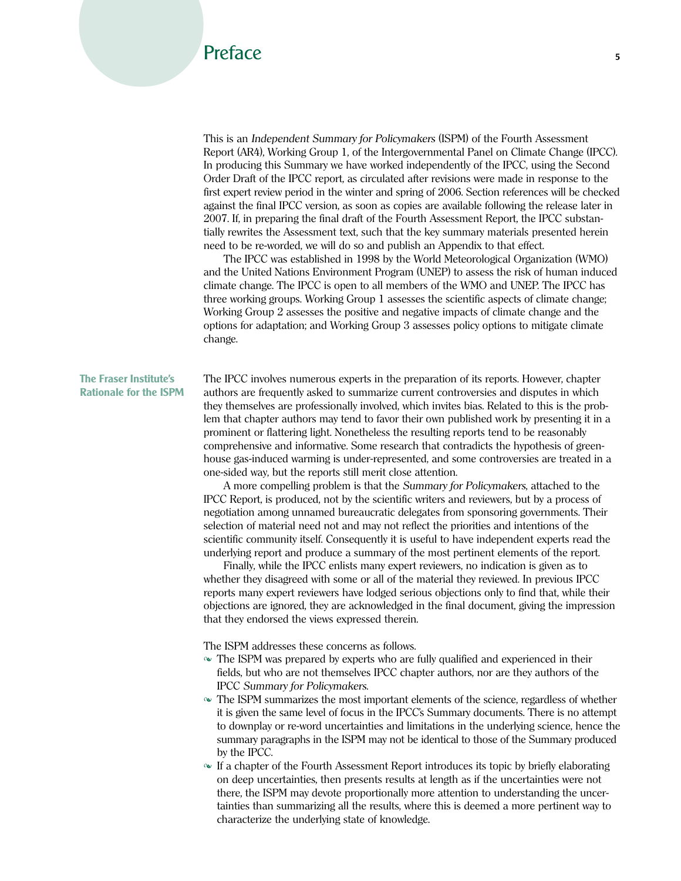# Preface

This is an *Independent Summary for Policymakers* (ISPM) of the Fourth Assessment Report (AR4), Working Group 1, of the Intergovernmental Panel on Climate Change (IPCC). In producing this Summary we have worked independently of the IPCC, using the Second Order Draft of the IPCC report, as circulated after revisions were made in response to the first expert review period in the winter and spring of 2006. Section references will be checked against the final IPCC version, as soon as copies are available following the release later in 2007. If, in preparing the final draft of the Fourth Assessment Report, the IPCC substantially rewrites the Assessment text, such that the key summary materials presented herein need to be re-worded, we will do so and publish an Appendix to that effect.

The IPCC was established in 1998 by the World Meteorological Organization (WMO) and the United Nations Environment Program (UNEP) to assess the risk of human induced climate change. The IPCC is open to all members of the WMO and UNEP. The IPCC has three working groups. Working Group 1 assesses the scientific aspects of climate change; Working Group 2 assesses the positive and negative impacts of climate change and the options for adaptation; and Working Group 3 assesses policy options to mitigate climate change.

## The Fraser Institute's Rationale for the ISPM

The IPCC involves numerous experts in the preparation of its reports. However, chapter authors are frequently asked to summarize current controversies and disputes in which they themselves are professionally involved, which invites bias. Related to this is the problem that chapter authors may tend to favor their own published work by presenting it in a prominent or flattering light. Nonetheless the resulting reports tend to be reasonably comprehensive and informative. Some research that contradicts the hypothesis of greenhouse gas-induced warming is under-represented, and some controversies are treated in a one-sided way, but the reports still merit close attention.

A more compelling problem is that the *Summary for Policymakers*, attached to the IPCC Report, is produced, not by the scientific writers and reviewers, but by a process of negotiation among unnamed bureaucratic delegates from sponsoring governments. Their selection of material need not and may not reflect the priorities and intentions of the scientific community itself. Consequently it is useful to have independent experts read the underlying report and produce a summary of the most pertinent elements of the report.

Finally, while the IPCC enlists many expert reviewers, no indication is given as to whether they disagreed with some or all of the material they reviewed. In previous IPCC reports many expert reviewers have lodged serious objections only to find that, while their objections are ignored, they are acknowledged in the final document, giving the impression that they endorsed the views expressed therein.

The ISPM addresses these concerns as follows.

- The ISPM was prepared by experts who are fully qualified and experienced in their fields, but who are not themselves IPCC chapter authors, nor are they authors of the IPCC *Summary for Policymakers*.
- The ISPM summarizes the most important elements of the science, regardless of whether it is given the same level of focus in the IPCC's Summary documents. There is no attempt to downplay or re-word uncertainties and limitations in the underlying science, hence the summary paragraphs in the ISPM may not be identical to those of the Summary produced by the IPCC.
- If a chapter of the Fourth Assessment Report introduces its topic by briefly elaborating on deep uncertainties, then presents results at length as if the uncertainties were not there, the ISPM may devote proportionally more attention to understanding the uncertainties than summarizing all the results, where this is deemed a more pertinent way to characterize the underlying state of knowledge.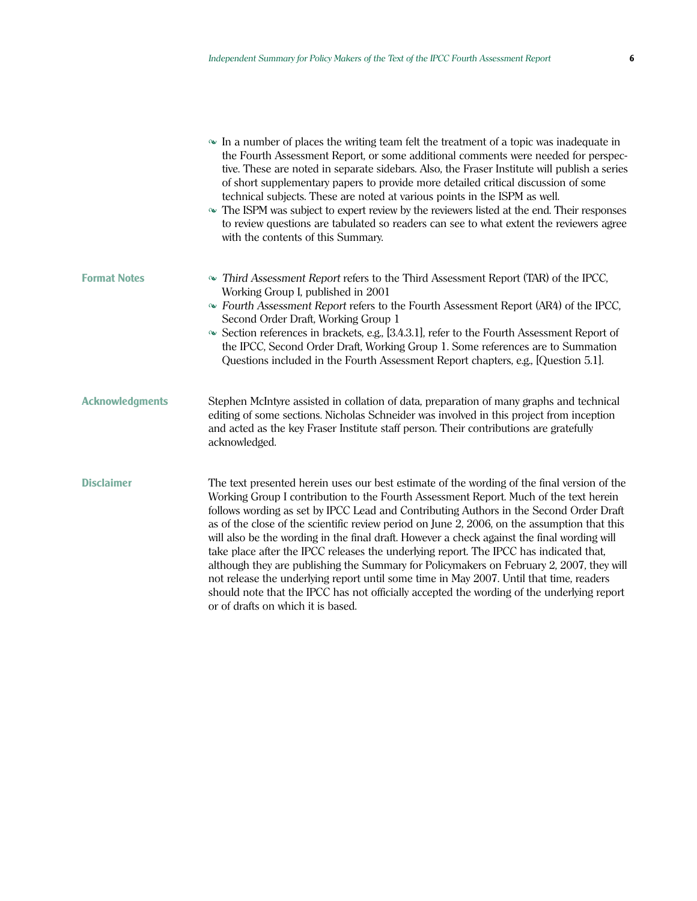- In a number of places the writing team felt the treatment of a topic was inadequate in the Fourth Assessment Report, or some additional comments were needed for perspective. These are noted in separate sidebars. Also, the Fraser Institute will publish a series of short supplementary papers to provide more detailed critical discussion of some technical subjects. These are noted at various points in the ISPM as well.
- The ISPM was subject to expert review by the reviewers listed at the end. Their responses to review questions are tabulated so readers can see to what extent the reviewers agree with the contents of this Summary.

## Format Notes

- *Third Assessment Report* refers to the Third Assessment Report (TAR) of the IPCC, Working Group I, published in 2001
- *Fourth Assessment Report* refers to the Fourth Assessment Report (AR4) of the IPCC, Second Order Draft, Working Group 1
- Section references in brackets, e.g., [3.4.3.1], refer to the Fourth Assessment Report of the IPCC, Second Order Draft, Working Group 1. Some references are to Summation Questions included in the Fourth Assessment Report chapters, e.g., [Question 5.1].

## Acknowledgments

Stephen McIntyre assisted in collation of data, preparation of many graphs and technical editing of some sections. Nicholas Schneider was involved in this project from inception and acted as the key Fraser Institute staff person. Their contributions are gratefully acknowledged.

## Disclaimer

The text presented herein uses our best estimate of the wording of the final version of the Working Group I contribution to the Fourth Assessment Report. Much of the text herein follows wording as set by IPCC Lead and Contributing Authors in the Second Order Draft as of the close of the scientific review period on June 2, 2006, on the assumption that this will also be the wording in the final draft. However a check against the final wording will take place after the IPCC releases the underlying report. The IPCC has indicated that, although they are publishing the Summary for Policymakers on February 2, 2007, they will not release the underlying report until some time in May 2007. Until that time, readers should note that the IPCC has not officially accepted the wording of the underlying report or of drafts on which it is based.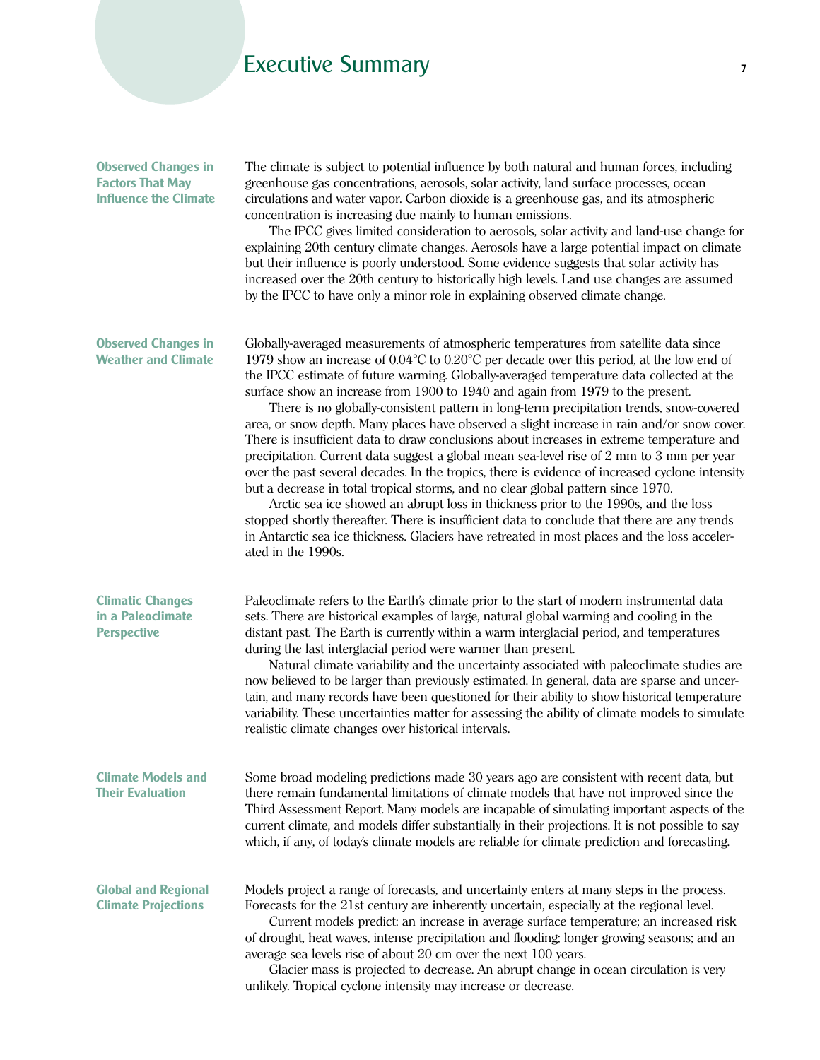# Executive Summary

## Observed Changes in Factors That May Influence the Climate

The climate is subject to potential influence by both natural and human forces, including greenhouse gas concentrations, aerosols, solar activity, land surface processes, ocean circulations and water vapor. Carbon dioxide is a greenhouse gas, and its atmospheric concentration is increasing due mainly to human emissions.

The IPCC gives limited consideration to aerosols, solar activity and land-use change for explaining 20th century climate changes. Aerosols have a large potential impact on climate but their influence is poorly understood. Some evidence suggests that solar activity has increased over the 20th century to historically high levels. Land use changes are assumed by the IPCC to have only a minor role in explaining observed climate change.

## Observed Changes in Weather and Climate

Globally-averaged measurements of atmospheric temperatures from satellite data since 1979 show an increase of 0.04°C to 0.20°C per decade over this period, at the low end of the IPCC estimate of future warming. Globally-averaged temperature data collected at the surface show an increase from 1900 to 1940 and again from 1979 to the present.

There is no globally-consistent pattern in long-term precipitation trends, snow-covered area, or snow depth. Many places have observed a slight increase in rain and/or snow cover. There is insufficient data to draw conclusions about increases in extreme temperature and precipitation. Current data suggest a global mean sea-level rise of 2 mm to 3 mm per year over the past several decades. In the tropics, there is evidence of increased cyclone intensity but a decrease in total tropical storms, and no clear global pattern since 1970.

Arctic sea ice showed an abrupt loss in thickness prior to the 1990s, and the loss stopped shortly thereafter. There is insufficient data to conclude that there are any trends in Antarctic sea ice thickness. Glaciers have retreated in most places and the loss accelerated in the 1990s.

## Climatic Changes in a Paleoclimate Perspective

Paleoclimate refers to the Earth's climate prior to the start of modern instrumental data sets. There are historical examples of large, natural global warming and cooling in the distant past. The Earth is currently within a warm interglacial period, and temperatures during the last interglacial period were warmer than present.

Natural climate variability and the uncertainty associated with paleoclimate studies are now believed to be larger than previously questioned estimated. In general, data are sparse and uncertain, and many records have been questioned for their ability to show historical temperature variability. These uncertainties matter for assessing the ability of climate models to simulate realistic climate changes over historical intervals.

## Climate Models and Their Evaluation

Some broad modeling predictions made 30 years ago are consistent with recent data, but there remain fundamental limitations of climate models that have not improved since the Third Assessment Report. Many models are incapable of simulating important aspects of the current climate, and models differ substantially in their projections. It is not possible to say which, if any, of today's climate models are reliable for climate prediction and forecasting.

## Global and Regional Climate Projections

Models project a range of forecasts, and uncertainty enters at many steps in the process. Forecasts for the 21st century are inherently uncertain, especially at the regional level.

Current models predict: an increase in average surface temperature; an increased risk of drought, heat waves, intense precipitation and flooding; longer growing seasons; and an average sea levels rise of about 20 cm over the next 100 years.

Glacier mass is projected to decrease. An abrupt change in ocean circulation is very unlikely. Tropical cyclone intensity may increase or decrease.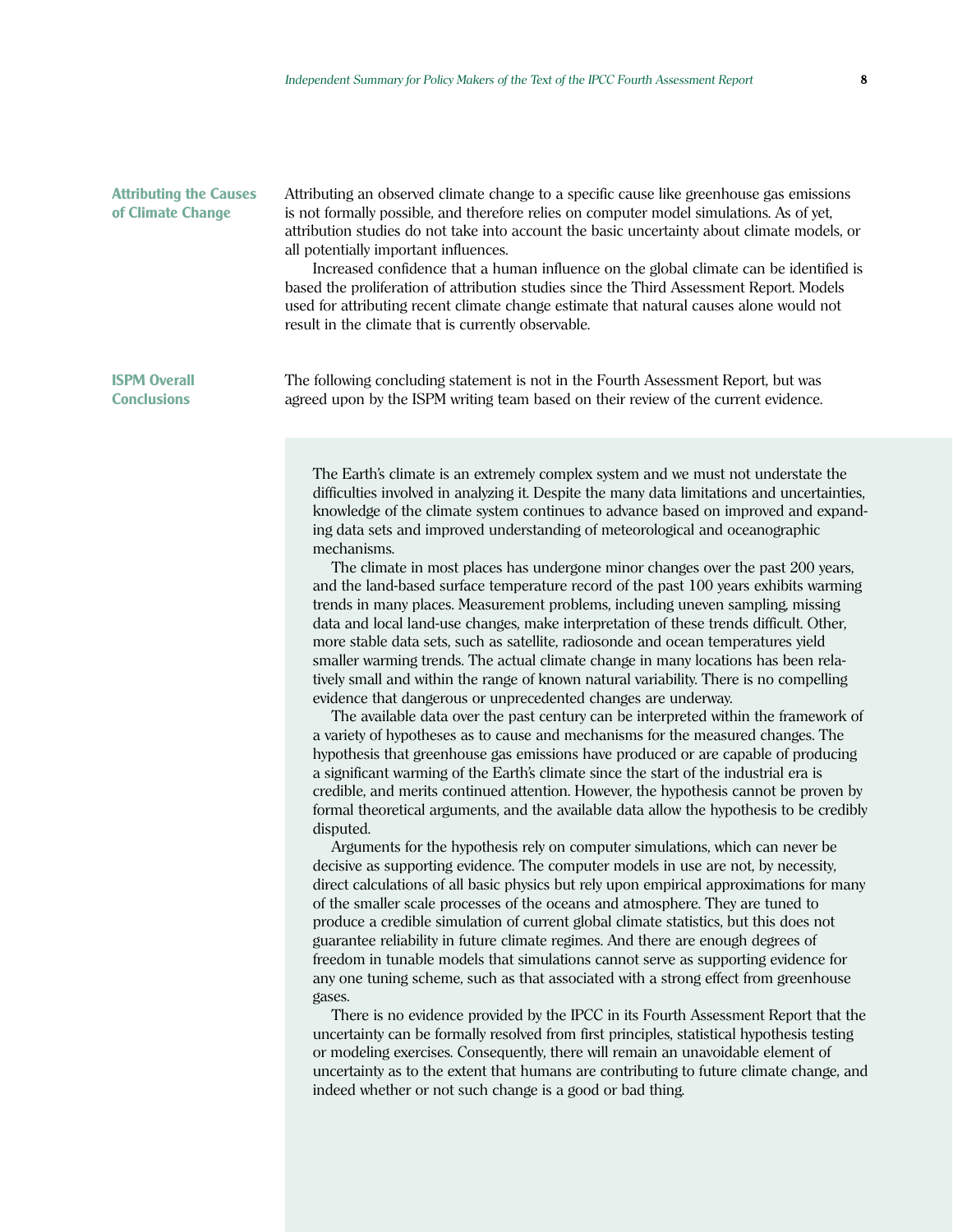## Attributing the Causes of Climate Change

Attributing an observed climate change to a specific cause like greenhouse gas emissions is not formally possible, and therefore relies on computer model simulations. As of yet, attribution studies do not take into account the basic uncertainty about climate models, or all potentially important influences.

Increased confidence that a human influence on the global climate can be identified is based the proliferation of attribution studies since the Third Assessment Report. Models used for attributing recent climate change estimate that natural causes alone would not result in the climate that is currently observable.

## ISPM Overall Conclusions

The following concluding statement is not in the Fourth Assessment Report, but was agreed upon by the ISPM writing team based on their review of the current evidence.

> The Earth's climate is an extremely complex system and we must not understate the difficulties involved in analyzing it. Despite the many data limitations and uncertainties, knowledge of the climate system continues to advance based on improved and expanding data sets and improved understanding of meteorological and oceanographic mechanisms.
>
> The climate in most places has undergone minor changes over the past 200 years, and the land-based surface temperature record of the past 100 years exhibits warming trends in many places. Measurement problems, including uneven sampling, missing data and local land-use changes, make interpretation of these trends difficult. Other, more stable data sets, such as satellite, radiosonde and ocean temperatures yield smaller warming trends. The actual climate change in many locations has been relatively small and within the range of known natural variability. There is no compelling evidence that dangerous or unprecedented changes are underway.
>
> The available data over the past century can be interpreted within the framework of a variety of hypotheses as to cause and mechanisms for the measured changes. The hypothesis that greenhouse gas emissions have produced or are capable of producing a significant warming of the Earth's climate since the start of the industrial era is credible, and merits continued attention. However, the hypothesis cannot be proven by formal theoretical arguments, and the available data allow the hypothesis to be credibly disputed.
>
> Arguments for the hypothesis rely on computer simulations, which can never be decisive as supporting evidence. The computer models in use are not, by necessity, direct calculations of all basic physics but rely upon empirical approximations for many of the smaller scale processes of the oceans and atmosphere. They are tuned to produce a credible simulation of current global climate statistics, but this does not guarantee reliability in future climate regimes. And there are enough degrees of freedom in tunable models that simulations cannot serve as supporting evidence for any one tuning scheme, such as that associated with a strong effect from greenhouse gases.
>
> There is no evidence provided by the IPCC in its Fourth Assessment Report that the uncertainty can be formally resolved from first principles, statistical hypothesis testing or modeling exercises. Consequently, there will remain an unavoidable element of uncertainty as to the extent that humans are contributing to future climate change, and indeed whether or not such change is a good or bad thing.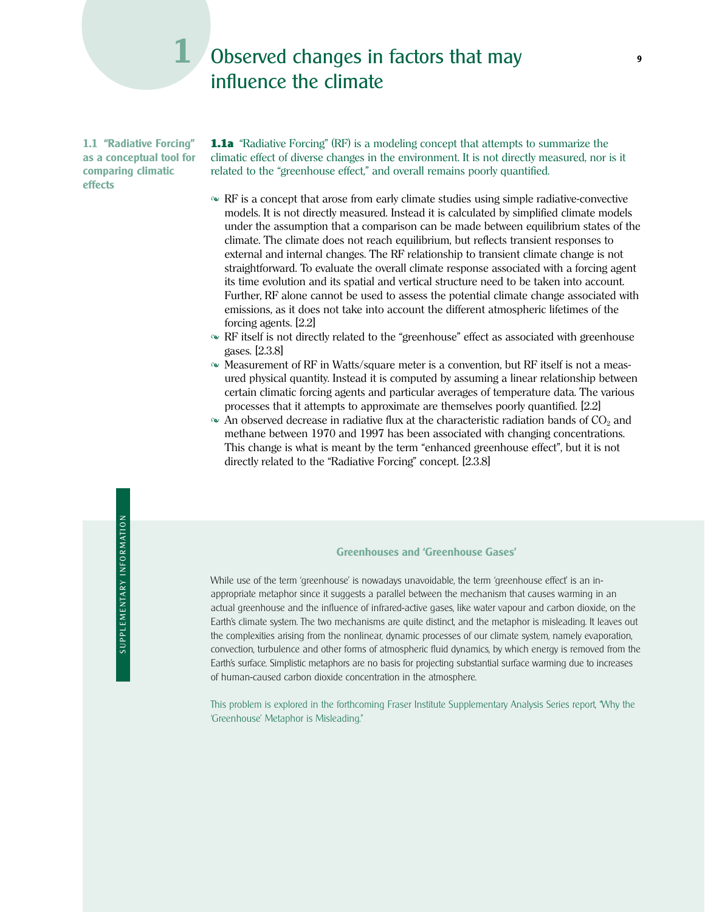# 1 Observed changes in factors that may influence the climate

## 1.1 "Radiative Forcing" as a conceptual tool for comparing climatic effects

**1.1a** "Radiative Forcing" (RF) is a modeling concept that attempts to summarize the climatic effect of diverse changes in the environment. It is not directly measured, nor is it related to the "greenhouse effect," and overall remains poorly quantified.

- RF is a concept that arose from early climate studies using simple radiative-convective models. It is not directly measured. Instead it is calculated by simplified climate models under the assumption that a comparison can be made between equilibrium states of the climate. The climate does not reach equilibrium, but reflects transient responses to external and internal changes. The RF relationship to transient climate change is not straightforward. To evaluate the overall climate response associated with a forcing agent its time evolution and its spatial and vertical structure need to be taken into account. Further, RF alone cannot be used to assess the potential climate change associated with emissions, as it does not take into account the different atmospheric lifetimes of the forcing agents. [2.2]
- RF itself is not directly related to the "greenhouse" effect as associated with greenhouse gases. [2.3.8]
- Measurement of RF in Watts/square meter is a convention, but RF itself is not a measured physical quantity. Instead it is computed by assuming a linear relationship between certain climatic forcing agents and particular averages of temperature data. The various processes that it attempts to approximate are themselves poorly quantified. [2.2]
- An observed decrease in radiative flux at the characteristic radiation bands of $CO_2$ and methane between 1970 and 1997 has been associated with changing concentrations. This change is what is meant by the term "enhanced greenhouse effect", but it is not directly related to the "Radiative Forcing" concept. [2.3.8]

SUPPLEMENTARY INFORMATION

### Greenhouses and 'Greenhouse Gases'

While use of the term 'greenhouse' is nowadays unavoidable, the term 'greenhouse effect' is an inappropriate metaphor since it suggests a parallel between the mechanism that causes warming in an actual greenhouse and the influence of infrared-active gases, like water vapour and carbon dioxide, on the Earth's climate system. The two mechanisms are quite distinct, and the metaphor is misleading. It leaves out the complexities arising from the nonlinear, dynamic processes of our climate system, namely evaporation, convection, turbulence and other forms of atmospheric fluid dynamics, by which energy is removed from the Earth's surface. Simplistic metaphors are no basis for projecting substantial surface warming due to increases of human-caused carbon dioxide concentration in the atmosphere.

This problem is explored in the forthcoming Fraser Institute Supplementary Analysis Series report, "Why the 'Greenhouse' Metaphor is Misleading."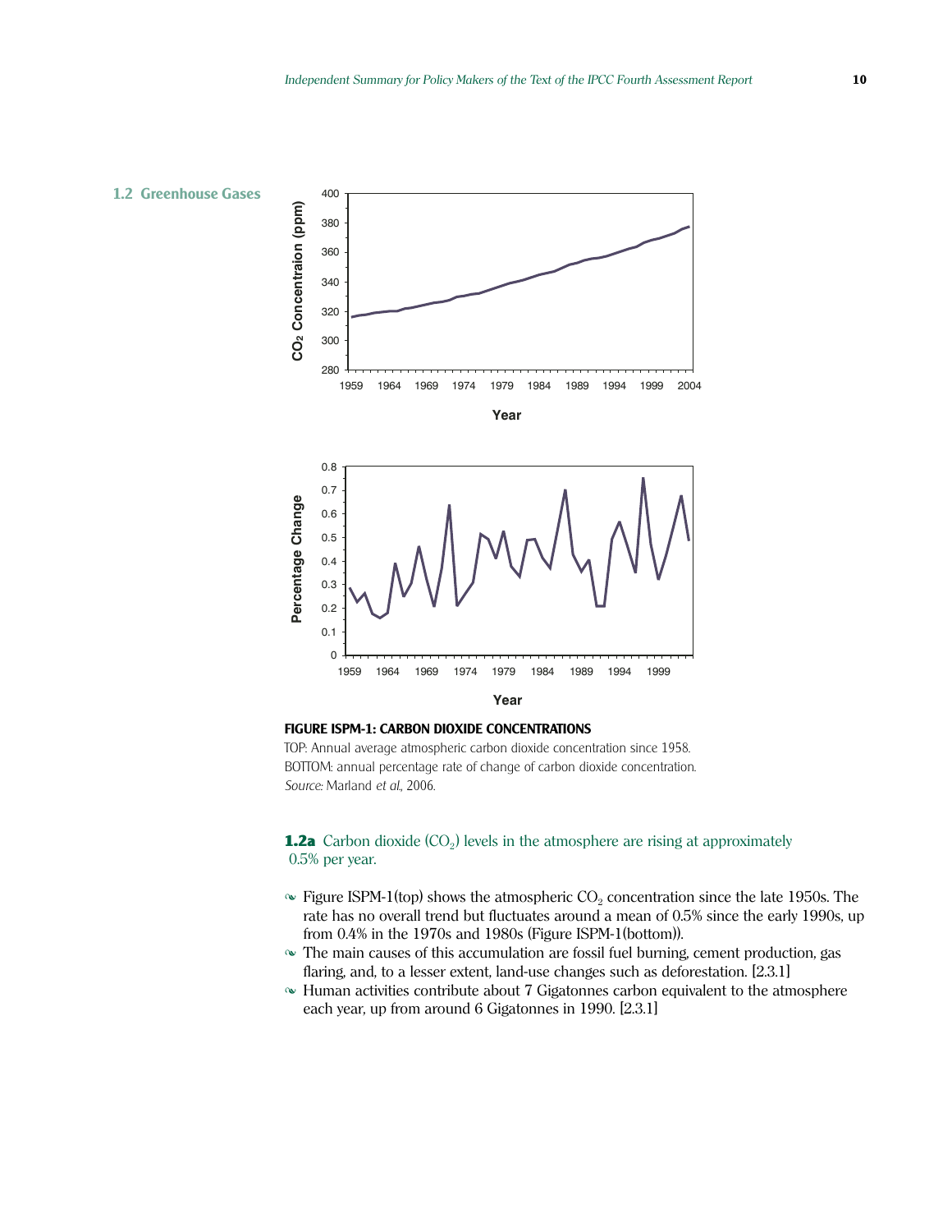## 1.2 Greenhouse Gases

CO₂ Concentraion (ppm)

400
380
360
340
320
300
280

1959 1964 1969 1974 1979 1984 1989 1994 1999 2004

Year

Percentage Change

0.8
0.7
0.6
0.5
0.4
0.3
0.2
0.1
0

1959 1964 1969 1974 1979 1984 1989 1994 1999

Year

**FIGURE ISPM-1: CARBON DIOXIDE CONCENTRATIONS**

TOP: Annual average atmospheric carbon dioxide concentration since 1958.
BOTTOM: annual percentage rate of change of carbon dioxide concentration.
*Source:* Marland *et al*, 2006.

### **1.2a** Carbon dioxide ($CO_2$) levels in the atmosphere are rising at approximately 0.5% per year.

- Figure ISPM-1(top) shows the atmospheric $CO_2$ concentration since the late 1950s. The rate has no overall trend but fluctuates around a mean of 0.5% since the early 1990s, up from 0.4% in the 1970s and 1980s (Figure ISPM-1(bottom)).
- The main causes of this accumulation are fossil fuel burning, cement production, gas flaring, and, to a lesser extent, land-use changes such as deforestation. [2.3.1]
- Human activities contribute about 7 Gigatonnes carbon equivalent to the atmosphere each year, up from around 6 Gigatonnes in 1990. [2.3.1]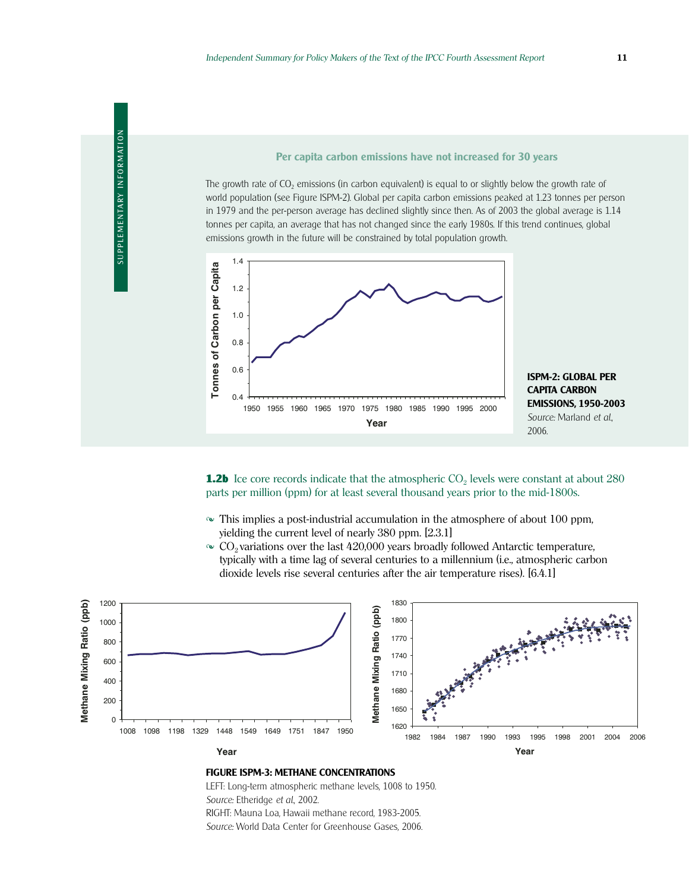SUPPLEMENTARY INFORMATION

### Per capita carbon emissions have not increased for 30 years

The growth rate of $CO_2$ emissions (in carbon equivalent) is equal to or slightly below the growth rate of world population (see Figure ISPM-2). Global per capita carbon emissions peaked at 1.23 tonnes per person in 1979 and the per-person average has declined slightly since then. As of 2003 the global average is 1.14 tonnes per capita, an average that has not changed since the early 1980s. If this trend continues, global emissions growth in the future will be constrained by total population growth.

Tonnes of Carbon per Capita
1.4
1.2
1.0
0.8
0.6
0.4
1950 1955 1960 1965 1970 1975 1980 1985 1990 1995 2000
Year

**ISPM-2: GLOBAL PER CAPITA CARBON EMISSIONS, 1950-2003**
*Source:* Marland *et al*., 2006.

**1.2b** Ice core records indicate that the atmospheric $CO_2$ levels were constant at about 280 parts per million (ppm) for at least several thousand years prior to the mid-1800s.

- This implies a post-industrial accumulation in the atmosphere of about 100 ppm, yielding the current level of nearly 380 ppm. [2.3.1]
- $CO_2$ variations over the last 420,000 years broadly followed Antarctic temperature, typically with a time lag of several centuries to a millennium (i.e., atmospheric carbon dioxide levels rise several centuries after the air temperature rises). [6.4.1]

Methane Mixing Ratio (ppb)
1200
1000
800
600
400
200
0
1008 1098 1198 1329 1448 1549 1649 1751 1847 1950
Year

Methane Mixing Ratio (ppb)
1830
1800
1770
1740
1710
1680
1650
1620
1982 1984 1987 1990 1993 1995 1998 2001 2004 2006
Year

**FIGURE ISPM-3: METHANE CONCENTRATIONS**
LEFT: Long-term atmospheric methane levels, 1008 to 1950.
*Source:* Etheridge *et al*, 2002.
RIGHT: Mauna Loa, Hawaii methane record, 1983-2005.
*Source:* World Data Center for Greenhouse Gases, 2006.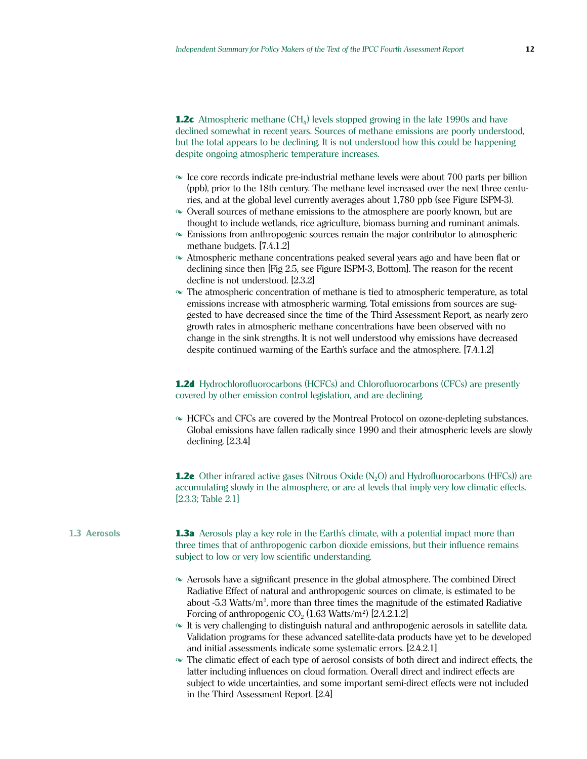**1.2c** Atmospheric methane ($CH_4$) levels stopped growing in the late 1990s and have declined somewhat in recent years. Sources of methane emissions are poorly understood, but the total appears to be declining. It is not understood how this could be happening despite ongoing atmospheric temperature increases.

- Ice core records indicate pre-industrial methane levels were about 700 parts per billion (ppb), prior to the 18th century. The methane level increased over the next three centuries, and at the global level currently averages about 1,780 ppb (see Figure ISPM-3).
- Overall sources of methane emissions to the atmosphere are poorly known, but are thought to include wetlands, rice agriculture, biomass burning and ruminant animals.
- Emissions from anthropogenic sources remain the major contributor to atmospheric methane budgets. [7.4.1.2]
- Atmospheric methane concentrations peaked several years ago and have been flat or declining since then [Fig 2.5, see Figure ISPM-3, Bottom]. The reason for the recent decline is not understood. [2.3.2]
- The atmospheric concentration of methane is tied to atmospheric temperature, as total emissions increase with atmospheric warming. Total emissions from sources are suggested to have decreased since the time of the Third Assessment Report, as nearly zero growth rates in atmospheric methane concentrations have been observed with no change in the sink strengths. It is not well understood why emissions have decreased despite continued warming of the Earth's surface and the atmosphere. [7.4.1.2]

**1.2d** Hydrochlorofluorocarbons (HCFCs) and Chlorofluorocarbons (CFCs) are presently covered by other emission control legislation, and are declining.

- HCFCs and CFCs are covered by the Montreal Protocol on ozone-depleting substances. Global emissions have fallen radically since 1990 and their atmospheric levels are slowly declining. [2.3.4]

**1.2e** Other infrared active gases (Nitrous Oxide ($N_2O$) and Hydrofluorocarbons (HFCs)) are accumulating slowly in the atmosphere, or are at levels that imply very low climatic effects. [2.3.3; Table 2.1]

## 1.3 Aerosols

**1.3a** Aerosols play a key role in the Earth's climate, with a potential impact more than three times that of anthropogenic carbon dioxide emissions, but their influence remains subject to low or very low scientific understanding.

- Aerosols have a significant presence in the global atmosphere. The combined Direct Radiative Effect of natural and anthropogenic sources on climate, is estimated to be about -5.3 Watts/$m^2$, more than three times the magnitude of the estimated Radiative Forcing of anthropogenic $CO_2$ (1.63 Watts/$m^2$) [2.4.2.1.2]
- It is very challenging to distinguish natural and anthropogenic aerosols in satellite data. Validation programs for these advanced satellite-data products have yet to be developed and initial assessments indicate some systematic errors. [2.4.2.1]
- The climatic effect of each type of aerosol consists of both direct and indirect effects, the latter including influences on cloud formation. Overall direct and indirect effects are subject to wide uncertainties, and some important semi-direct effects were not included in the Third Assessment Report. [2.4]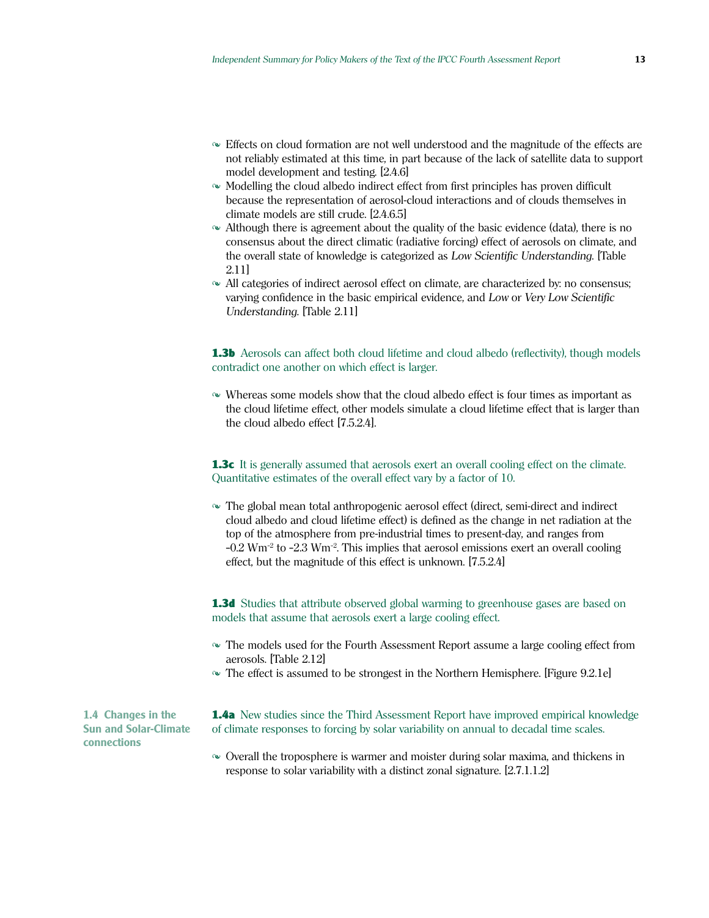- Effects on cloud formation are not well understood and the magnitude of the effects are not reliably estimated at this time, in part because of the lack of satellite data to support model development and testing. [2.4.6]
- Modelling the cloud albedo indirect effect from first principles has proven difficult because the representation of aerosol-cloud interactions and of clouds themselves in climate models are still crude. [2.4.6.5]
- Although there is agreement about the quality of the basic evidence (data), there is no consensus about the direct climatic (radiative forcing) effect of aerosols on climate, and the overall state of knowledge is categorized as *Low Scientific Understanding*. [Table 2.11]
- All categories of indirect aerosol effect on climate, are characterized by: no consensus; varying confidence in the basic empirical evidence, and *Low* or *Very Low Scientific Understanding*. [Table 2.11]

**1.3b** Aerosols can affect both cloud lifetime and cloud albedo (reflectivity), though models contradict one another on which effect is larger.

- Whereas some models show that the cloud albedo effect is four times as important as the cloud lifetime effect, other models simulate a cloud lifetime effect that is larger than the cloud albedo effect [7.5.2.4].

**1.3c** It is generally assumed that aerosols exert an overall cooling effect on the climate. Quantitative estimates of the overall effect vary by a factor of 10.

- The global mean total anthropogenic aerosol effect (direct, semi-direct and indirect cloud albedo and cloud lifetime effect) is defined as the change in net radiation at the top of the atmosphere from pre-industrial times to present-day, and ranges from $-0.2\ Wm^{-2}$ to $-2.3\ Wm^{-2}$. This implies that aerosol emissions exert an overall cooling effect, but the magnitude of this effect is unknown. [7.5.2.4]

**1.3d** Studies that attribute observed global warming to greenhouse gases are based on models that assume that aerosols exert a large cooling effect.

- The models used for the Fourth Assessment Report assume a large cooling effect from aerosols. [Table 2.12]
- The effect is assumed to be strongest in the Northern Hemisphere. [Figure 9.2.1e]

## 1.4 Changes in the Sun and Solar-Climate connections

**1.4a** New studies since the Third Assessment Report have improved empirical knowledge of climate responses to forcing by solar variability on annual to decadal time scales.

- Overall the troposphere is warmer and moister during solar maxima, and thickens in response to solar variability with a distinct zonal signature. [2.7.1.1.2]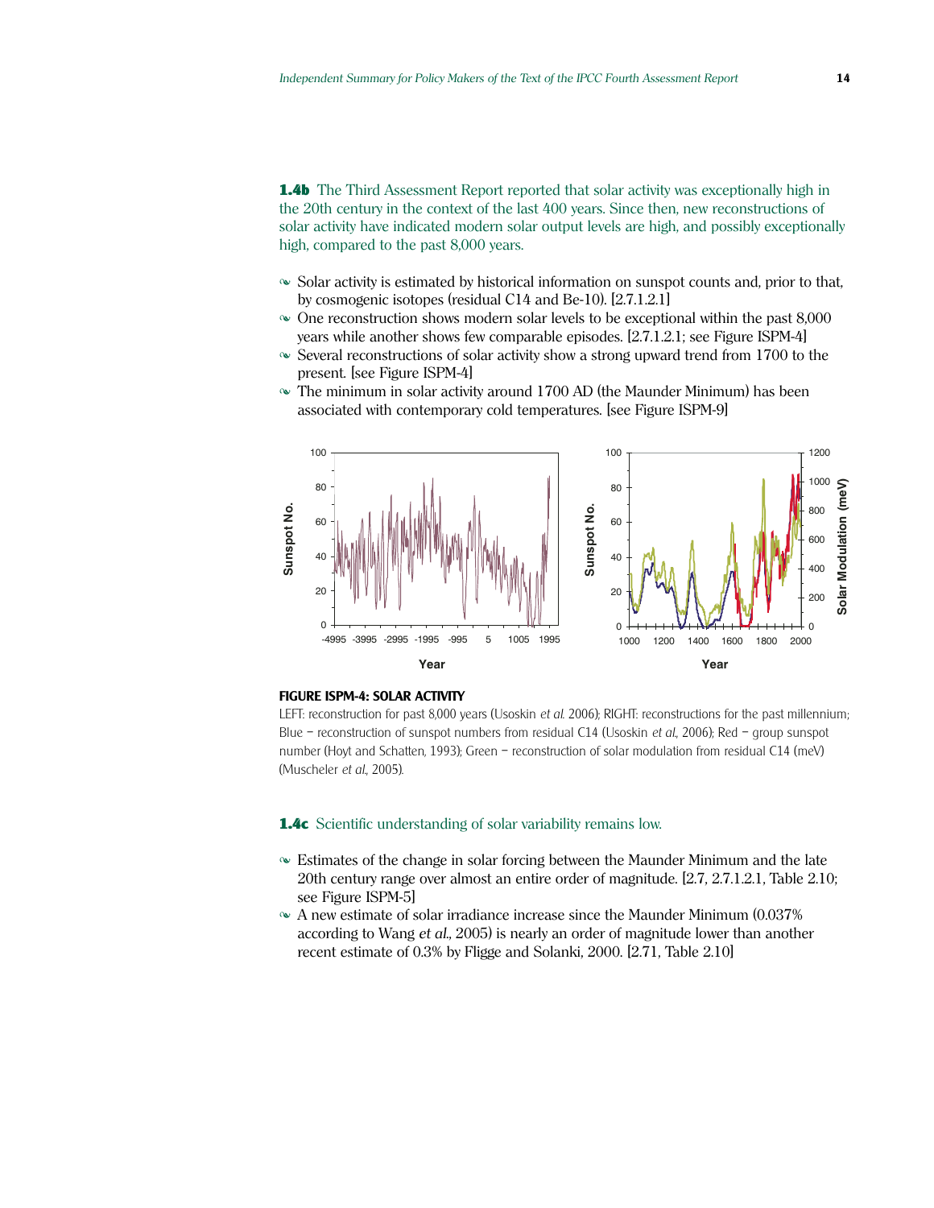**1.4b** The Third Assessment Report reported that solar activity was exceptionally high in the 20th century in the context of the last 400 years. Since then, new reconstructions of solar activity have indicated modern solar output levels are high, and possibly exceptionally high, compared to the past 8,000 years.

- Solar activity is estimated by historical information on sunspot counts and, prior to that, by cosmogenic isotopes (residual C14 and Be-10). [2.7.1.2.1]
- One reconstruction shows modern solar levels to be exceptional within the past 8,000 years while another shows few comparable episodes. [2.7.1.2.1; see Figure ISPM-4]
- Several reconstructions of solar activity show a strong upward trend from 1700 to the present. [see Figure ISPM-4]
- The minimum in solar activity around 1700 AD (the Maunder Minimum) has been associated with contemporary cold temperatures. [see Figure ISPM-9]

Sunspot No.
100
80
60
40
20
0
-4995 -3995 -2995 -1995 -995 5 1005 1995
Year

Sunspot No.
100
80
60
40
20
0
1000 1200 1400 1600 1800 2000
Year
Solar Modulation (meV)
1200
1000
800
600
400
200
0

**FIGURE ISPM-4: SOLAR ACTIVITY**

LEFT: reconstruction for past 8,000 years (Usoskin *et al.* 2006); RIGHT: reconstructions for the past millennium; Blue – reconstruction of sunspot numbers from residual C14 (Usoskin *et al.*, 2006); Red – group sunspot number (Hoyt and Schatten, 1993); Green – reconstruction of solar modulation from residual C14 (meV) (Muscheler *et al.*, 2005).

**1.4c** Scientific understanding of solar variability remains low.

- Estimates of the change in solar forcing between the Maunder Minimum and the late 20th century range over almost an entire order of magnitude. [2.7, 2.7.1.2.1, Table 2.10; see Figure ISPM-5]
- A new estimate of solar irradiance increase since the Maunder Minimum (0.037% according to Wang *et al.*, 2005) is nearly an order of magnitude lower than another recent estimate of 0.3% by Fligge and Solanki, 2000. [2.71, Table 2.10]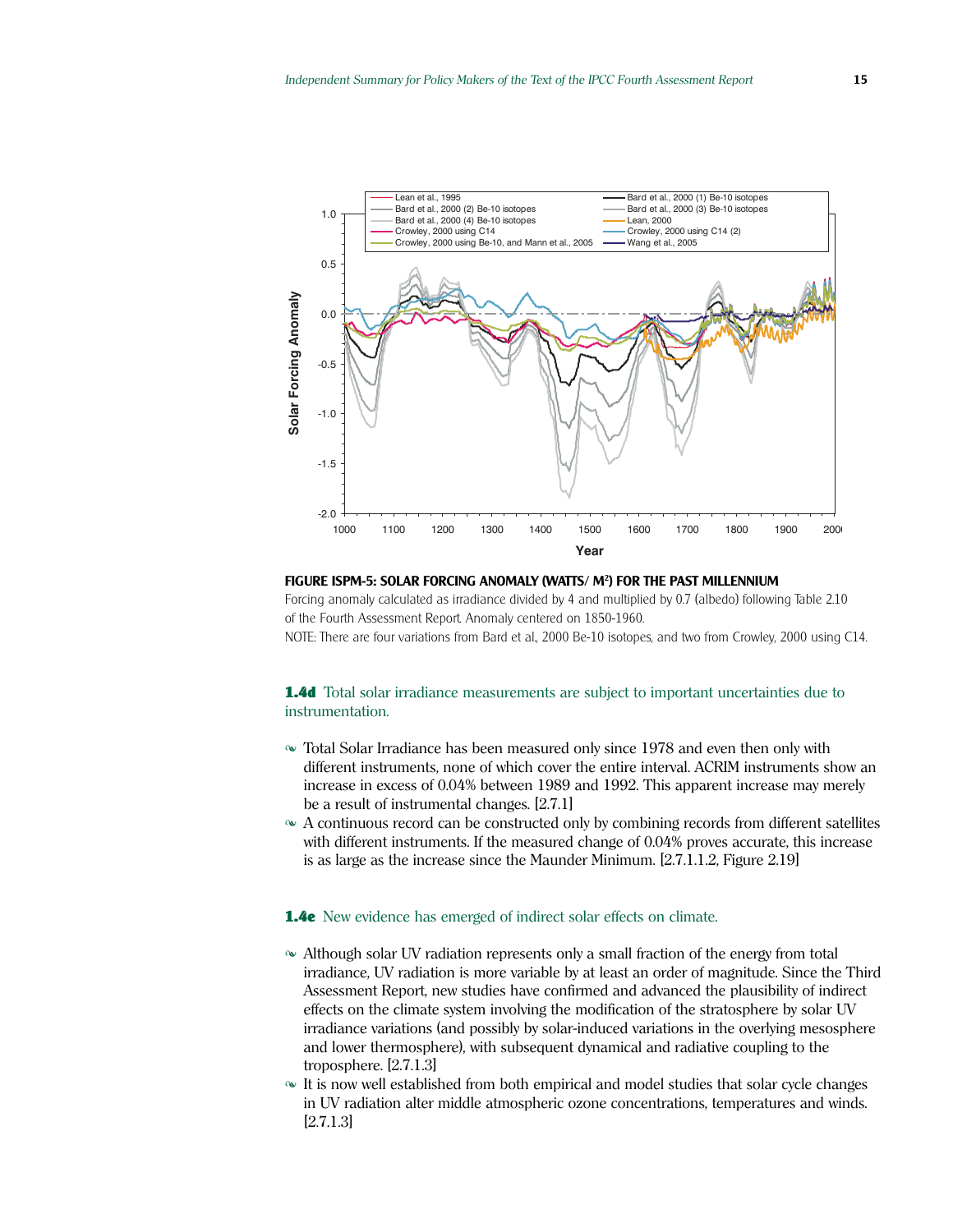Lean et al., 1995
Bard et al., 2000 (2) Be-10 isotopes
Bard et al., 2000 (4) Be-10 isotopes
Crowley, 2000 using C14
Crowley, 2000 using Be-10, and Mann et al., 2005
Bard et al., 2000 (1) Be-10 isotopes
Bard et al., 2000 (3) Be-10 isotopes
Lean, 2000
Crowley, 2000 using C14 (2)
Wang et al., 2005

Solar Forcing Anomaly

1.0
0.5
0.0
-0.5
-1.0
-1.5
-2.0

1000 1100 1200 1300 1400 1500 1600 1700 1800 1900 2000

Year

**FIGURE ISPM-5: SOLAR FORCING ANOMALY (WATTS/ M²) FOR THE PAST MILLENNIUM**

Forcing anomaly calculated as irradiance divided by 4 and multiplied by 0.7 (albedo) following Table 2.10 of the Fourth Assessment Report. Anomaly centered on 1850-1960.

NOTE: There are four variations from Bard et al., 2000 Be-10 isotopes, and two from Crowley, 2000 using C14.

### **1.4d** Total solar irradiance measurements are subject to important uncertainties due to instrumentation.

- Total Solar Irradiance has been measured only since 1978 and even then only with different instruments, none of which cover the entire interval. ACRIM instruments show an increase in excess of 0.04% between 1989 and 1992. This apparent increase may merely be a result of instrumental changes. [2.7.1]
- A continuous record can be constructed only by combining records from different satellites with different instruments. If the measured change of 0.04% proves accurate, this increase is as large as the increase since the Maunder Minimum. [2.7.1.1.2, Figure 2.19]

### **1.4e** New evidence has emerged of indirect solar effects on climate.

- Although solar UV radiation represents only a small fraction of the energy from total irradiance, UV radiation is more variable by at least an order of magnitude. Since the Third Assessment Report, new studies have confirmed and advanced the plausibility of indirect effects on the climate system involving the modification of the stratosphere by solar UV irradiance variations (and possibly by solar-induced variations in the overlying mesosphere and lower thermosphere), with subsequent dynamical and radiative coupling to the troposphere. [2.7.1.3]
- It is now well established from both empirical and model studies that solar cycle changes in UV radiation alter middle atmospheric ozone concentrations, temperatures and winds. [2.7.1.3]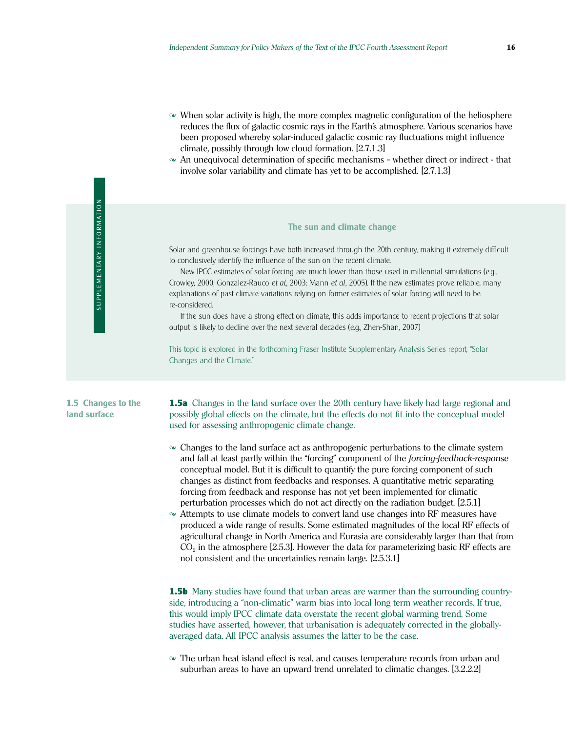- When solar activity is high, the more complex magnetic configuration of the heliosphere reduces the flux of galactic cosmic rays in the Earth's atmosphere. Various scenarios have been proposed whereby solar-induced galactic cosmic ray fluctuations might influence climate, possibly through low cloud formation. [2.7.1.3]
- An unequivocal determination of specific mechanisms – whether direct or indirect - that involve solar variability and climate has yet to be accomplished. [2.7.1.3]

SUPPLEMENTARY INFORMATION

### The sun and climate change

Solar and greenhouse forcings have both increased through the 20th century, making it extremely difficult to conclusively identify the influence of the sun on the recent climate.

New IPCC estimates of solar forcing are much lower than those used in millennial simulations (e.g., Crowley, 2000; Gonzalez-Rauco *et al.*, 2003; Mann *et al.*, 2005). If the new estimates prove reliable, many explanations of past climate variations relying on former estimates of solar forcing will need to be re-considered.

If the sun does have a strong effect on climate, this adds importance to recent projections that solar output is likely to decline over the next several decades (e.g., Zhen-Shan, 2007)

This topic is explored in the forthcoming Fraser Institute Supplementary Analysis Series report, "Solar Changes and the Climate."

## 1.5 Changes to the land surface

**1.5a** Changes in the land surface over the 20th century have likely had large regional and possibly global effects on the climate, but the effects do not fit into the conceptual model used for assessing anthropogenic climate change.

- Changes to the land surface act as anthropogenic perturbations to the climate system and fall at least partly within the "forcing" component of the *forcing-feedback-response* conceptual model. But it is difficult to quantify the pure forcing component of such changes as distinct from feedbacks and responses. A quantitative metric separating forcing from feedback and response has not yet been implemented for climatic perturbation processes which do not act directly on the radiation budget. [2.5.1]
- Attempts to use climate models to convert land use changes into RF measures have produced a wide range of results. Some estimated magnitudes of the local RF effects of agricultural change in North America and Eurasia are considerably larger than that from $CO_2$ in the atmosphere [2.5.3]. However the data for parameterizing basic RF effects are not consistent and the uncertainties remain large. [2.5.3.1]

**1.5b** Many studies have found that urban areas are warmer than the surrounding countryside, introducing a "non-climatic" warm bias into local long term weather records. If true, this would imply IPCC climate data overstate the recent global warming trend. Some studies have asserted, however, that urbanisation is adequately corrected in the globally-averaged data. All IPCC analysis assumes the latter to be the case.

- The urban heat island effect is real, and causes temperature records from urban and suburban areas to have an upward trend unrelated to climatic changes. [3.2.2.2]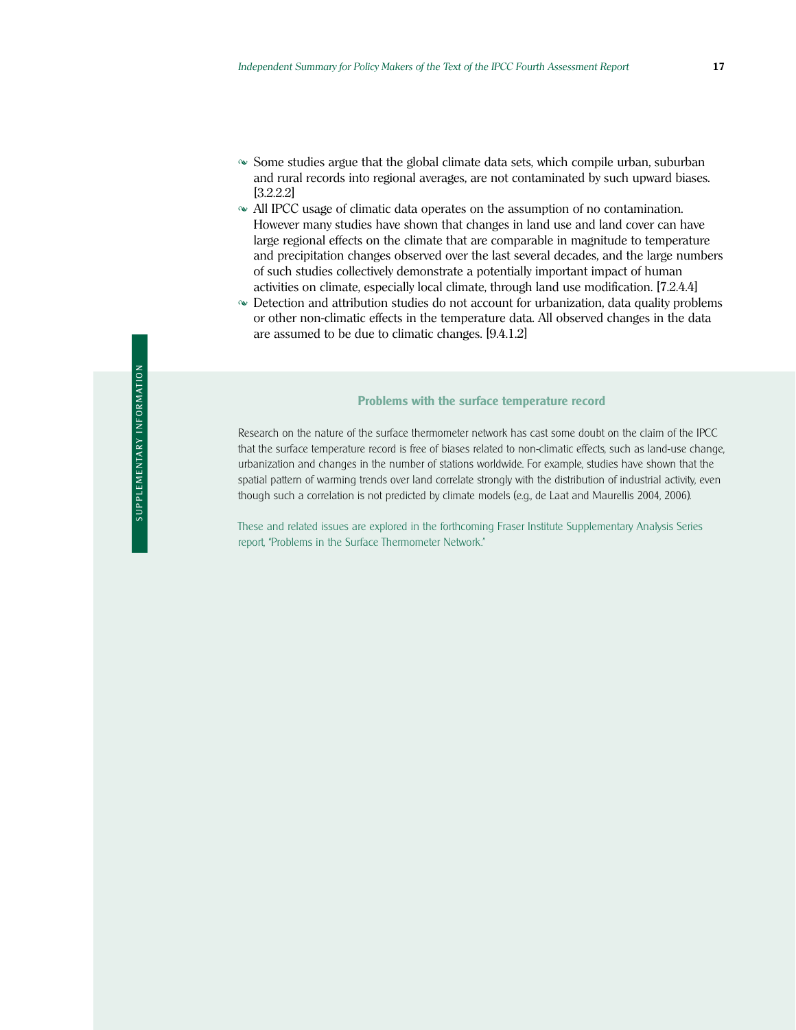- Some studies argue that the global climate data sets, which compile urban, suburban and rural records into regional averages, are not contaminated by such upward biases. [3.2.2.2]
- All IPCC usage of climatic data operates on the assumption of no contamination. However many studies have shown that changes in land use and land cover can have large regional effects on the climate that are comparable in magnitude to temperature and precipitation changes observed over the last several decades, and the large numbers of such studies collectively demonstrate a potentially important impact of human activities on climate, especially local climate, through land use modification. [7.2.4.4]
- Detection and attribution studies do not account for urbanization, data quality problems or other non-climatic effects in the temperature data. All observed changes in the data are assumed to be due to climatic changes. [9.4.1.2]

SUPPLEMENTARY INFORMATION

### Problems with the surface temperature record

Research on the nature of the surface thermometer network has cast some doubt on the claim of the IPCC that the surface temperature record is free of biases related to non-climatic effects, such as land-use change, urbanization and changes in the number of stations worldwide. For example, studies have shown that the spatial pattern of warming trends over land correlate strongly with the distribution of industrial activity, even though such a correlation is not predicted by climate models (e.g., de Laat and Maurellis 2004, 2006).

These and related issues are explored in the forthcoming Fraser Institute Supplementary Analysis Series report, "Problems in the Surface Thermometer Network."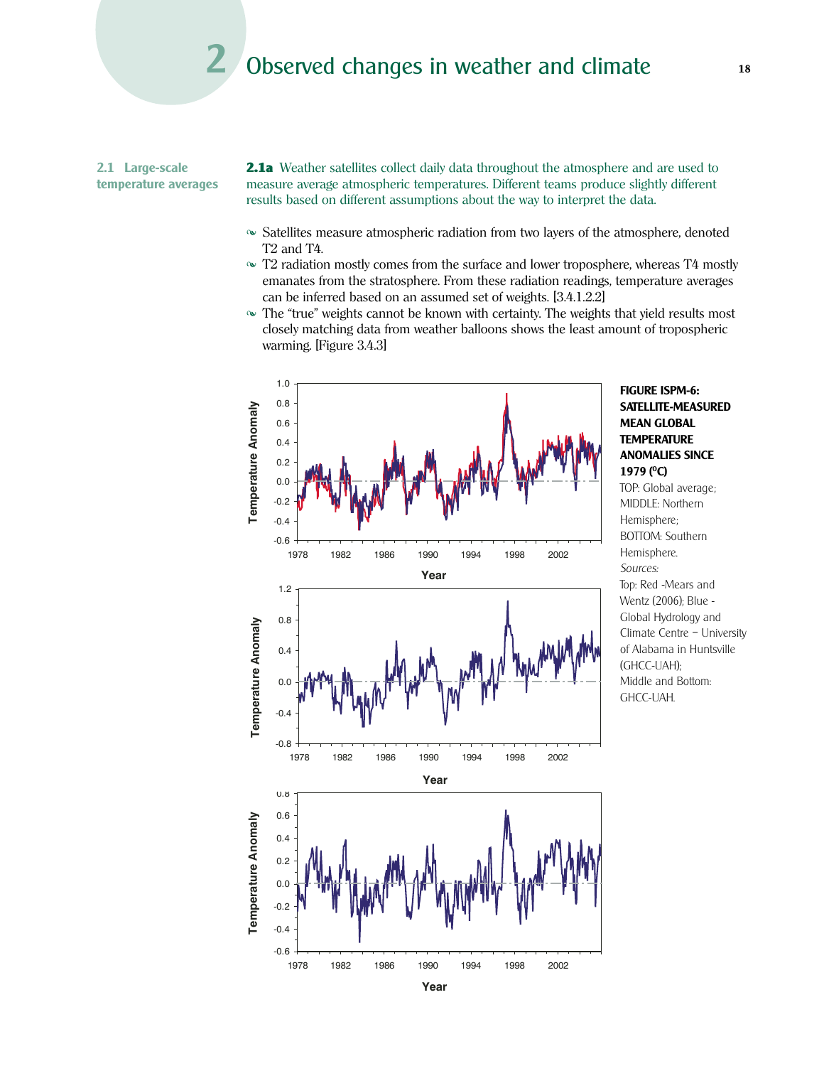# 2 Observed changes in weather and climate

## 2.1 Large-scale temperature averages

**2.1a** Weather satellites collect daily data throughout the atmosphere and are used to measure average atmospheric temperatures. Different teams produce slightly different results based on different assumptions about the way to interpret the data.

- Satellites measure atmospheric radiation from two layers of the atmosphere, denoted T2 and T4.
- T2 radiation mostly comes from the surface and lower troposphere, whereas T4 mostly emanates from the stratosphere. From these radiation readings, temperature averages can be inferred based on an assumed set of weights. [3.4.1.2.2]
- The "true" weights cannot be known with certainty. The weights that yield results most closely matching data from weather balloons shows the least amount of tropospheric warming. [Figure 3.4.3]

Temperature Anomaly
1.0
0.8
0.6
0.4
0.2
0.0
-0.2
-0.4
-0.6
1978 1982 1986 1990 1994 1998 2002
Year

Temperature Anomaly
1.2
0.8
0.4
0.0
-0.4
-0.8
1978 1982 1986 1990 1994 1998 2002
Year

Temperature Anomaly
0.8
0.6
0.4
0.2
0.0
-0.2
-0.4
-0.6
1978 1982 1986 1990 1994 1998 2002
Year

**FIGURE ISPM-6: SATELLITE-MEASURED MEAN GLOBAL TEMPERATURE ANOMALIES SINCE 1979 (°C)**
TOP: Global average; MIDDLE: Northern Hemisphere; BOTTOM: Southern Hemisphere.
*Sources:*
Top: Red -Mears and Wentz (2006); Blue - Global Hydrology and Climate Centre – University of Alabama in Huntsville (GHCC-UAH);
Middle and Bottom: GHCC-UAH.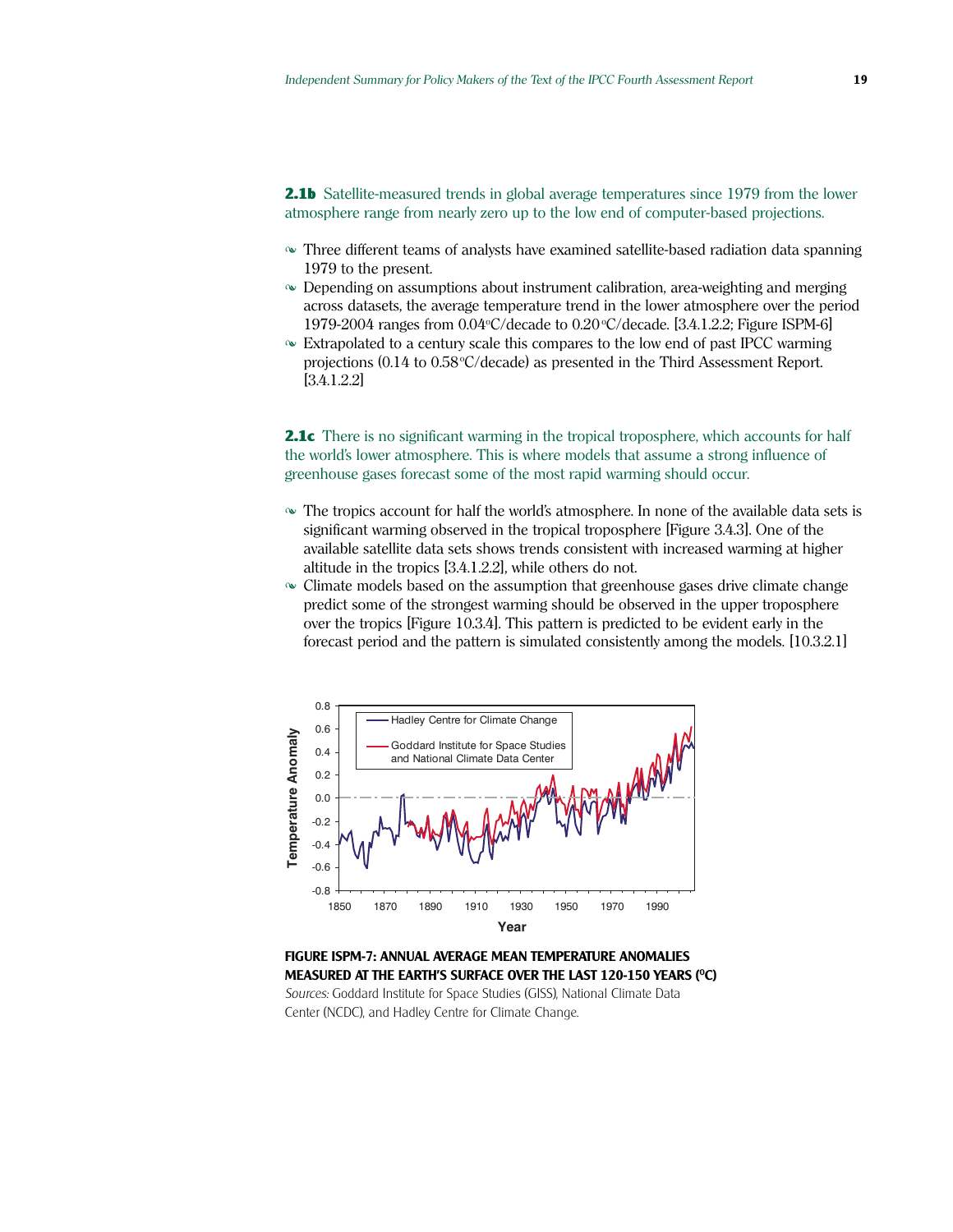**2.1b** Satellite-measured trends in global average temperatures since 1979 from the lower atmosphere range from nearly zero up to the low end of computer-based projections.

- Three different teams of analysts have examined satellite-based radiation data spanning 1979 to the present.
- Depending on assumptions about instrument calibration, area-weighting and merging across datasets, the average temperature trend in the lower atmosphere over the period 1979-2004 ranges from 0.04°C/decade to 0.20°C/decade. [3.4.1.2.2; Figure ISPM-6]
- Extrapolated to a century scale this compares to the low end of past IPCC warming projections (0.14 to 0.58°C/decade) as presented in the Third Assessment Report. [3.4.1.2.2]

**2.1c** There is no significant warming in the tropical troposphere, which accounts for half the world's lower atmosphere. This is where models that assume a strong influence of greenhouse gases forecast some of the most rapid warming should occur.

- The tropics account for half the world's atmosphere. In none of the available data sets is significant warming observed in the tropical troposphere [Figure 3.4.3]. One of the available satellite data sets shows trends consistent with increased warming at higher altitude in the tropics [3.4.1.2.2], while others do not.
- Climate models based on the assumption that greenhouse gases drive climate change predict some of the strongest warming should be observed in the upper troposphere over the tropics [Figure 10.3.4]. This pattern is predicted to be evident early in the forecast period and the pattern is simulated consistently among the models. [10.3.2.1]

Hadley Centre for Climate Change
Goddard Institute for Space Studies and National Climate Data Center
Temperature Anomaly
0.8
0.6
0.4
0.2
0.0
-0.2
-0.4
-0.6
-0.8
1850
1870
1890
1910
1930
1950
1970
1990
Year

**FIGURE ISPM-7: ANNUAL AVERAGE MEAN TEMPERATURE ANOMALIES MEASURED AT THE EARTH'S SURFACE OVER THE LAST 120-150 YEARS (°C)**

*Sources:* Goddard Institute for Space Studies (GISS), National Climate Data Center (NCDC), and Hadley Centre for Climate Change.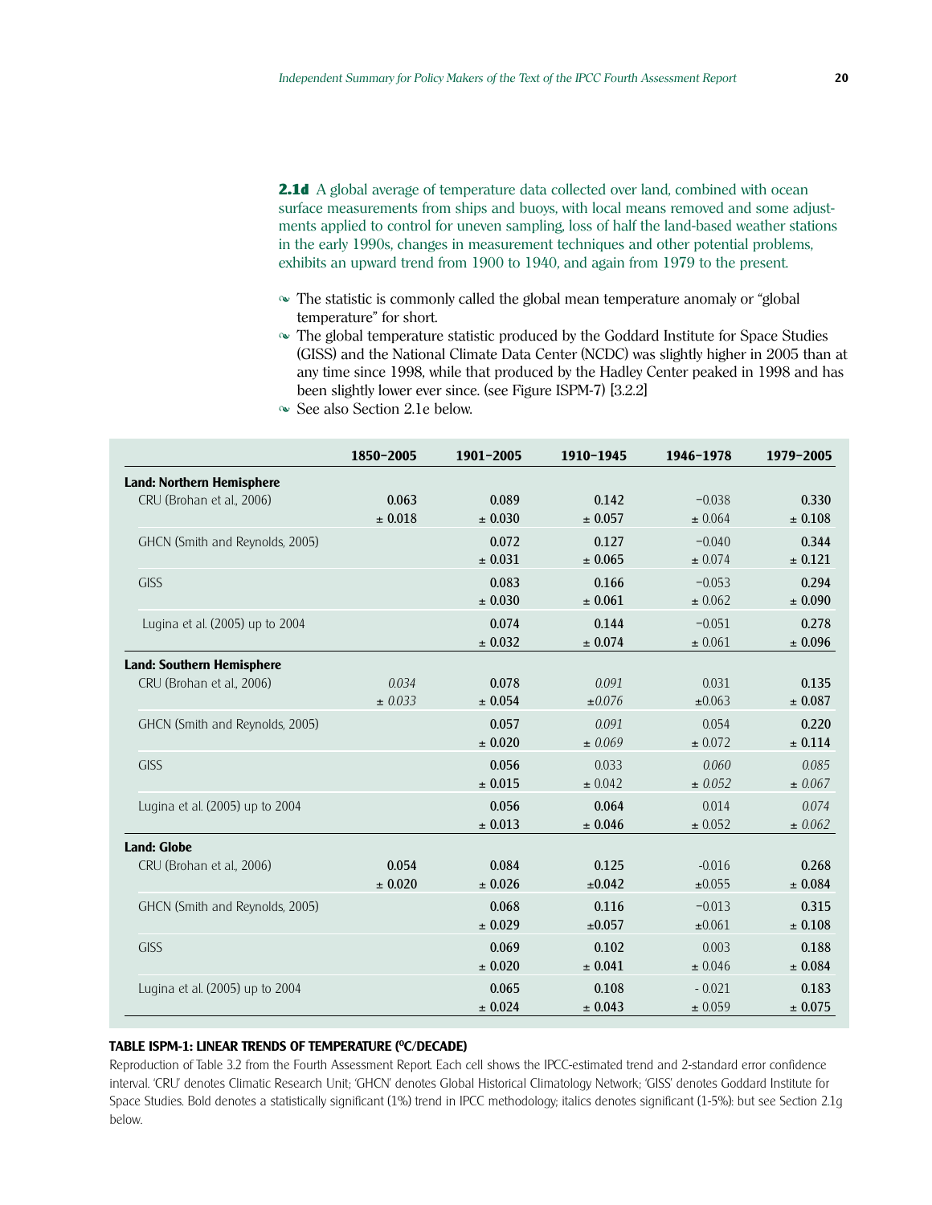**2.1d** A global average of temperature data collected over land, combined with ocean surface measurements from ships and buoys, with local means removed and some adjustments applied to control for uneven sampling, loss of half the land-based weather stations in the early 1990s, changes in measurement techniques and other potential problems, exhibits an upward trend from 1900 to 1940, and again from 1979 to the present.

- The statistic is commonly called the global mean temperature anomaly or "global temperature" for short.
- The global temperature statistic produced by the Goddard Institute for Space Studies (GISS) and the National Climate Data Center (NCDC) was slightly higher in 2005 than at any time since 1998, while that produced by the Hadley Center peaked in 1998 and has been slightly lower ever since. (see Figure ISPM-7) [3.2.2]
- See also Section 2.1e below.

| | 1850–2005 | 1901–2005 | 1910–1945 | 1946–1978 | 1979–2005 |
|---|---|---|---|---|---|
| **Land: Northern Hemisphere** | | | | | |
| CRU (Brohan et al., 2006) | **0.063 ± 0.018** | **0.089 ± 0.030** | **0.142 ± 0.057** | −0.038 ± 0.064 | **0.330 ± 0.108** |
| GHCN (Smith and Reynolds, 2005) | | **0.072 ± 0.031** | **0.127 ± 0.065** | −0.040 ± 0.074 | **0.344 ± 0.121** |
| GISS | | **0.083 ± 0.030** | **0.166 ± 0.061** | −0.053 ± 0.062 | **0.294 ± 0.090** |
| Lugina et al. (2005) up to 2004 | | **0.074 ± 0.032** | **0.144 ± 0.074** | −0.051 ± 0.061 | **0.278 ± 0.096** |
| **Land: Southern Hemisphere** | | | | | |
| CRU (Brohan et al., 2006) | *0.034 ± 0.033* | **0.078 ± 0.054** | *0.091 ±0.076* | 0.031 ±0.063 | **0.135 ± 0.087** |
| GHCN (Smith and Reynolds, 2005) | | **0.057 ± 0.020** | *0.091 ± 0.069* | 0.054 ± 0.072 | **0.220 ± 0.114** |
| GISS | | **0.056 ± 0.015** | 0.033 ± 0.042 | *0.060 ± 0.052* | *0.085 ± 0.067* |
| Lugina et al. (2005) up to 2004 | | **0.056 ± 0.013** | **0.064 ± 0.046** | 0.014 ± 0.052 | *0.074 ± 0.062* |
| **Land: Globe** | | | | | |
| CRU (Brohan et al., 2006) | **0.054 ± 0.020** | **0.084 ± 0.026** | **0.125 ±0.042** | -0.016 ±0.055 | **0.268 ± 0.084** |
| GHCN (Smith and Reynolds, 2005) | | **0.068 ± 0.029** | **0.116 ±0.057** | −0.013 ±0.061 | **0.315 ± 0.108** |
| GISS | | **0.069 ± 0.020** | **0.102 ± 0.041** | 0.003 ± 0.046 | **0.188 ± 0.084** |
| Lugina et al. (2005) up to 2004 | | **0.065 ± 0.024** | **0.108 ± 0.043** | - 0.021 ± 0.059 | **0.183 ± 0.075** |

**TABLE ISPM-1: LINEAR TRENDS OF TEMPERATURE (ºC/DECADE)**

Reproduction of Table 3.2 from the Fourth Assessment Report. Each cell shows the IPCC-estimated trend and 2-standard error confidence interval. 'CRU' denotes Climatic Research Unit; 'GHCN' denotes Global Historical Climatology Network; 'GISS' denotes Goddard Institute for Space Studies. Bold denotes a statistically significant (1%) trend in IPCC methodology; italics denotes significant (1-5%): but see Section 2.1g below.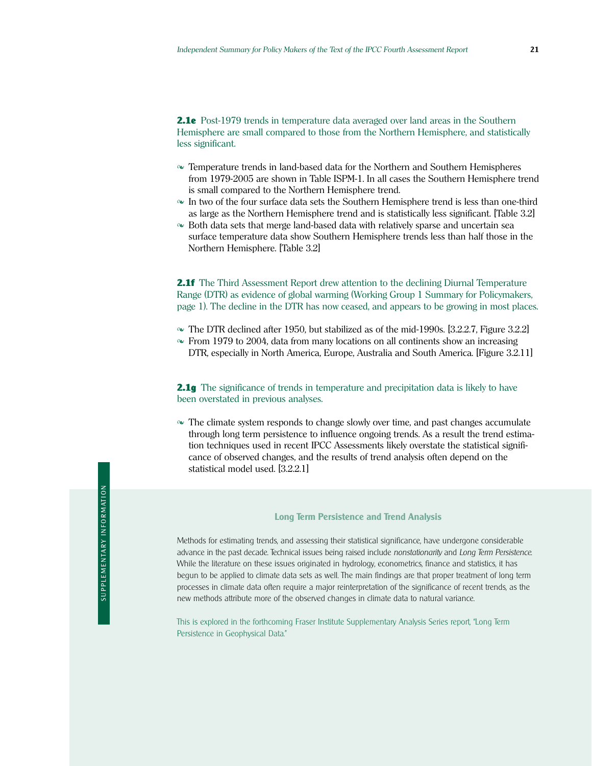**2.1e** Post-1979 trends in temperature data averaged over land areas in the Southern Hemisphere are small compared to those from the Northern Hemisphere, and statistically less significant.

- Temperature trends in land-based data for the Northern and Southern Hemispheres from 1979-2005 are shown in Table ISPM-1. In all cases the Southern Hemisphere trend is small compared to the Northern Hemisphere trend.
- In two of the four surface data sets the Southern Hemisphere trend is less than one-third as large as the Northern Hemisphere trend and is statistically less significant. [Table 3.2]
- Both data sets that merge land-based data with relatively sparse and uncertain sea surface temperature data show Southern Hemisphere trends less than half those in the Northern Hemisphere. [Table 3.2]

**2.1f** The Third Assessment Report drew attention to the declining Diurnal Temperature Range (DTR) as evidence of global warming (Working Group 1 Summary for Policymakers, page 1). The decline in the DTR has now ceased, and appears to be growing in most places.

- The DTR declined after 1950, but stabilized as of the mid-1990s. [3.2.2.7, Figure 3.2.2]
- From 1979 to 2004, data from many locations on all continents show an increasing DTR, especially in North America, Europe, Australia and South America. [Figure 3.2.11]

**2.1g** The significance of trends in temperature and precipitation data is likely to have been overstated in previous analyses.

- The climate system responds to change slowly over time, and past changes accumulate through long term persistence to influence ongoing trends. As a result the trend estimation techniques used in recent IPCC Assessments likely overstate the statistical significance of observed changes, and the results of trend analysis often depend on the statistical model used. [3.2.2.1]

SUPPLEMENTARY INFORMATION

### Long Term Persistence and Trend Analysis

Methods for estimating trends, and assessing their statistical significance, have undergone considerable advance in the past decade. Technical issues being raised include *nonstationarity* and *Long Term Persistence*. While the literature on these issues originated in hydrology, econometrics, finance and statistics, it has begun to be applied to climate data sets as well. The main findings are that proper treatment of long term processes in climate data often require a major reinterpretation of the significance of recent trends, as the new methods attribute more of the observed changes in climate data to natural variance.

This is explored in the forthcoming Fraser Institute Supplementary Analysis Series report, "Long Term Persistence in Geophysical Data."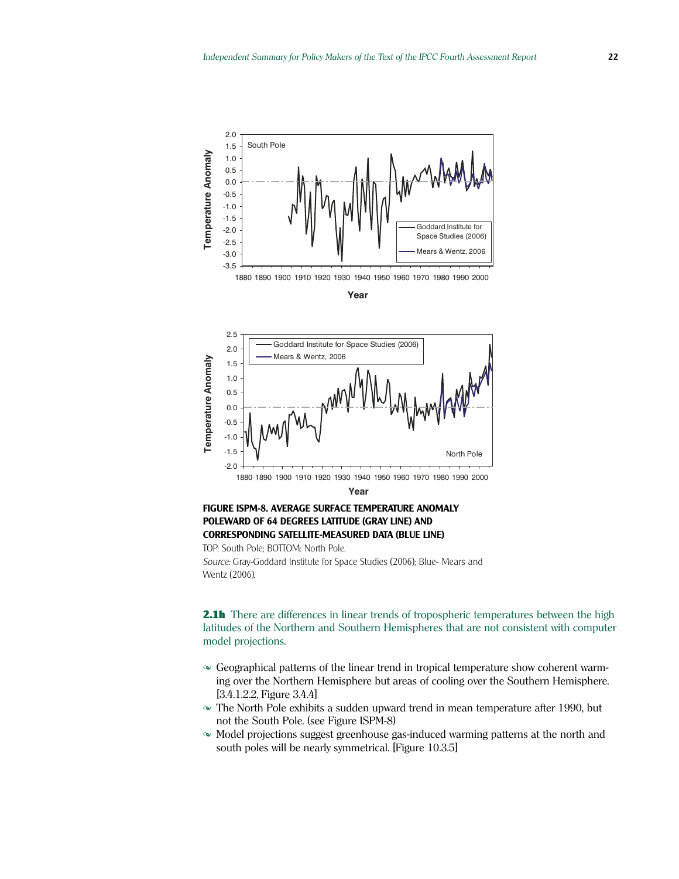South Pole

Temperature Anomaly

2.0
1.5
1.0
0.5
0.0
-0.5
-1.0
-1.5
-2.0
-2.5
-3.0
-3.5

Goddard Institute for Space Studies (2006)

Mears & Wentz, 2006

1880 1890 1900 1910 1920 1930 1940 1950 1960 1970 1980 1990 2000

Year

Temperature Anomaly

2.5
2.0
1.5
1.0
0.5
0.0
-0.5
-1.0
-1.5
-2.0

Goddard Institute for Space Studies (2006)

Mears & Wentz, 2006

North Pole

1880 1890 1900 1910 1920 1930 1940 1950 1960 1970 1980 1990 2000

Year

**FIGURE ISPM-8. AVERAGE SURFACE TEMPERATURE ANOMALY POLEWARD OF 64 DEGREES LATITUDE (GRAY LINE) AND CORRESPONDING SATELLITE-MEASURED DATA (BLUE LINE)**

TOP: South Pole; BOTTOM: North Pole.

*Source:* Gray-Goddard Institute for Space Studies (2006); Blue- Mears and Wentz (2006).

**2.1h** There are differences in linear trends of tropospheric temperatures between the high latitudes of the Northern and Southern Hemispheres that are not consistent with computer model projections.

- Geographical patterns of the linear trend in tropical temperature show coherent warming over the Northern Hemisphere but areas of cooling over the Southern Hemisphere. [3.4.1.2.2, Figure 3.4.4]
- The North Pole exhibits a sudden upward trend in mean temperature after 1990, but not the South Pole. (see Figure ISPM-8)
- Model projections suggest greenhouse gas-induced warming patterns at the north and south poles will be nearly symmetrical. [Figure 10.3.5]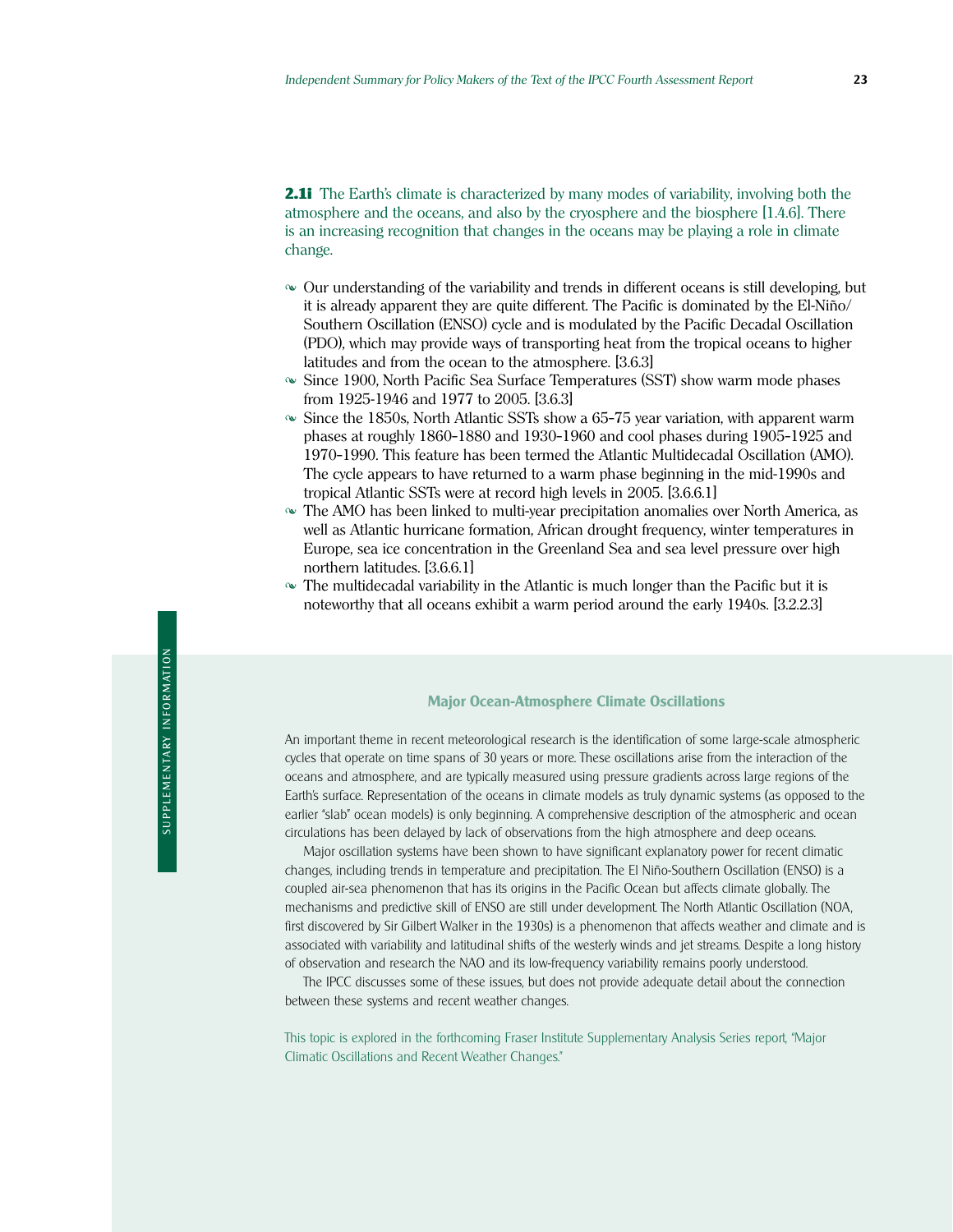**2.1i** The Earth's climate is characterized by many modes of variability, involving both the atmosphere and the oceans, and also by the cryosphere and the biosphere [1.4.6]. There is an increasing recognition that changes in the oceans may be playing a role in climate change.

- Our understanding of the variability and trends in different oceans is still developing, but it is already apparent they are quite different. The Pacific is dominated by the El-Niño/Southern Oscillation (ENSO) cycle and is modulated by the Pacific Decadal Oscillation (PDO), which may provide ways of transporting heat from the tropical oceans to higher latitudes and from the ocean to the atmosphere. [3.6.3]
- Since 1900, North Pacific Sea Surface Temperatures (SST) show warm mode phases from 1925-1946 and 1977 to 2005. [3.6.3]
- Since the 1850s, North Atlantic SSTs show a 65–75 year variation, with apparent warm phases at roughly 1860–1880 and 1930–1960 and cool phases during 1905–1925 and 1970–1990. This feature has been termed the Atlantic Multidecadal Oscillation (AMO). The cycle appears to have returned to a warm phase beginning in the mid-1990s and tropical Atlantic SSTs were at record high levels in 2005. [3.6.6.1]
- The AMO has been linked to multi-year precipitation anomalies over North America, as well as Atlantic hurricane formation, African drought frequency, winter temperatures in Europe, sea ice concentration in the Greenland Sea and sea level pressure over high northern latitudes. [3.6.6.1]
- The multidecadal variability in the Atlantic is much longer than the Pacific but it is noteworthy that all oceans exhibit a warm period around the early 1940s. [3.2.2.3]

SUPPLEMENTARY INFORMATION

### Major Ocean-Atmosphere Climate Oscillations

An important theme in recent meteorological research is the identification of some large-scale atmospheric cycles that operate on time spans of 30 years or more. These oscillations arise from the interaction of the oceans and atmosphere, and are typically measured using pressure gradients across large regions of the Earth's surface. Representation of the oceans in climate models as truly dynamic systems (as opposed to the earlier "slab" ocean models) is only beginning. A comprehensive description of the atmospheric and ocean circulations has been delayed by lack of observations from the high atmosphere and deep oceans.

Major oscillation systems have been shown to have significant explanatory power for recent climatic changes, including trends in temperature and precipitation. The El Niño-Southern Oscillation (ENSO) is a coupled air-sea phenomenon that has its origins in the Pacific Ocean but affects climate globally. The mechanisms and predictive skill of ENSO are still under development. The North Atlantic Oscillation (NOA, first discovered by Sir Gilbert Walker in the 1930s) is a phenomenon that affects weather and climate and is associated with variability and latitudinal shifts of the westerly winds and jet streams. Despite a long history of observation and research the NAO and its low-frequency variability remains poorly understood.

The IPCC discusses some of these issues, but does not provide adequate detail about the connection between these systems and recent weather changes.

This topic is explored in the forthcoming Fraser Institute Supplementary Analysis Series report, "Major Climatic Oscillations and Recent Weather Changes."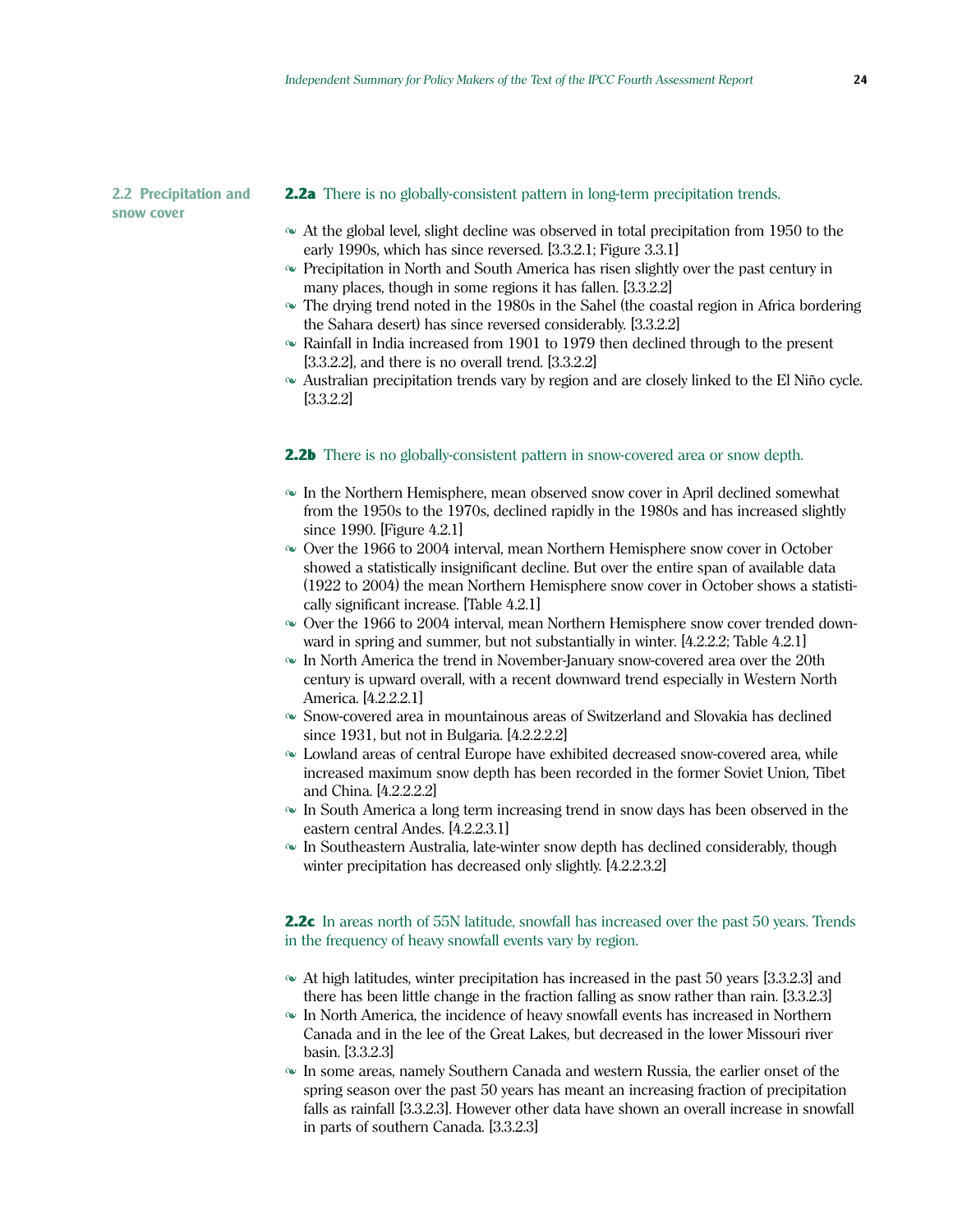## 2.2 Precipitation and snow cover

**2.2a** There is no globally-consistent pattern in long-term precipitation trends.

- At the global level, slight decline was observed in total precipitation from 1950 to the early 1990s, which has since reversed. [3.3.2.1; Figure 3.3.1]
- Precipitation in North and South America has risen slightly over the past century in many places, though in some regions it has fallen. [3.3.2.2]
- The drying trend noted in the 1980s in the Sahel (the coastal region in Africa bordering the Sahara desert) has since reversed considerably. [3.3.2.2]
- Rainfall in India increased from 1901 to 1979 then declined through to the present [3.3.2.2], and there is no overall trend. [3.3.2.2]
- Australian precipitation trends vary by region and are closely linked to the El Niño cycle. [3.3.2.2]

**2.2b** There is no globally-consistent pattern in snow-covered area or snow depth.

- In the Northern Hemisphere, mean observed snow cover in April declined somewhat from the 1950s to the 1970s, declined rapidly in the 1980s and has increased slightly since 1990. [Figure 4.2.1]
- Over the 1966 to 2004 interval, mean Northern Hemisphere snow cover in October showed a statistically insignificant decline. But over the entire span of available data (1922 to 2004) the mean Northern Hemisphere snow cover in October shows a statistically significant increase. [Table 4.2.1]
- Over the 1966 to 2004 interval, mean Northern Hemisphere snow cover trended downward in spring and summer, but not substantially in winter. [4.2.2.2; Table 4.2.1]
- In North America the trend in November-January snow-covered area over the 20th century is upward overall, with a recent downward trend especially in Western North America. [4.2.2.2.1]
- Snow-covered area in mountainous areas of Switzerland and Slovakia has declined since 1931, but not in Bulgaria. [4.2.2.2.2]
- Lowland areas of central Europe have exhibited decreased snow-covered area, while increased maximum snow depth has been recorded in the former Soviet Union, Tibet and China. [4.2.2.2.2]
- In South America a long term increasing trend in snow days has been observed in the eastern central Andes. [4.2.2.3.1]
- In Southeastern Australia, late-winter snow depth has declined considerably, though winter precipitation has decreased only slightly. [4.2.2.3.2]

**2.2c** In areas north of 55N latitude, snowfall has increased over the past 50 years. Trends in the frequency of heavy snowfall events vary by region.

- At high latitudes, winter precipitation has increased in the past 50 years [3.3.2.3] and there has been little change in the fraction falling as snow rather than rain. [3.3.2.3]
- In North America, the incidence of heavy snowfall events has increased in Northern Canada and in the lee of the Great Lakes, but decreased in the lower Missouri river basin. [3.3.2.3]
- In some areas, namely Southern Canada and western Russia, the earlier onset of the spring season over the past 50 years has meant an increasing fraction of precipitation falls as rainfall [3.3.2.3]. However other data have shown an overall increase in snowfall in parts of southern Canada. [3.3.2.3]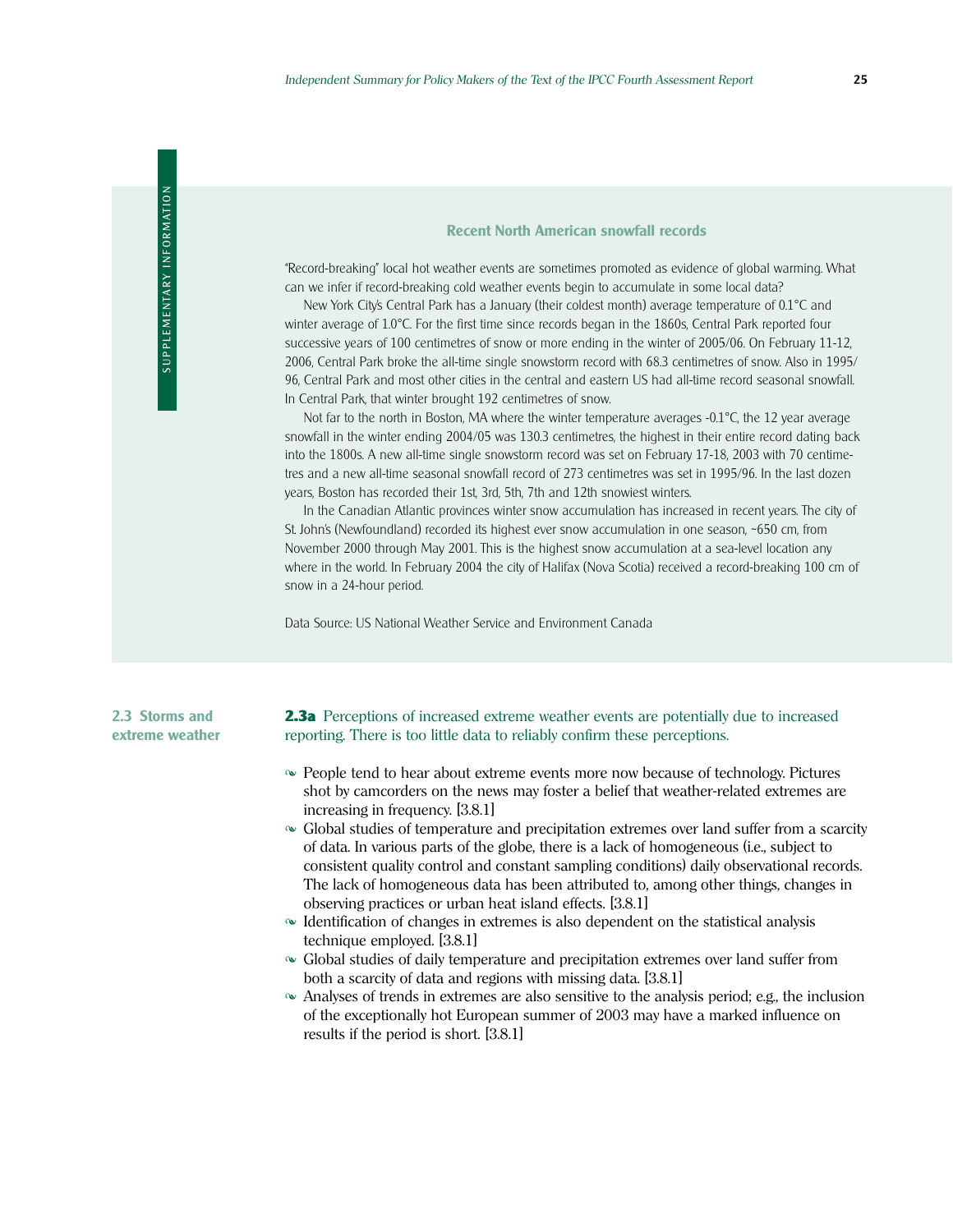SUPPLEMENTARY INFORMATION

### Recent North American snowfall records

"Record-breaking" local hot weather events are sometimes promoted as evidence of global warming. What can we infer if record-breaking cold weather events begin to accumulate in some local data?

New York City's Central Park has a January (their coldest month) average temperature of 0.1°C and winter average of 1.0°C. For the first time since records began in the 1860s, Central Park reported four successive years of 100 centimetres of snow or more ending in the winter of 2005/06. On February 11-12, 2006, Central Park broke the all-time single snowstorm record with 68.3 centimetres of snow. Also in 1995/96, Central Park and most other cities in the central and eastern US had all-time record seasonal snowfall. In Central Park, that winter brought 192 centimetres of snow.

Not far to the north in Boston, MA where the winter temperature averages -0.1°C, the 12 year average snowfall in the winter ending 2004/05 was 130.3 centimetres, the highest in their entire record dating back into the 1800s. A new all-time single snowstorm record was set on February 17-18, 2003 with 70 centimetres and a new all-time seasonal snowfall record of 273 centimetres was set in 1995/96. In the last dozen years, Boston has recorded their 1st, 3rd, 5th, 7th and 12th snowiest winters.

In the Canadian Atlantic provinces winter snow accumulation has increased in recent years. The city of St. John's (Newfoundland) recorded its highest ever snow accumulation in one season, ~650 cm, from November 2000 through May 2001. This is the highest snow accumulation at a sea-level location any where in the world. In February 2004 the city of Halifax (Nova Scotia) received a record-breaking 100 cm of snow in a 24-hour period.

Data Source: US National Weather Service and Environment Canada

## 2.3 Storms and extreme weather

**2.3a** Perceptions of increased extreme weather events are potentially due to increased reporting. There is too little data to reliably confirm these perceptions.

- People tend to hear about extreme events more now because of technology. Pictures shot by camcorders on the news may foster a belief that weather-related extremes are increasing in frequency. [3.8.1]
- Global studies of temperature and precipitation extremes over land suffer from a scarcity of data. In various parts of the globe, there is a lack of homogeneous (i.e., subject to consistent quality control and constant sampling conditions) daily observational records. The lack of homogeneous data has been attributed to, among other things, changes in observing practices or urban heat island effects. [3.8.1]
- Identification of changes in extremes is also dependent on the statistical analysis technique employed. [3.8.1]
- Global studies of daily temperature and precipitation extremes over land suffer from both a scarcity of data and regions with missing data. [3.8.1]
- Analyses of trends in extremes are also sensitive to the analysis period; e.g., the inclusion of the exceptionally hot European summer of 2003 may have a marked influence on results if the period is short. [3.8.1]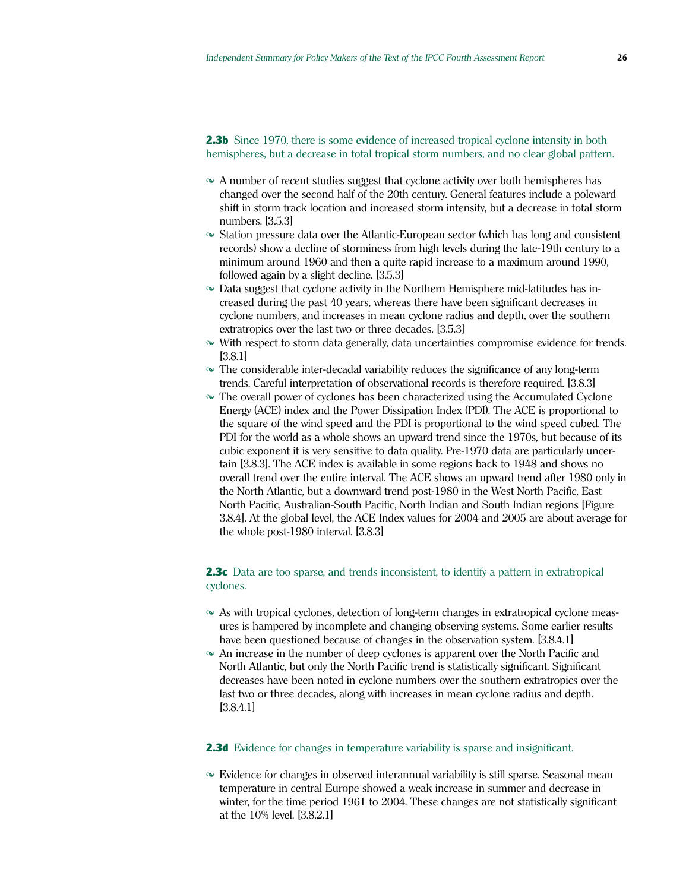**2.3b** Since 1970, there is some evidence of increased tropical cyclone intensity in both hemispheres, but a decrease in total tropical storm numbers, and no clear global pattern.

- A number of recent studies suggest that cyclone activity over both hemispheres has changed over the second half of the 20th century. General features include a poleward shift in storm track location and increased storm intensity, but a decrease in total storm numbers. [3.5.3]
- Station pressure data over the Atlantic-European sector (which has long and consistent records) show a decline of storminess from high levels during the late-19th century to a minimum around 1960 and then a quite rapid increase to a maximum around 1990, followed again by a slight decline. [3.5.3]
- Data suggest that cyclone activity in the Northern Hemisphere mid-latitudes has increased during the past 40 years, whereas there have been significant decreases in cyclone numbers, and increases in mean cyclone radius and depth, over the southern extratropics over the last two or three decades. [3.5.3]
- With respect to storm data generally, data uncertainties compromise evidence for trends. [3.8.1]
- The considerable inter-decadal variability reduces the significance of any long-term trends. Careful interpretation of observational records is therefore required. [3.8.3]
- The overall power of cyclones has been characterized using the Accumulated Cyclone Energy (ACE) index and the Power Dissipation Index (PDI). The ACE is proportional to the square of the wind speed and the PDI is proportional to the wind speed cubed. The PDI for the world as a whole shows an upward trend since the 1970s, but because of its cubic exponent it is very sensitive to data quality. Pre-1970 data are particularly uncertain [3.8.3]. The ACE index is available in some regions back to 1948 and shows no overall trend over the entire interval. The ACE shows an upward trend after 1980 only in the North Atlantic, but a downward trend post-1980 in the West North Pacific, East North Pacific, Australian-South Pacific, North Indian and South Indian regions [Figure 3.8.4]. At the global level, the ACE Index values for 2004 and 2005 are about average for the whole post-1980 interval. [3.8.3]

**2.3c** Data are too sparse, and trends inconsistent, to identify a pattern in extratropical cyclones.

- As with tropical cyclones, detection of long-term changes in extratropical cyclone measures is hampered by incomplete and changing observing systems. Some earlier results have been questioned because of changes in the observation system. [3.8.4.1]
- An increase in the number of deep cyclones is apparent over the North Pacific and North Atlantic, but only the North Pacific trend is statistically significant. Significant decreases have been noted in cyclone numbers over the southern extratropics over the last two or three decades, along with increases in mean cyclone radius and depth. [3.8.4.1]

**2.3d** Evidence for changes in temperature variability is sparse and insignificant.

- Evidence for changes in observed interannual variability is still sparse. Seasonal mean temperature in central Europe showed a weak increase in summer and decrease in winter, for the time period 1961 to 2004. These changes are not statistically significant at the 10% level. [3.8.2.1]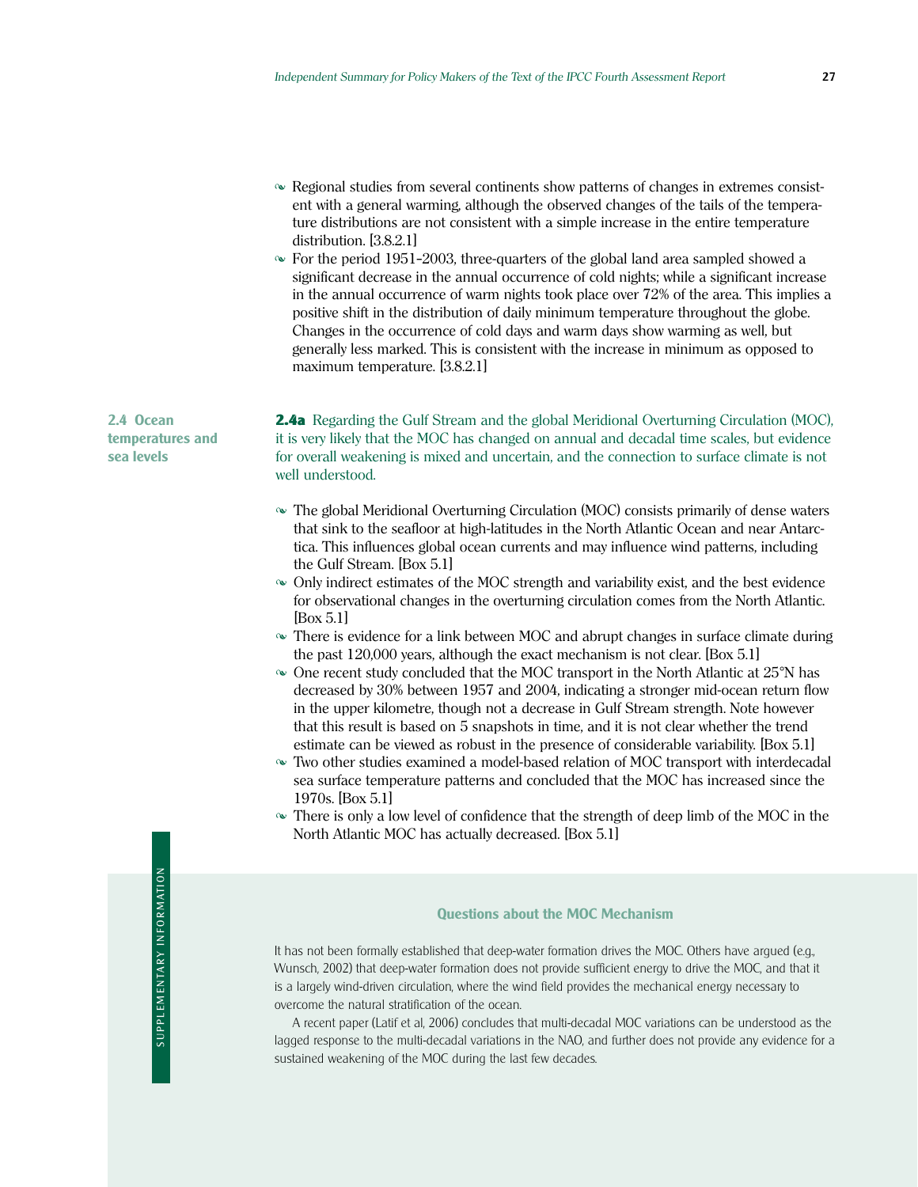- Regional studies from several continents show patterns of changes in extremes consistent with a general warming, although the observed changes of the tails of the temperature distributions are not consistent with a simple increase in the entire temperature distribution. [3.8.2.1]
- For the period 1951–2003, three-quarters of the global land area sampled showed a significant decrease in the annual occurrence of cold nights; while a significant increase in the annual occurrence of warm nights took place over 72% of the area. This implies a positive shift in the distribution of daily minimum temperature throughout the globe. Changes in the occurrence of cold days and warm days show warming as well, but generally less marked. This is consistent with the increase in minimum as opposed to maximum temperature. [3.8.2.1]

## 2.4 Ocean temperatures and sea levels

**2.4a** Regarding the Gulf Stream and the global Meridional Overturning Circulation (MOC), it is very likely that the MOC has changed on annual and decadal time scales, but evidence for overall weakening is mixed and uncertain, and the connection to surface climate is not well understood.

- The global Meridional Overturning Circulation (MOC) consists primarily of dense waters that sink to the seafloor at high-latitudes in the North Atlantic Ocean and near Antarctica. This influences global ocean currents and may influence wind patterns, including the Gulf Stream. [Box 5.1]
- Only indirect estimates of the MOC strength and variability exist, and the best evidence for observational changes in the overturning circulation comes from the North Atlantic. [Box 5.1]
- There is evidence for a link between MOC and abrupt changes in surface climate during the past 120,000 years, although the exact mechanism is not clear. [Box 5.1]
- One recent study concluded that the MOC transport in the North Atlantic at 25°N has decreased by 30% between 1957 and 2004, indicating a stronger mid-ocean return flow in the upper kilometre, though not a decrease in Gulf Stream strength. Note however that this result is based on 5 snapshots in time, and it is not clear whether the trend estimate can be viewed as robust in the presence of considerable variability. [Box 5.1]
- Two other studies examined a model-based relation of MOC transport with interdecadal sea surface temperature patterns and concluded that the MOC has increased since the 1970s. [Box 5.1]
- There is only a low level of confidence that the strength of deep limb of the MOC in the North Atlantic MOC has actually decreased. [Box 5.1]

SUPPLEMENTARY INFORMATION

### Questions about the MOC Mechanism

It has not been formally established that deep-water formation drives the MOC. Others have argued (e.g., Wunsch, 2002) that deep-water formation does not provide sufficient energy to drive the MOC, and that it is a largely wind-driven circulation, where the wind field provides the mechanical energy necessary to overcome the natural stratification of the ocean.

A recent paper (Latif et al, 2006) concludes that multi-decadal MOC variations can be understood as the lagged response to the multi-decadal variations in the NAO, and further does not provide any evidence for a sustained weakening of the MOC during the last few decades.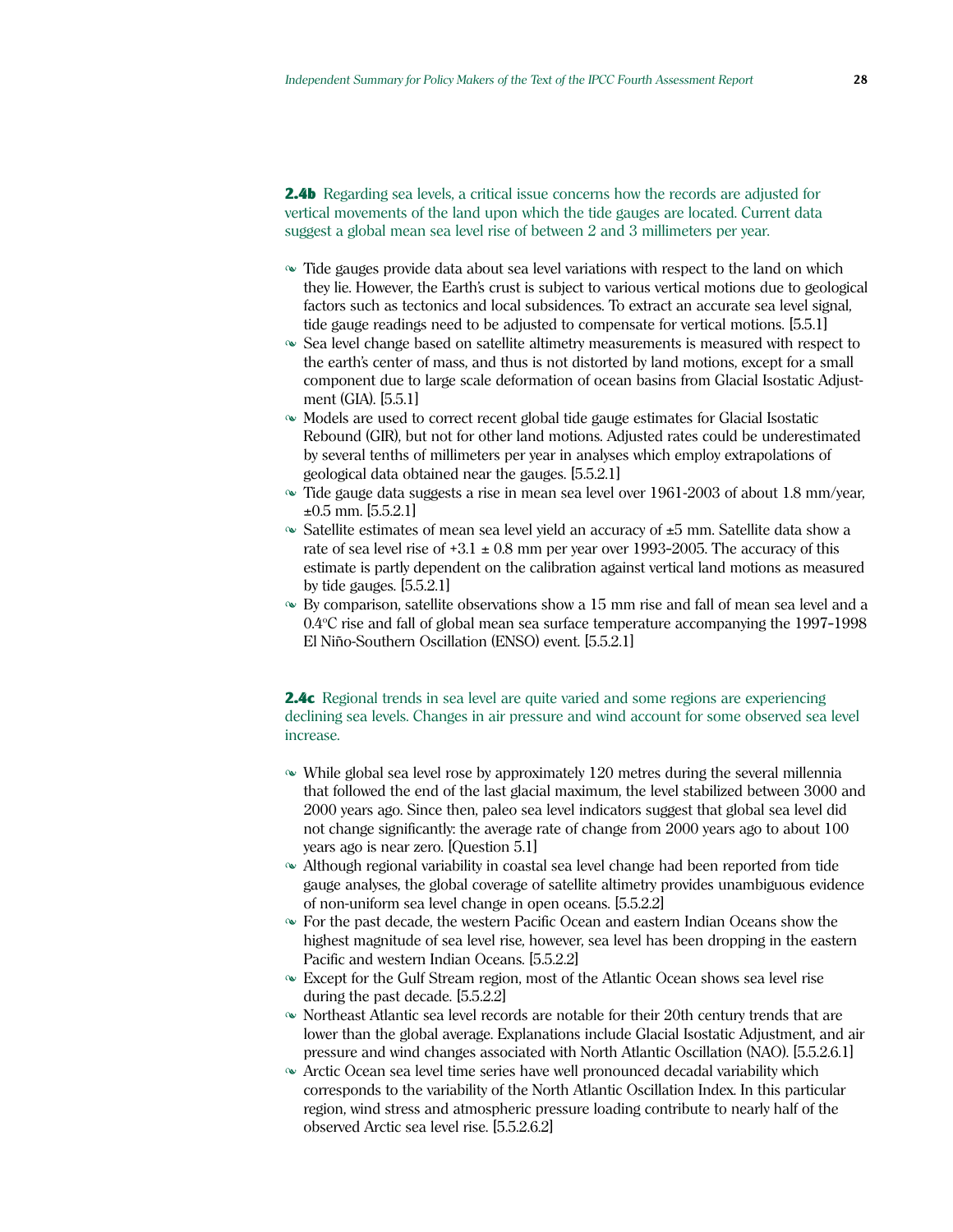**2.4b** Regarding sea levels, a critical issue concerns how the records are adjusted for vertical movements of the land upon which the tide gauges are located. Current data suggest a global mean sea level rise of between 2 and 3 millimeters per year.

- Tide gauges provide data about sea level variations with respect to the land on which they lie. However, the Earth's crust is subject to various vertical motions due to geological factors such as tectonics and local subsidences. To extract an accurate sea level signal, tide gauge readings need to be adjusted to compensate for vertical motions. [5.5.1]
- Sea level change based on satellite altimetry measurements is measured with respect to the earth's center of mass, and thus is not distorted by land motions, except for a small component due to large scale deformation of ocean basins from Glacial Isostatic Adjustment (GIA). [5.5.1]
- Models are used to correct recent global tide gauge estimates for Glacial Isostatic Rebound (GIR), but not for other land motions. Adjusted rates could be underestimated by several tenths of millimeters per year in analyses which employ extrapolations of geological data obtained near the gauges. [5.5.2.1]
- Tide gauge data suggests a rise in mean sea level over 1961-2003 of about 1.8 mm/year, ±0.5 mm. [5.5.2.1]
- Satellite estimates of mean sea level yield an accuracy of ±5 mm. Satellite data show a rate of sea level rise of +3.1 ± 0.8 mm per year over 1993–2005. The accuracy of this estimate is partly dependent on the calibration against vertical land motions as measured by tide gauges. [5.5.2.1]
- By comparison, satellite observations show a 15 mm rise and fall of mean sea level and a 0.4°C rise and fall of global mean sea surface temperature accompanying the 1997–1998 El Niño-Southern Oscillation (ENSO) event. [5.5.2.1]

**2.4c** Regional trends in sea level are quite varied and some regions are experiencing declining sea levels. Changes in air pressure and wind account for some observed sea level increase.

- While global sea level rose by approximately 120 metres during the several millennia that followed the end of the last glacial maximum, the level stabilized between 3000 and 2000 years ago. Since then, paleo sea level indicators suggest that global sea level did not change significantly: the average rate of change from 2000 years ago to about 100 years ago is near zero. [Question 5.1]
- Although regional variability in coastal sea level change had been reported from tide gauge analyses, the global coverage of satellite altimetry provides unambiguous evidence of non-uniform sea level change in open oceans. [5.5.2.2]
- For the past decade, the western Pacific Ocean and eastern Indian Oceans show the highest magnitude of sea level rise, however, sea level has been dropping in the eastern Pacific and western Indian Oceans. [5.5.2.2]
- Except for the Gulf Stream region, most of the Atlantic Ocean shows sea level rise during the past decade. [5.5.2.2]
- Northeast Atlantic sea level records are notable for their 20th century trends that are lower than the global average. Explanations include Glacial Isostatic Adjustment, and air pressure and wind changes associated with North Atlantic Oscillation (NAO). [5.5.2.6.1]
- Arctic Ocean sea level time series have well pronounced decadal variability which corresponds to the variability of the North Atlantic Oscillation Index. In this particular region, wind stress and atmospheric pressure loading contribute to nearly half of the observed Arctic sea level rise. [5.5.2.6.2]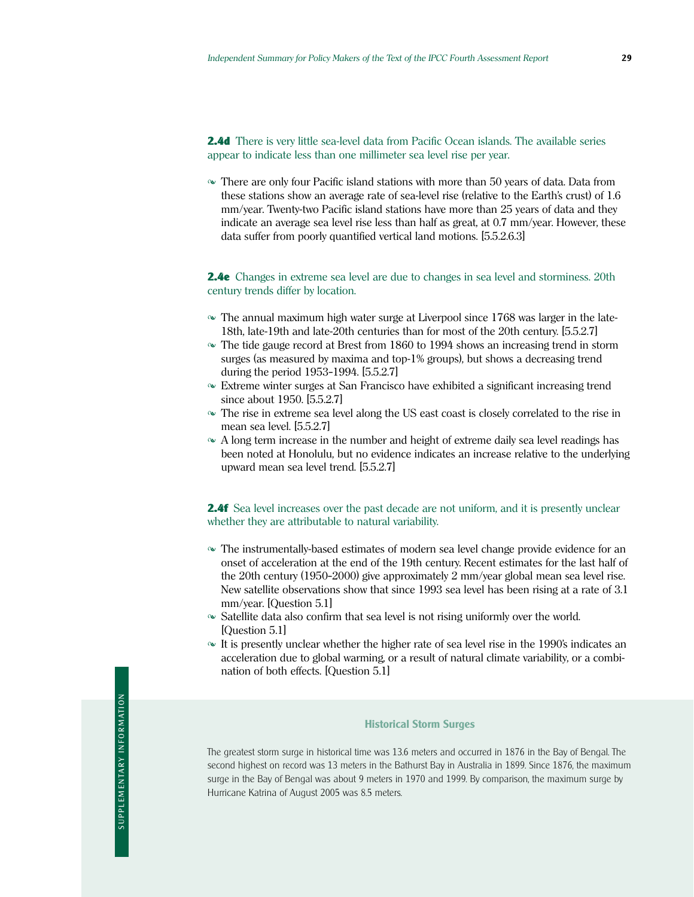**2.4d** There is very little sea-level data from Pacific Ocean islands. The available series appear to indicate less than one millimeter sea level rise per year.

- There are only four Pacific island stations with more than 50 years of data. Data from these stations show an average rate of sea-level rise (relative to the Earth's crust) of 1.6 mm/year. Twenty-two Pacific island stations have more than 25 years of data and they indicate an average sea level rise less than half as great, at 0.7 mm/year. However, these data suffer from poorly quantified vertical land motions. [5.5.2.6.3]

**2.4e** Changes in extreme sea level are due to changes in sea level and storminess. 20th century trends differ by location.

- The annual maximum high water surge at Liverpool since 1768 was larger in the late-18th, late-19th and late-20th centuries than for most of the 20th century. [5.5.2.7]
- The tide gauge record at Brest from 1860 to 1994 shows an increasing trend in storm surges (as measured by maxima and top-1% groups), but shows a decreasing trend during the period 1953–1994. [5.5.2.7]
- Extreme winter surges at San Francisco have exhibited a significant increasing trend since about 1950. [5.5.2.7]
- The rise in extreme sea level along the US east coast is closely correlated to the rise in mean sea level. [5.5.2.7]
- A long term increase in the number and height of extreme daily sea level readings has been noted at Honolulu, but no evidence indicates an increase relative to the underlying upward mean sea level trend. [5.5.2.7]

**2.4f** Sea level increases over the past decade are not uniform, and it is presently unclear whether they are attributable to natural variability.

- The instrumentally-based estimates of modern sea level change provide evidence for an onset of acceleration at the end of the 19th century. Recent estimates for the last half of the 20th century (1950–2000) give approximately 2 mm/year global mean sea level rise. New satellite observations show that since 1993 sea level has been rising at a rate of 3.1 mm/year. [Question 5.1]
- Satellite data also confirm that sea level is not rising uniformly over the world. [Question 5.1]
- It is presently unclear whether the higher rate of sea level rise in the 1990's indicates an acceleration due to global warming, or a result of natural climate variability, or a combination of both effects. [Question 5.1]

SUPPLEMENTARY INFORMATION

### Historical Storm Surges

The greatest storm surge in historical time was 13.6 meters and occurred in 1876 in the Bay of Bengal. The second highest on record was 13 meters in the Bathurst Bay in Australia in 1899. Since 1876, the maximum surge in the Bay of Bengal was about 9 meters in 1970 and 1999. By comparison, the maximum surge by Hurricane Katrina of August 2005 was 8.5 meters.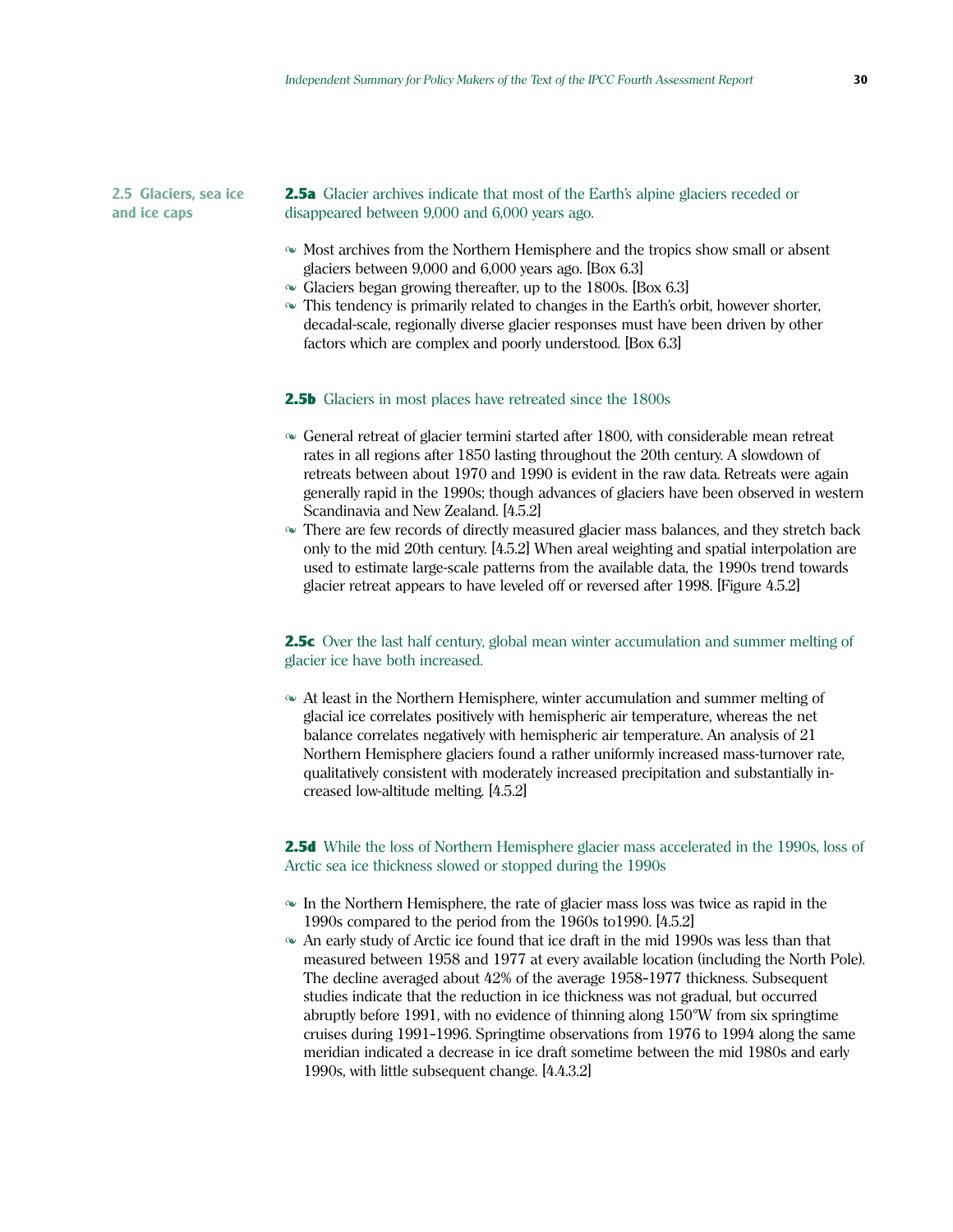## 2.5 Glaciers, sea ice and ice caps

**2.5a** Glacier archives indicate that most of the Earth's alpine glaciers receded or disappeared between 9,000 and 6,000 years ago.

- Most archives from the Northern Hemisphere and the tropics show small or absent glaciers between 9,000 and 6,000 years ago. [Box 6.3]
- Glaciers began growing thereafter, up to the 1800s. [Box 6.3]
- This tendency is primarily related to changes in the Earth's orbit, however shorter, decadal-scale, regionally diverse glacier responses must have been driven by other factors which are complex and poorly understood. [Box 6.3]

**2.5b** Glaciers in most places have retreated since the 1800s

- General retreat of glacier termini started after 1800, with considerable mean retreat rates in all regions after 1850 lasting throughout the 20th century. A slowdown of retreats between about 1970 and 1990 is evident in the raw data. Retreats were again generally rapid in the 1990s; though advances of glaciers have been observed in western Scandinavia and New Zealand. [4.5.2]
- There are few records of directly measured glacier mass balances, and they stretch back only to the mid 20th century. [4.5.2] When areal weighting and spatial interpolation are used to estimate large-scale patterns from the available data, the 1990s trend towards glacier retreat appears to have leveled off or reversed after 1998. [Figure 4.5.2]

**2.5c** Over the last half century, global mean winter accumulation and summer melting of glacier ice have both increased.

- At least in the Northern Hemisphere, winter accumulation and summer melting of glacial ice correlates positively with hemispheric air temperature, whereas the net balance correlates negatively with hemispheric air temperature. An analysis of 21 Northern Hemisphere glaciers found a rather uniformly increased mass-turnover rate, qualitatively consistent with moderately increased precipitation and substantially increased low-altitude melting. [4.5.2]

**2.5d** While the loss of Northern Hemisphere glacier mass accelerated in the 1990s, loss of Arctic sea ice thickness slowed or stopped during the 1990s

- In the Northern Hemisphere, the rate of glacier mass loss was twice as rapid in the 1990s compared to the period from the 1960s to1990. [4.5.2]
- An early study of Arctic ice found that ice draft in the mid 1990s was less than that measured between 1958 and 1977 at every available location (including the North Pole). The decline averaged about 42% of the average 1958–1977 thickness. Subsequent studies indicate that the reduction in ice thickness was not gradual, but occurred abruptly before 1991, with no evidence of thinning along 150°W from six springtime cruises during 1991–1996. Springtime observations from 1976 to 1994 along the same meridian indicated a decrease in ice draft sometime between the mid 1980s and early 1990s, with little subsequent change. [4.4.3.2]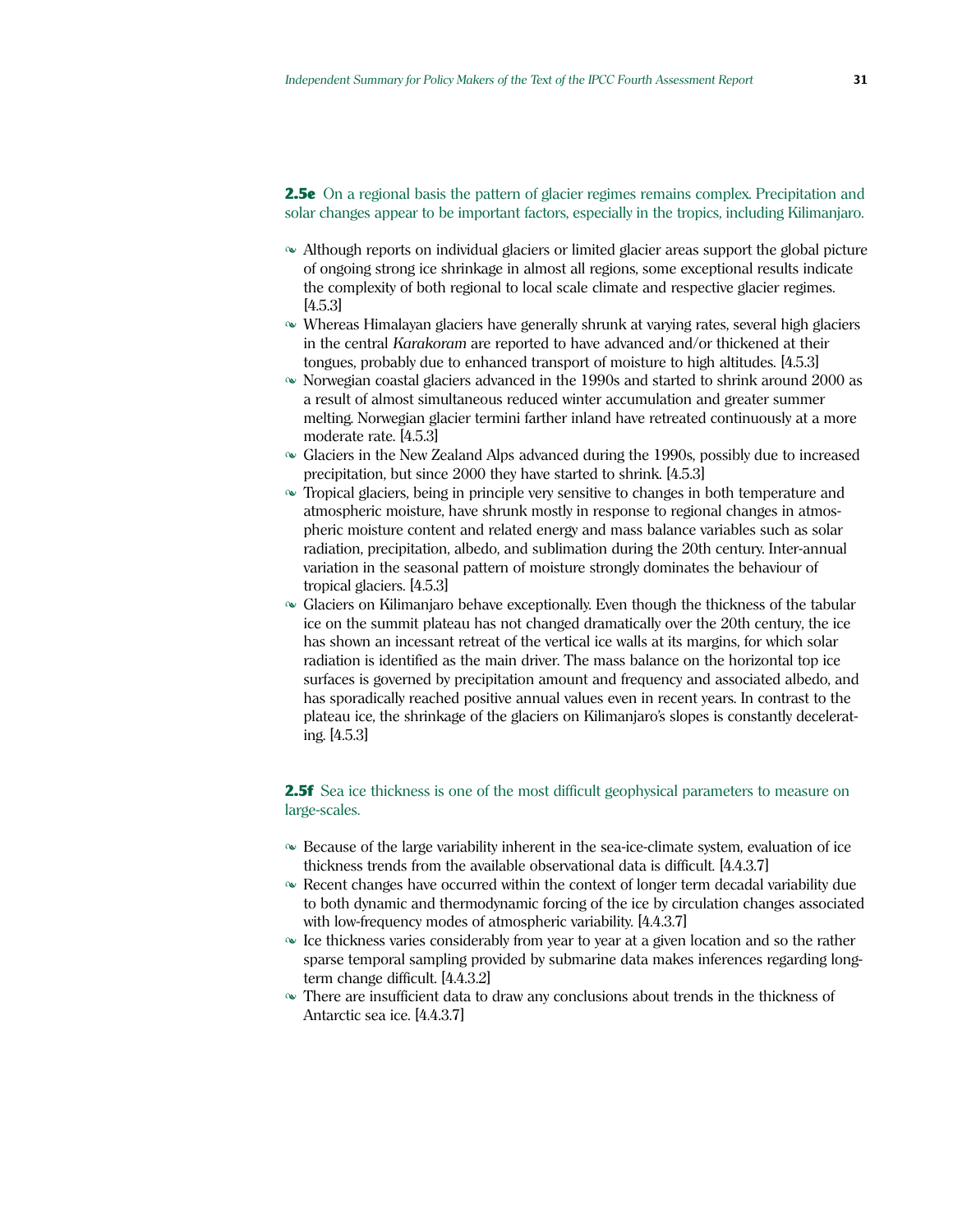**2.5e** On a regional basis the pattern of glacier regimes remains complex. Precipitation and solar changes appear to be important factors, especially in the tropics, including Kilimanjaro.

- Although reports on individual glaciers or limited glacier areas support the global picture of ongoing strong ice shrinkage in almost all regions, some exceptional results indicate the complexity of both regional to local scale climate and respective glacier regimes. [4.5.3]
- Whereas Himalayan glaciers have generally shrunk at varying rates, several high glaciers in the central *Karakoram* are reported to have advanced and/or thickened at their tongues, probably due to enhanced transport of moisture to high altitudes. [4.5.3]
- Norwegian coastal glaciers advanced in the 1990s and started to shrink around 2000 as a result of almost simultaneous reduced winter accumulation and greater summer melting. Norwegian glacier termini farther inland have retreated continuously at a more moderate rate. [4.5.3]
- Glaciers in the New Zealand Alps advanced during the 1990s, possibly due to increased precipitation, but since 2000 they have started to shrink. [4.5.3]
- Tropical glaciers, being in principle very sensitive to changes in both temperature and atmospheric moisture, have shrunk mostly in response to regional changes in atmospheric moisture content and related energy and mass balance variables such as solar radiation, precipitation, albedo, and sublimation during the 20th century. Inter-annual variation in the seasonal pattern of moisture strongly dominates the behaviour of tropical glaciers. [4.5.3]
- Glaciers on Kilimanjaro behave exceptionally. Even though the thickness of the tabular ice on the summit plateau has not changed dramatically over the 20th century, the ice has shown an incessant retreat of the vertical ice walls at its margins, for which solar radiation is identified as the main driver. The mass balance on the horizontal top ice surfaces is governed by precipitation amount and frequency and associated albedo, and has sporadically reached positive annual values even in recent years. In contrast to the plateau ice, the shrinkage of the glaciers on Kilimanjaro's slopes is constantly decelerating. [4.5.3]

**2.5f** Sea ice thickness is one of the most difficult geophysical parameters to measure on large-scales.

- Because of the large variability inherent in the sea-ice-climate system, evaluation of ice thickness trends from the available observational data is difficult. [4.4.3.7]
- Recent changes have occurred within the context of longer term decadal variability due to both dynamic and thermodynamic forcing of the ice by circulation changes associated with low-frequency modes of atmospheric variability. [4.4.3.7]
- Ice thickness varies considerably from year to year at a given location and so the rather sparse temporal sampling provided by submarine data makes inferences regarding long-term change difficult. [4.4.3.2]
- There are insufficient data to draw any conclusions about trends in the thickness of Antarctic sea ice. [4.4.3.7]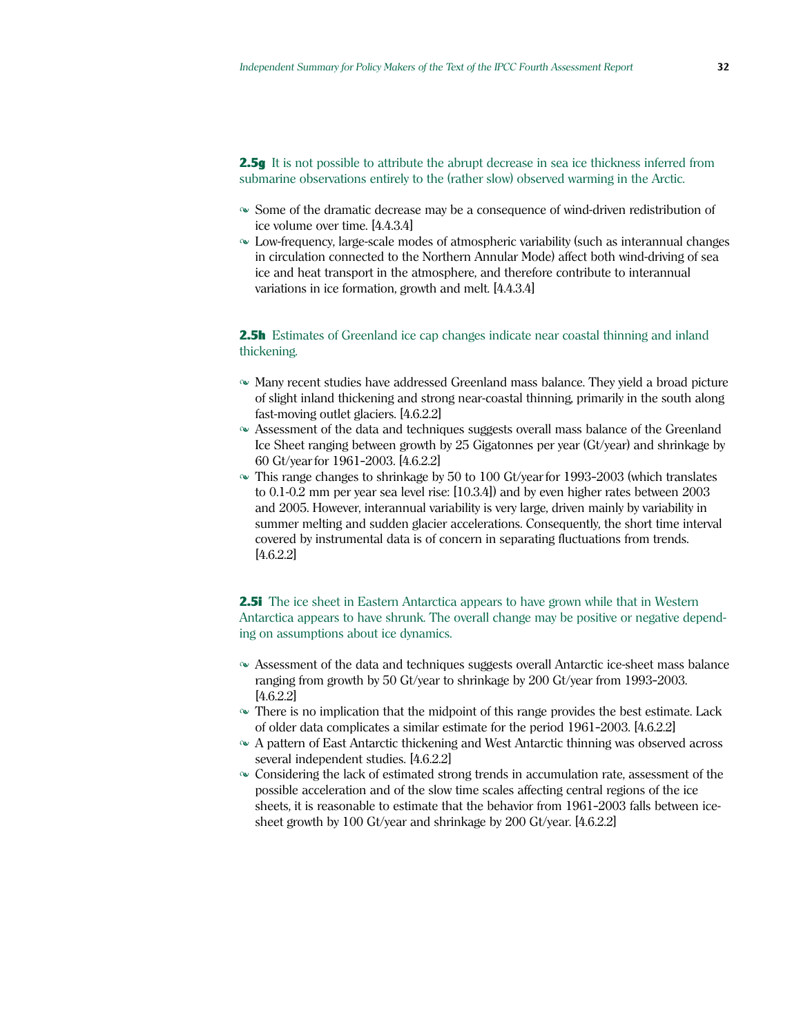**2.5g** It is not possible to attribute the abrupt decrease in sea ice thickness inferred from submarine observations entirely to the (rather slow) observed warming in the Arctic.

- Some of the dramatic decrease may be a consequence of wind-driven redistribution of ice volume over time. [4.4.3.4]
- Low-frequency, large-scale modes of atmospheric variability (such as interannual changes in circulation connected to the Northern Annular Mode) affect both wind-driving of sea ice and heat transport in the atmosphere, and therefore contribute to interannual variations in ice formation, growth and melt. [4.4.3.4]

**2.5h** Estimates of Greenland ice cap changes indicate near coastal thinning and inland thickening.

- Many recent studies have addressed Greenland mass balance. They yield a broad picture of slight inland thickening and strong near-coastal thinning, primarily in the south along fast-moving outlet glaciers. [4.6.2.2]
- Assessment of the data and techniques suggests overall mass balance of the Greenland Ice Sheet ranging between growth by 25 Gigatonnes per year (Gt/year) and shrinkage by 60 Gt/year for 1961–2003. [4.6.2.2]
- This range changes to shrinkage by 50 to 100 Gt/year for 1993–2003 (which translates to 0.1-0.2 mm per year sea level rise: [10.3.4]) and by even higher rates between 2003 and 2005. However, interannual variability is very large, driven mainly by variability in summer melting and sudden glacier accelerations. Consequently, the short time interval covered by instrumental data is of concern in separating fluctuations from trends. [4.6.2.2]

**2.5i** The ice sheet in Eastern Antarctica appears to have grown while that in Western Antarctica appears to have shrunk. The overall change may be positive or negative depending on assumptions about ice dynamics.

- Assessment of the data and techniques suggests overall Antarctic ice-sheet mass balance ranging from growth by 50 Gt/year to shrinkage by 200 Gt/year from 1993–2003. [4.6.2.2]
- There is no implication that the midpoint of this range provides the best estimate. Lack of older data complicates a similar estimate for the period 1961–2003. [4.6.2.2]
- A pattern of East Antarctic thickening and West Antarctic thinning was observed across several independent studies. [4.6.2.2]
- Considering the lack of estimated strong trends in accumulation rate, assessment of the possible acceleration and of the slow time scales affecting central regions of the ice sheets, it is reasonable to estimate that the behavior from 1961–2003 falls between ice-sheet growth by 100 Gt/year and shrinkage by 200 Gt/year. [4.6.2.2]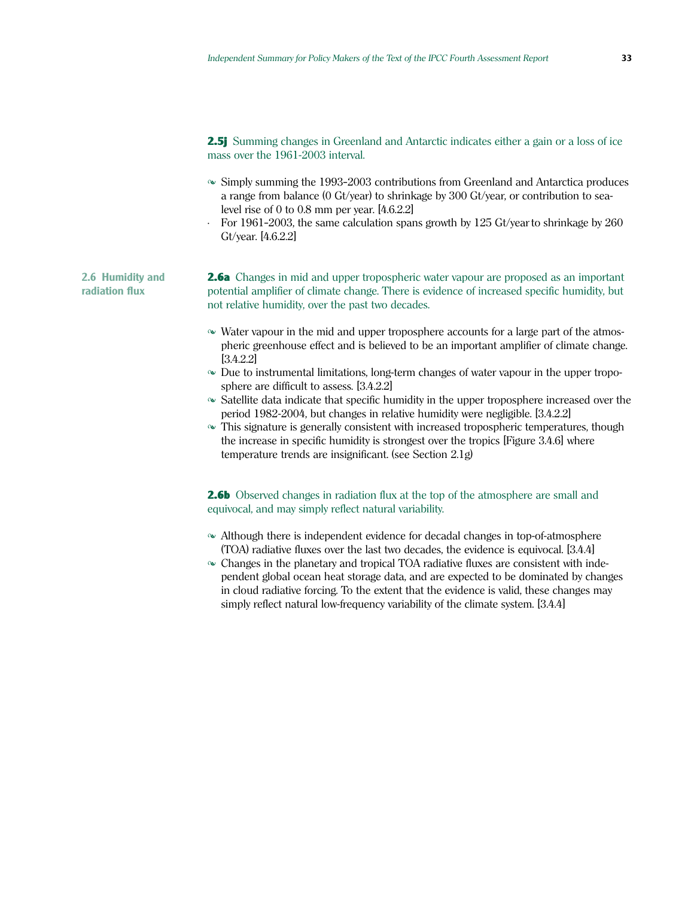**2.5j** Summing changes in Greenland and Antarctic indicates either a gain or a loss of ice mass over the 1961-2003 interval.

- Simply summing the 1993–2003 contributions from Greenland and Antarctica produces a range from balance (0 Gt/year) to shrinkage by 300 Gt/year, or contribution to sea-level rise of 0 to 0.8 mm per year. [4.6.2.2]
- For 1961–2003, the same calculation spans growth by 125 Gt/year to shrinkage by 260 Gt/year. [4.6.2.2]

## 2.6 Humidity and radiation flux

**2.6a** Changes in mid and upper tropospheric water vapour are proposed as an important potential amplifier of climate change. There is evidence of increased specific humidity, but not relative humidity, over the past two decades.

- Water vapour in the mid and upper troposphere accounts for a large part of the atmospheric greenhouse effect and is believed to be an important amplifier of climate change. [3.4.2.2]
- Due to instrumental limitations, long-term changes of water vapour in the upper troposphere are difficult to assess. [3.4.2.2]
- Satellite data indicate that specific humidity in the upper troposphere increased over the period 1982-2004, but changes in relative humidity were negligible. [3.4.2.2]
- This signature is generally consistent with increased tropospheric temperatures, though the increase in specific humidity is strongest over the tropics [Figure 3.4.6] where temperature trends are insignificant. (see Section 2.1g)

**2.6b** Observed changes in radiation flux at the top of the atmosphere are small and equivocal, and may simply reflect natural variability.

- Although there is independent evidence for decadal changes in top-of-atmosphere (TOA) radiative fluxes over the last two decades, the evidence is equivocal. [3.4.4]
- Changes in the planetary and tropical TOA radiative fluxes are consistent with independent global ocean heat storage data, and are expected to be dominated by changes in cloud radiative forcing. To the extent that the evidence is valid, these changes may simply reflect natural low-frequency variability of the climate system. [3.4.4]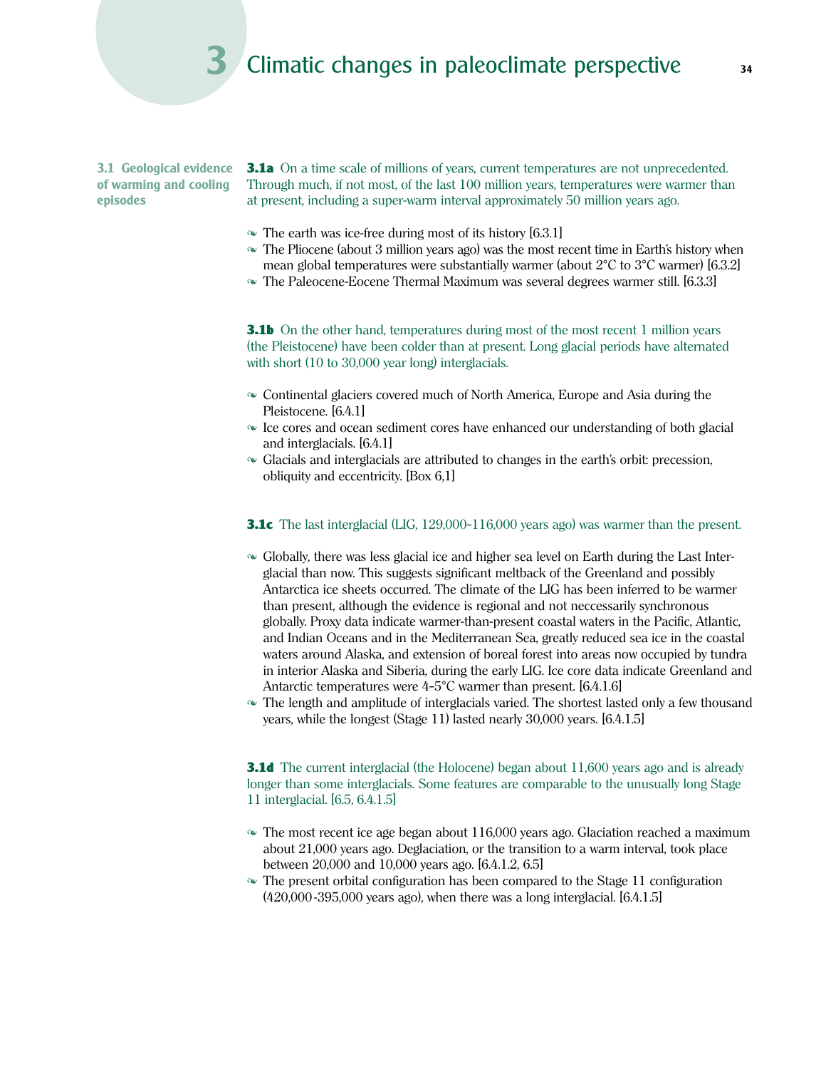# 3 Climatic changes in paleoclimate perspective

## 3.1 Geological evidence of warming and cooling episodes

**3.1a** On a time scale of millions of years, current temperatures are not unprecedented. Through much, if not most, of the last 100 million years, temperatures were warmer than at present, including a super-warm interval approximately 50 million years ago.

- The earth was ice-free during most of its history [6.3.1]
- The Pliocene (about 3 million years ago) was the most recent time in Earth's history when mean global temperatures were substantially warmer (about 2°C to 3°C warmer) [6.3.2]
- The Paleocene-Eocene Thermal Maximum was several degrees warmer still. [6.3.3]

**3.1b** On the other hand, temperatures during most of the most recent 1 million years (the Pleistocene) have been colder than at present. Long glacial periods have alternated with short (10 to 30,000 year long) interglacials.

- Continental glaciers covered much of North America, Europe and Asia during the Pleistocene. [6.4.1]
- Ice cores and ocean sediment cores have enhanced our understanding of both glacial and interglacials. [6.4.1]
- Glacials and interglacials are attributed to changes in the earth's orbit: precession, obliquity and eccentricity. [Box 6,1]

**3.1c** The last interglacial (LIG, 129,000-116,000 years ago) was warmer than the present.

- Globally, there was less glacial ice and higher sea level on Earth during the Last Interglacial than now. This suggests significant meltback of the Greenland and possibly Antarctica ice sheets occurred. The climate of the LIG has been inferred to be warmer than present, although the evidence is regional and not neccessarily synchronous globally. Proxy data indicate warmer-than-present coastal waters in the Pacific, Atlantic, and Indian Oceans and in the Mediterranean Sea, greatly reduced sea ice in the coastal waters around Alaska, and extension of boreal forest into areas now occupied by tundra in interior Alaska and Siberia, during the early LIG. Ice core data indicate Greenland and Antarctic temperatures were 4-5°C warmer than present. [6.4.1.6]
- The length and amplitude of interglacials varied. The shortest lasted only a few thousand years, while the longest (Stage 11) lasted nearly 30,000 years. [6.4.1.5]

**3.1d** The current interglacial (the Holocene) began about 11,600 years ago and is already longer than some interglacials. Some features are comparable to the unusually long Stage 11 interglacial. [6.5, 6.4.1.5]

- The most recent ice age began about 116,000 years ago. Glaciation reached a maximum about 21,000 years ago. Deglaciation, or the transition to a warm interval, took place between 20,000 and 10,000 years ago. [6.4.1.2, 6.5]
- The present orbital configuration has been compared to the Stage 11 configuration (420,000-395,000 years ago), when there was a long interglacial. [6.4.1.5]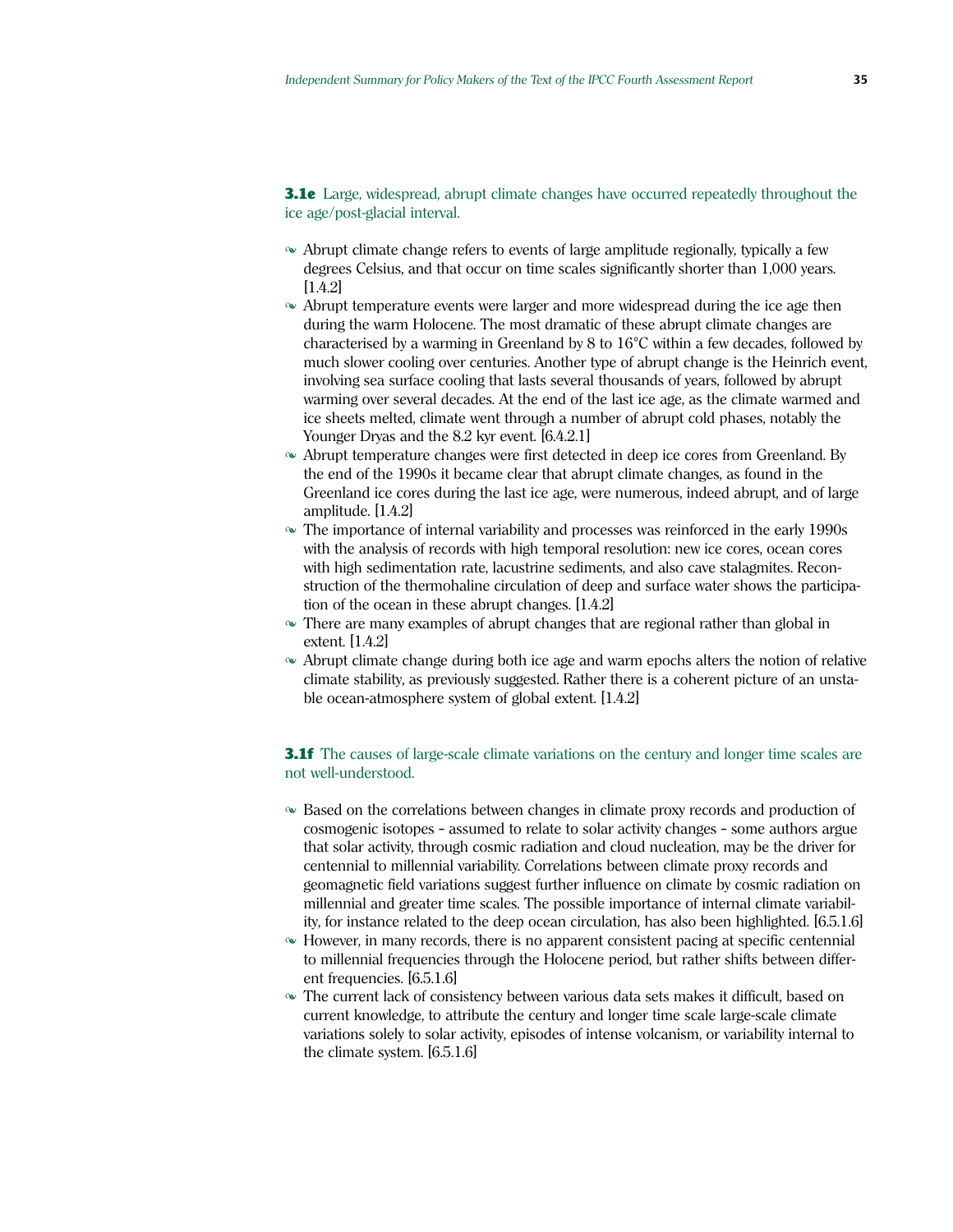**3.1e** Large, widespread, abrupt climate changes have occurred repeatedly throughout the ice age/post-glacial interval.

- Abrupt climate change refers to events of large amplitude regionally, typically a few degrees Celsius, and that occur on time scales significantly shorter than 1,000 years. [1.4.2]
- Abrupt temperature events were larger and more widespread during the ice age then during the warm Holocene. The most dramatic of these abrupt climate changes are characterised by a warming in Greenland by 8 to 16°C within a few decades, followed by much slower cooling over centuries. Another type of abrupt change is the Heinrich event, involving sea surface cooling that lasts several thousands of years, followed by abrupt warming over several decades. At the end of the last ice age, as the climate warmed and ice sheets melted, climate went through a number of abrupt cold phases, notably the Younger Dryas and the 8.2 kyr event. [6.4.2.1]
- Abrupt temperature changes were first detected in deep ice cores from Greenland. By the end of the 1990s it became clear that abrupt climate changes, as found in the Greenland ice cores during the last ice age, were numerous, indeed abrupt, and of large amplitude. [1.4.2]
- The importance of internal variability and processes was reinforced in the early 1990s with the analysis of records with high temporal resolution: new ice cores, ocean cores with high sedimentation rate, lacustrine sediments, and also cave stalagmites. Reconstruction of the thermohaline circulation of deep and surface water shows the participation of the ocean in these abrupt changes. [1.4.2]
- There are many examples of abrupt changes that are regional rather than global in extent. [1.4.2]
- Abrupt climate change during both ice age and warm epochs alters the notion of relative climate stability, as previously suggested. Rather there is a coherent picture of an unstable ocean-atmosphere system of global extent. [1.4.2]

**3.1f** The causes of large-scale climate variations on the century and longer time scales are not well-understood.

- Based on the correlations between changes in climate proxy records and production of cosmogenic isotopes – assumed to relate to solar activity changes – some authors argue that solar activity, through cosmic radiation and cloud nucleation, may be the driver for centennial to millennial variability. Correlations between climate proxy records and geomagnetic field variations suggest further influence on climate by cosmic radiation on millennial and greater time scales. The possible importance of internal climate variability, for instance related to the deep ocean circulation, has also been highlighted. [6.5.1.6]
- However, in many records, there is no apparent consistent pacing at specific centennial to millennial frequencies through the Holocene period, but rather shifts between different frequencies. [6.5.1.6]
- The current lack of consistency between various data sets makes it difficult, based on current knowledge, to attribute the century and longer time scale large-scale climate variations solely to solar activity, episodes of intense volcanism, or variability internal to the climate system. [6.5.1.6]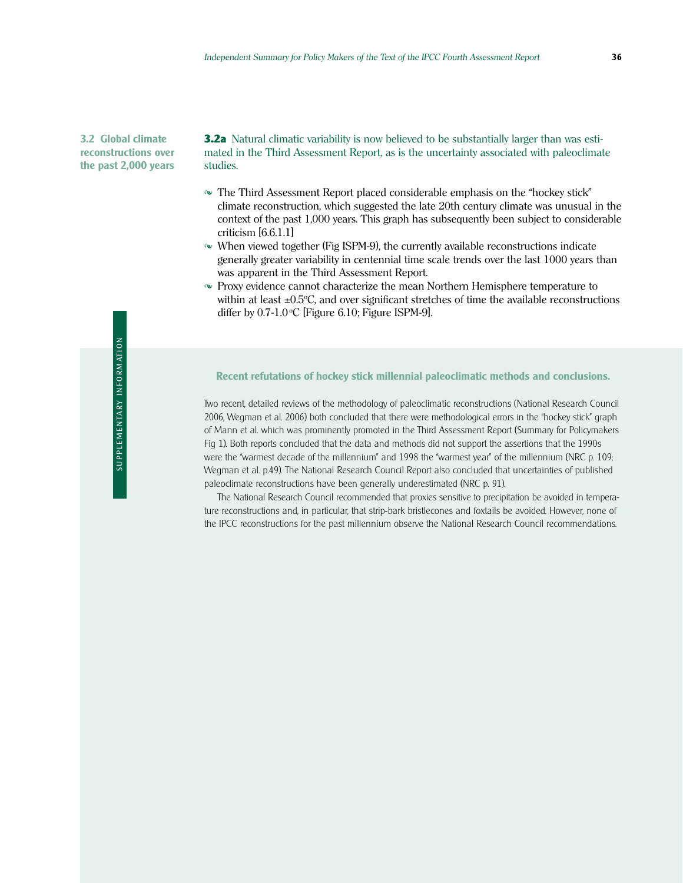## 3.2 Global climate reconstructions over the past 2,000 years

**3.2a** Natural climatic variability is now believed to be substantially larger than was estimated in the Third Assessment Report, as is the uncertainty associated with paleoclimate studies.

- The Third Assessment Report placed considerable emphasis on the "hockey stick" climate reconstruction, which suggested the late 20th century climate was unusual in the context of the past 1,000 years. This graph has subsequently been subject to considerable criticism [6.6.1.1]
- When viewed together (Fig ISPM-9), the currently available reconstructions indicate generally greater variability in centennial time scale trends over the last 1000 years than was apparent in the Third Assessment Report.
- Proxy evidence cannot characterize the mean Northern Hemisphere temperature to within at least ±0.5°C, and over significant stretches of time the available reconstructions differ by 0.7-1.0°C [Figure 6.10; Figure ISPM-9].

SUPPLEMENTARY INFORMATION

### Recent refutations of hockey stick millennial paleoclimatic methods and conclusions.

Two recent, detailed reviews of the methodology of paleoclimatic reconstructions (National Research Council 2006, Wegman et al. 2006) both concluded that there were methodological errors in the "hockey stick" graph of Mann et al. which was prominently promoted in the Third Assessment Report (Summary for Policymakers Fig 1). Both reports concluded that the data and methods did not support the assertions that the 1990s were the "warmest decade of the millennium" and 1998 the "warmest year" of the millennium (NRC p. 109; Wegman et al. p.49). The National Research Council Report also concluded that uncertainties of published paleoclimate reconstructions have been generally underestimated (NRC p. 91).

The National Research Council recommended that proxies sensitive to precipitation be avoided in temperature reconstructions and, in particular, that strip-bark bristlecones and foxtails be avoided. However, none of the IPCC reconstructions for the past millennium observe the National Research Council recommendations.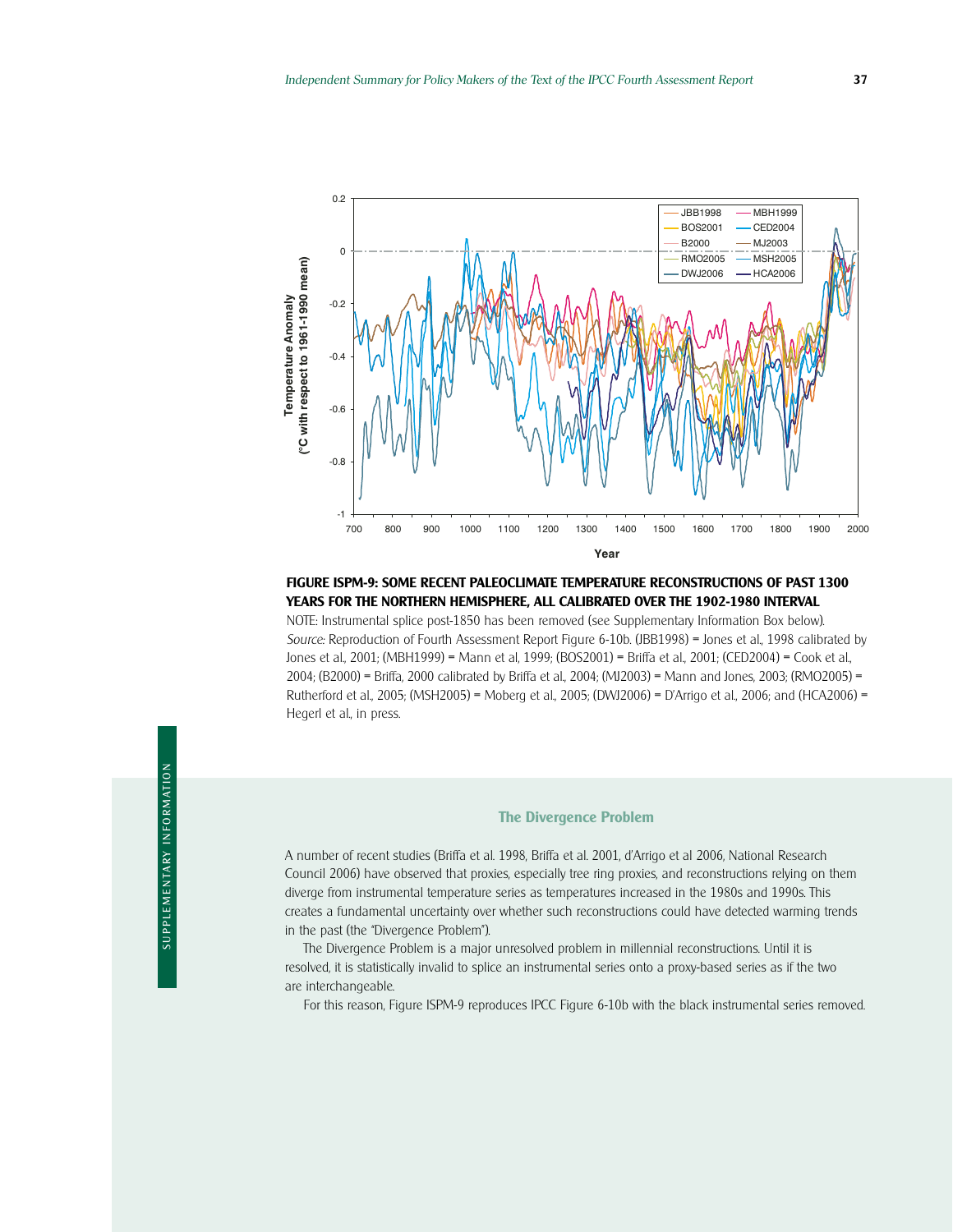**FIGURE ISPM-9: SOME RECENT PALEOCLIMATE TEMPERATURE RECONSTRUCTIONS OF PAST 1300 YEARS FOR THE NORTHERN HEMISPHERE, ALL CALIBRATED OVER THE 1902-1980 INTERVAL**

NOTE: Instrumental splice post-1850 has been removed (see Supplementary Information Box below). *Source:* Reproduction of Fourth Assessment Report Figure 6-10b. (JBB1998) = Jones et al., 1998 calibrated by Jones et al., 2001; (MBH1999) = Mann et al, 1999; (BOS2001) = Briffa et al., 2001; (CED2004) = Cook et al., 2004; (B2000) = Briffa, 2000 calibrated by Briffa et al., 2004; (MJ2003) = Mann and Jones, 2003; (RMO2005) = Rutherford et al., 2005; (MSH2005) = Moberg et al., 2005; (DWJ2006) = D'Arrigo et al., 2006; and (HCA2006) = Hegerl et al., in press.

SUPPLEMENTARY INFORMATION

## The Divergence Problem

A number of recent studies (Briffa et al. 1998, Briffa et al. 2001, d'Arrigo et al 2006, National Research Council 2006) have observed that proxies, especially tree ring proxies, and reconstructions relying on them diverge from instrumental temperature series as temperatures increased in the 1980s and 1990s. This creates a fundamental uncertainty over whether such reconstructions could have detected warming trends in the past (the "Divergence Problem").

The Divergence Problem is a major unresolved problem in millennial reconstructions. Until it is resolved, it is statistically invalid to splice an instrumental series onto a proxy-based series as if the two are interchangeable.

For this reason, Figure ISPM-9 reproduces IPCC Figure 6-10b with the black instrumental series removed.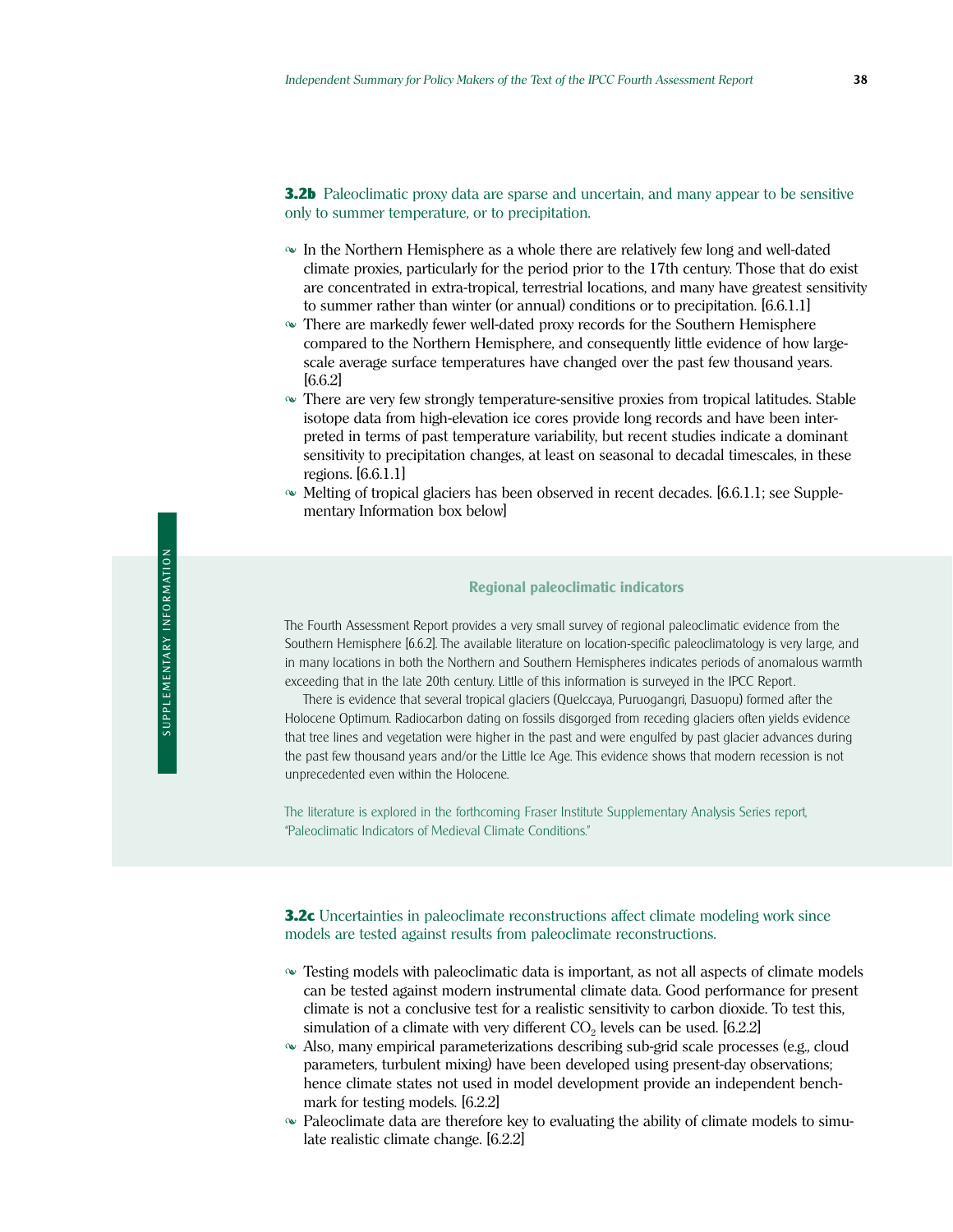**3.2b** Paleoclimatic proxy data are sparse and uncertain, and many appear to be sensitive only to summer temperature, or to precipitation.

- In the Northern Hemisphere as a whole there are relatively few long and well-dated climate proxies, particularly for the period prior to the 17th century. Those that do exist are concentrated in extra-tropical, terrestrial locations, and many have greatest sensitivity to summer rather than winter (or annual) conditions or to precipitation. [6.6.1.1]
- There are markedly fewer well-dated proxy records for the Southern Hemisphere compared to the Northern Hemisphere, and consequently little evidence of how large-scale average surface temperatures have changed over the past few thousand years. [6.6.2]
- There are very few strongly temperature-sensitive proxies from tropical latitudes. Stable isotope data from high-elevation ice cores provide long records and have been interpreted in terms of past temperature variability, but recent studies indicate a dominant sensitivity to precipitation changes, at least on seasonal to decadal timescales, in these regions. [6.6.1.1]
- Melting of tropical glaciers has been observed in recent decades. [6.6.1.1; see Supplementary Information box below]

SUPPLEMENTARY INFORMATION

### Regional paleoclimatic indicators

The Fourth Assessment Report provides a very small survey of regional paleoclimatic evidence from the Southern Hemisphere [6.6.2]. The available literature on location-specific paleoclimatology is very large, and in many locations in both the Northern and Southern Hemispheres indicates periods of anomalous warmth exceeding that in the late 20th century. Little of this information is surveyed in the IPCC Report.

There is evidence that several tropical glaciers (Quelccaya, Puruogangri, Dasuopu) formed after the Holocene Optimum. Radiocarbon dating on fossils disgorged from receding glaciers often yields evidence that tree lines and vegetation were higher in the past and were engulfed by past glacier advances during the past few thousand years and/or the Little Ice Age. This evidence shows that modern recession is not unprecedented even within the Holocene.

The literature is explored in the forthcoming Fraser Institute Supplementary Analysis Series report, "Paleoclimatic Indicators of Medieval Climate Conditions."

**3.2c** Uncertainties in paleoclimate reconstructions affect climate modeling work since models are tested against results from paleoclimate reconstructions.

- Testing models with paleoclimatic data is important, as not all aspects of climate models can be tested against modern instrumental climate data. Good performance for present climate is not a conclusive test for a realistic sensitivity to carbon dioxide. To test this, simulation of a climate with very different $CO_2$ levels can be used. [6.2.2]
- Also, many empirical parameterizations describing sub-grid scale processes (e.g., cloud parameters, turbulent mixing) have been developed using present-day observations; hence climate states not used in model development provide an independent benchmark for testing models. [6.2.2]
- Paleoclimate data are therefore key to evaluating the ability of climate models to simulate realistic climate change. [6.2.2]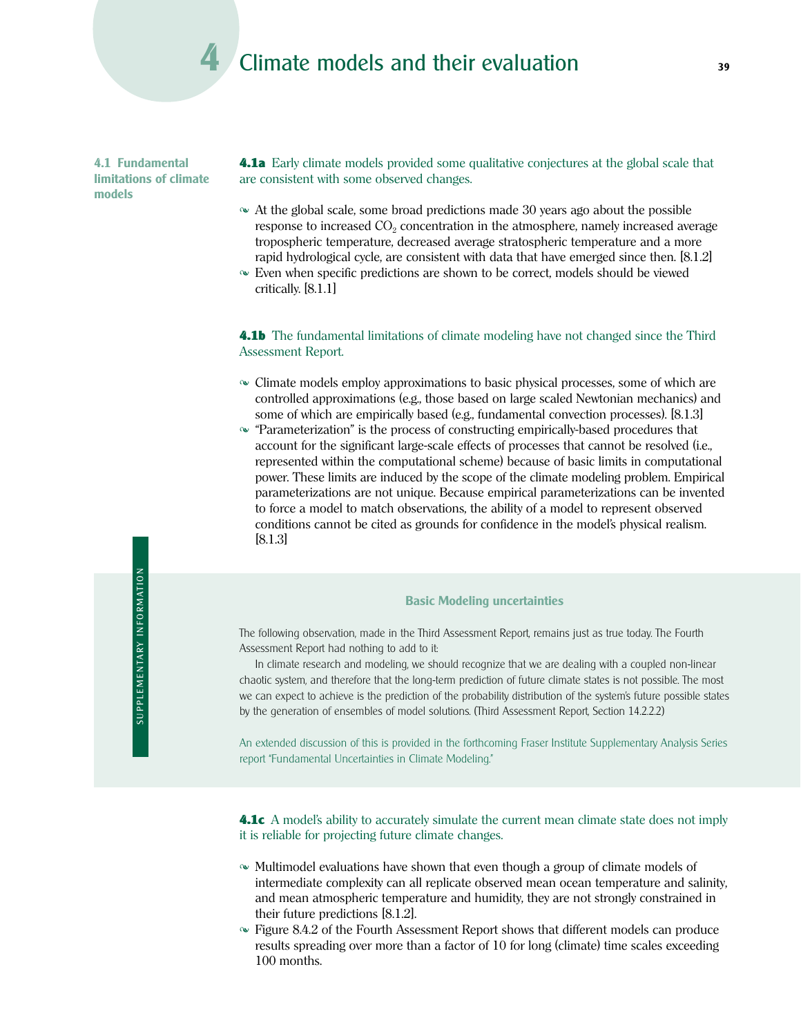# 4 Climate models and their evaluation

## 4.1 Fundamental limitations of climate models

**4.1a** Early climate models provided some qualitative conjectures at the global scale that are consistent with some observed changes.

- At the global scale, some broad predictions made 30 years ago about the possible response to increased $CO_2$ concentration in the atmosphere, namely increased average tropospheric temperature, decreased average stratospheric temperature and a more rapid hydrological cycle, are consistent with data that have emerged since then. [8.1.2]
- Even when specific predictions are shown to be correct, models should be viewed critically. [8.1.1]

**4.1b** The fundamental limitations of climate modeling have not changed since the Third Assessment Report.

- Climate models employ approximations to basic physical processes, some of which are controlled approximations (e.g., those based on large scaled Newtonian mechanics) and some of which are empirically based (e.g., fundamental convection processes). [8.1.3]
- "Parameterization" is the process of constructing empirically-based procedures that account for the significant large-scale effects of processes that cannot be resolved (i.e., represented within the computational scheme) because of basic limits in computational power. These limits are induced by the scope of the climate modeling problem. Empirical parameterizations are not unique. Because empirical parameterizations can be invented to force a model to match observations, the ability of a model to represent observed conditions cannot be cited as grounds for confidence in the model's physical realism. [8.1.3]

SUPPLEMENTARY INFORMATION

### Basic Modeling uncertainties

The following observation, made in the Third Assessment Report, remains just as true today. The Fourth Assessment Report had nothing to add to it:

In climate research and modeling, we should recognize that we are dealing with a coupled non-linear chaotic system, and therefore that the long-term prediction of future climate states is not possible. The most we can expect to achieve is the prediction of the probability distribution of the system's future possible states by the generation of ensembles of model solutions. (Third Assessment Report, Section 14.2.2.2)

An extended discussion of this is provided in the forthcoming Fraser Institute Supplementary Analysis Series report "Fundamental Uncertainties in Climate Modeling."

**4.1c** A model's ability to accurately simulate the current mean climate state does not imply it is reliable for projecting future climate changes.

- Multimodel evaluations have shown that even though a group of climate models of intermediate complexity can all replicate observed mean ocean temperature and salinity, and mean atmospheric temperature and humidity, they are not strongly constrained in their future predictions [8.1.2].
- Figure 8.4.2 of the Fourth Assessment Report shows that different models can produce results spreading over more than a factor of 10 for long (climate) time scales exceeding 100 months.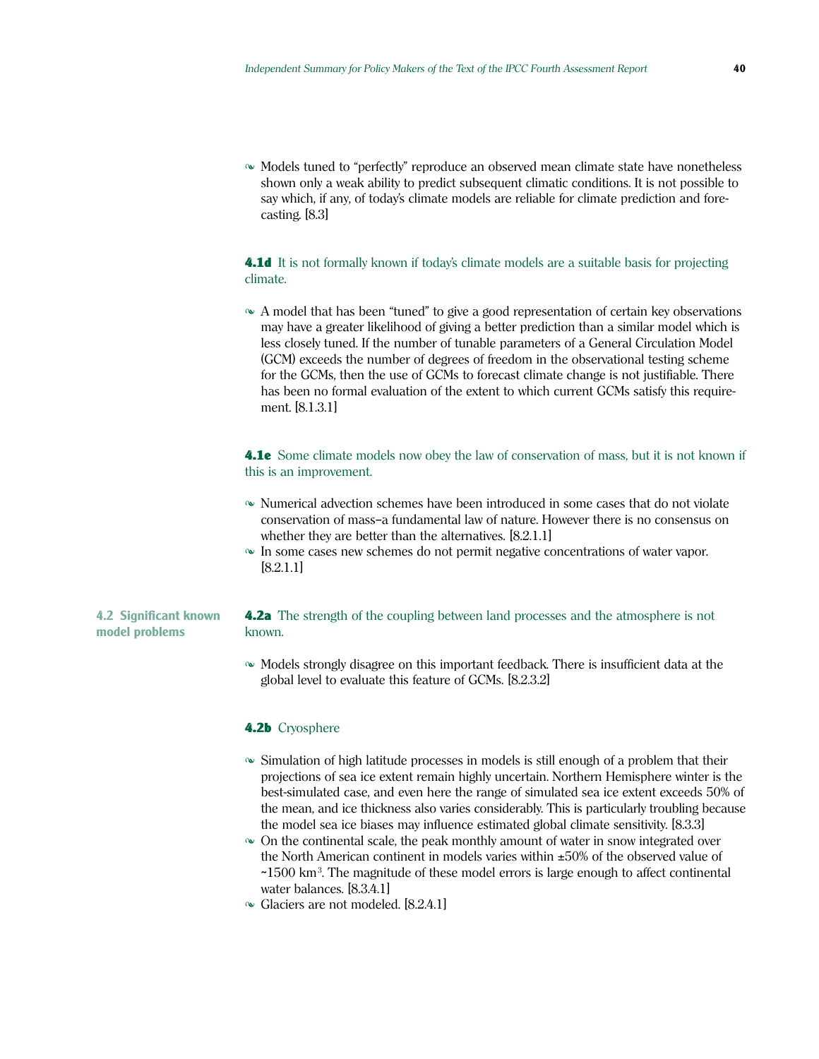- Models tuned to "perfectly" reproduce an observed mean climate state have nonetheless shown only a weak ability to predict subsequent climatic conditions. It is not possible to say which, if any, of today's climate models are reliable for climate prediction and forecasting. [8.3]

**4.1d** It is not formally known if today's climate models are a suitable basis for projecting climate.

- A model that has been "tuned" to give a good representation of certain key observations may have a greater likelihood of giving a better prediction than a similar model which is less closely tuned. If the number of tunable parameters of a General Circulation Model (GCM) exceeds the number of degrees of freedom in the observational testing scheme for the GCMs, then the use of GCMs to forecast climate change is not justifiable. There has been no formal evaluation of the extent to which current GCMs satisfy this requirement. [8.1.3.1]

**4.1e** Some climate models now obey the law of conservation of mass, but it is not known if this is an improvement.

- Numerical advection schemes have been introduced in some cases that do not violate conservation of mass–a fundamental law of nature. However there is no consensus on whether they are better than the alternatives. [8.2.1.1]
- In some cases new schemes do not permit negative concentrations of water vapor. [8.2.1.1]

## 4.2 Significant known model problems

**4.2a** The strength of the coupling between land processes and the atmosphere is not known.

- Models strongly disagree on this important feedback. There is insufficient data at the global level to evaluate this feature of GCMs. [8.2.3.2]

**4.2b** Cryosphere

- Simulation of high latitude processes in models is still enough of a problem that their projections of sea ice extent remain highly uncertain. Northern Hemisphere winter is the best-simulated case, and even here the range of simulated sea ice extent exceeds 50% of the mean, and ice thickness also varies considerably. This is particularly troubling because the model sea ice biases may influence estimated global climate sensitivity. [8.3.3]
- On the continental scale, the peak monthly amount of water in snow integrated over the North American continent in models varies within ±50% of the observed value of ~1500 $km^3$. The magnitude of these model errors is large enough to affect continental water balances. [8.3.4.1]
- Glaciers are not modeled. [8.2.4.1]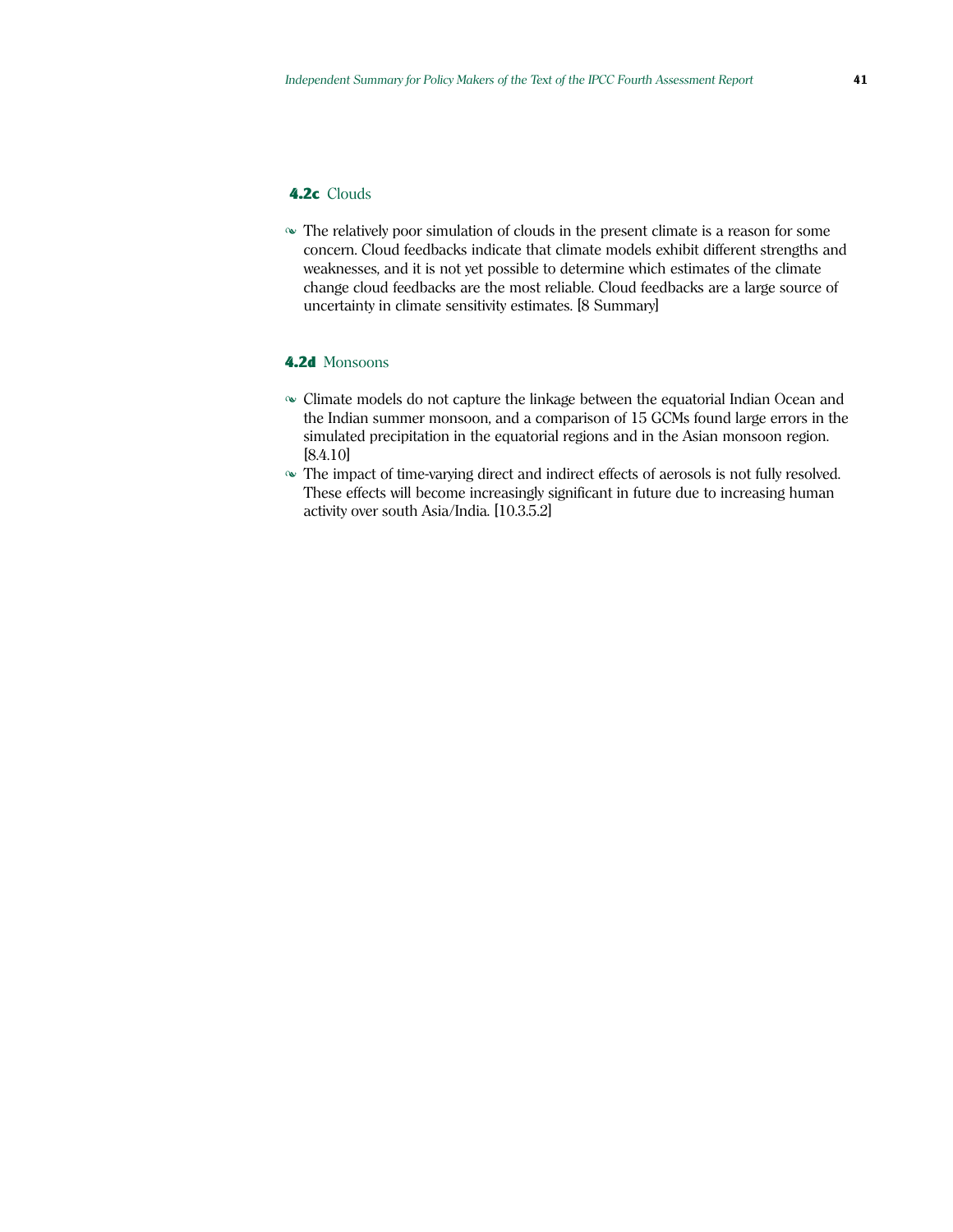### **4.2c** Clouds

- The relatively poor simulation of clouds in the present climate is a reason for some concern. Cloud feedbacks indicate that climate models exhibit different strengths and weaknesses, and it is not yet possible to determine which estimates of the climate change cloud feedbacks are the most reliable. Cloud feedbacks are a large source of uncertainty in climate sensitivity estimates. [8 Summary]

### **4.2d** Monsoons

- Climate models do not capture the linkage between the equatorial Indian Ocean and the Indian summer monsoon, and a comparison of 15 GCMs found large errors in the simulated precipitation in the equatorial regions and in the Asian monsoon region. [8.4.10]
- The impact of time-varying direct and indirect effects of aerosols is not fully resolved. These effects will become increasingly significant in future due to increasing human activity over south Asia/India. [10.3.5.2]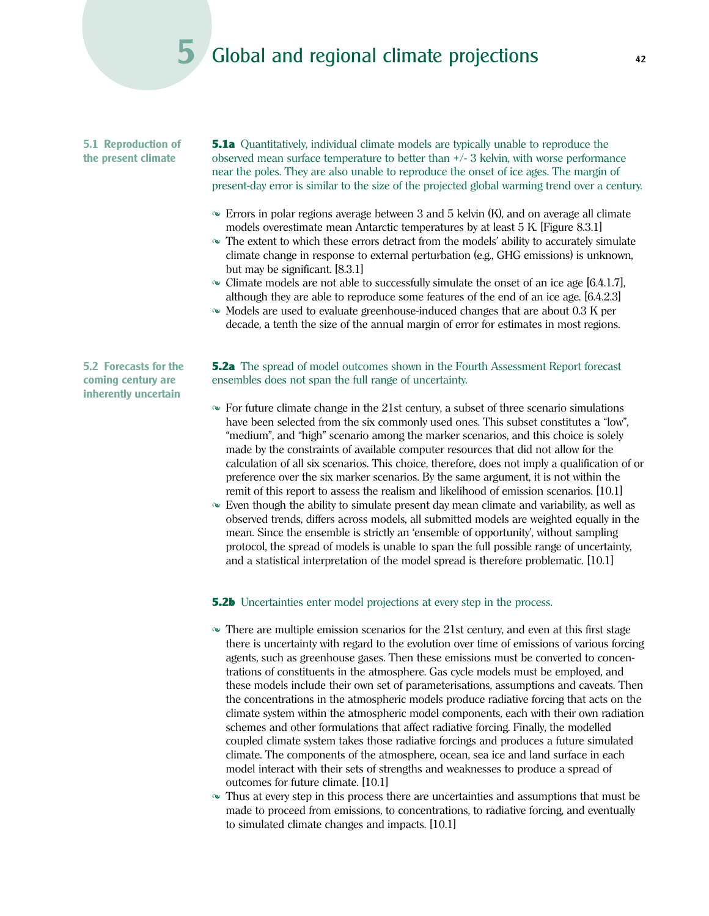# 5 Global and regional climate projections

## 5.1 Reproduction of the present climate

**5.1a** Quantitatively, individual climate models are typically unable to reproduce the observed mean surface temperature to better than +/- 3 kelvin, with worse performance near the poles. They are also unable to reproduce the onset of ice ages. The margin of present-day error is similar to the size of the projected global warming trend over a century.

- Errors in polar regions average between 3 and 5 kelvin (K), and on average all climate models overestimate mean Antarctic temperatures by at least 5 K. [Figure 8.3.1]
- The extent to which these errors detract from the models' ability to accurately simulate climate change in response to external perturbation (e.g., GHG emissions) is unknown, but may be significant. [8.3.1]
- Climate models are not able to successfully simulate the onset of an ice age [6.4.1.7], although they are able to reproduce some features of the end of an ice age. [6.4.2.3]
- Models are used to evaluate greenhouse-induced changes that are about 0.3 K per decade, a tenth the size of the annual margin of error for estimates in most regions.

## 5.2 Forecasts for the coming century are inherently uncertain

**5.2a** The spread of model outcomes shown in the Fourth Assessment Report forecast ensembles does not span the full range of uncertainty.

- For future climate change in the 21st century, a subset of three scenario simulations have been selected from the six commonly used ones. This subset constitutes a "low", "medium", and "high" scenario among the marker scenarios, and this choice is solely made by the constraints of available computer resources that did not allow for the calculation of all six scenarios. This choice, therefore, does not imply a qualification of or preference over the six marker scenarios. By the same argument, it is not within the remit of this report to assess the realism and likelihood of emission scenarios. [10.1]
- Even though the ability to simulate present day mean climate and variability, as well as observed trends, differs across models, all submitted models are weighted equally in the mean. Since the ensemble is strictly an 'ensemble of opportunity', without sampling protocol, the spread of models is unable to span the full possible range of uncertainty, and a statistical interpretation of the model spread is therefore problematic. [10.1]

**5.2b** Uncertainties enter model projections at every step in the process.

- There are multiple emission scenarios for the 21st century, and even at this first stage there is uncertainty with regard to the evolution over time of emissions of various forcing agents, such as greenhouse gases. Then these emissions must be converted to concentrations of constituents in the atmosphere. Gas cycle models must be employed, and these models include their own set of parameterisations, assumptions and caveats. Then the concentrations in the atmospheric models produce radiative forcing that acts on the climate system within the atmospheric model components, each with their own radiation schemes and other formulations that affect radiative forcing. Finally, the modelled coupled climate system takes those radiative forcings and produces a future simulated climate. The components of the atmosphere, ocean, sea ice and land surface in each model interact with their sets of strengths and weaknesses to produce a spread of outcomes for future climate. [10.1]
- Thus at every step in this process there are uncertainties and assumptions that must be made to proceed from emissions, to concentrations, to radiative forcing, and eventually to simulated climate changes and impacts. [10.1]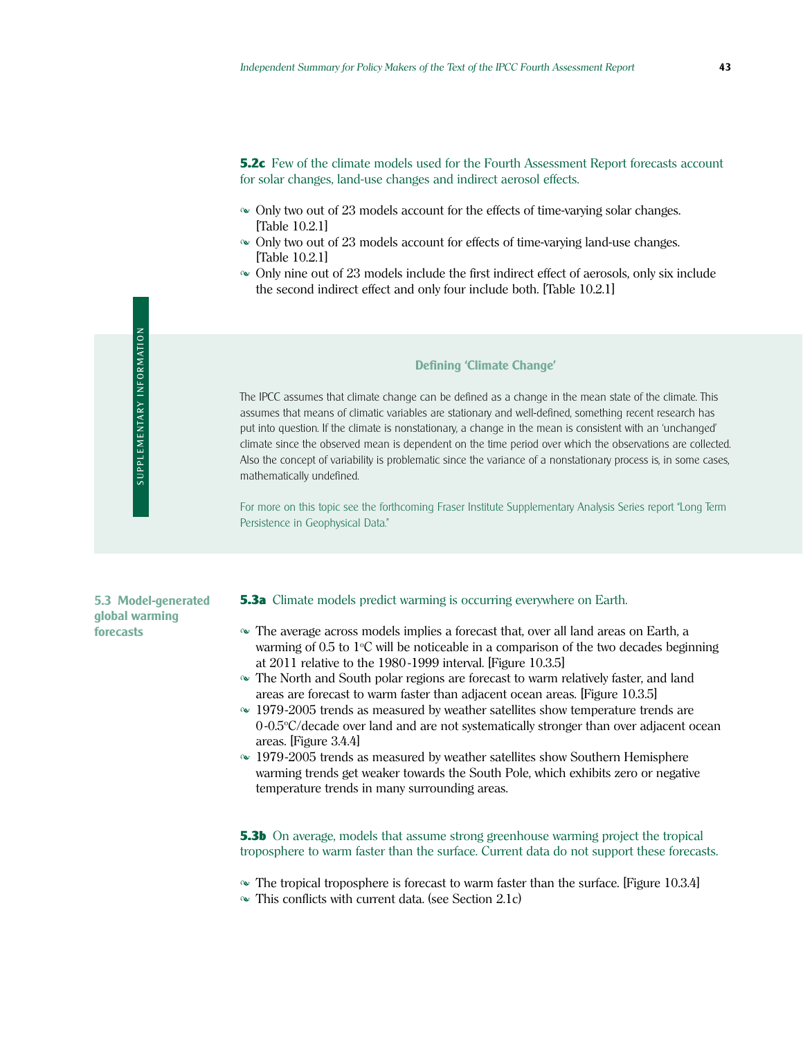**5.2c** Few of the climate models used for the Fourth Assessment Report forecasts account for solar changes, land-use changes and indirect aerosol effects.

- Only two out of 23 models account for the effects of time-varying solar changes. [Table 10.2.1]
- Only two out of 23 models account for effects of time-varying land-use changes. [Table 10.2.1]
- Only nine out of 23 models include the first indirect effect of aerosols, only six include the second indirect effect and only four include both. [Table 10.2.1]

SUPPLEMENTARY INFORMATION

### Defining 'Climate Change'

The IPCC assumes that climate change can be defined as a change in the mean state of the climate. This assumes that means of climatic variables are stationary and well-defined, something recent research has put into question. If the climate is nonstationary, a change in the mean is consistent with an 'unchanged' climate since the observed mean is dependent on the time period over which the observations are collected. Also the concept of variability is problematic since the variance of a nonstationary process is, in some cases, mathematically undefined.

For more on this topic see the forthcoming Fraser Institute Supplementary Analysis Series report "Long Term Persistence in Geophysical Data."

## 5.3 Model-generated global warming forecasts

**5.3a** Climate models predict warming is occurring everywhere on Earth.

- The average across models implies a forecast that, over all land areas on Earth, a warming of 0.5 to 1°C will be noticeable in a comparison of the two decades beginning at 2011 relative to the 1980-1999 interval. [Figure 10.3.5]
- The North and South polar regions are forecast to warm relatively faster, and land areas are forecast to warm faster than adjacent ocean areas. [Figure 10.3.5]
- 1979-2005 trends as measured by weather satellites show temperature trends are 0-0.5°C/decade over land and are not systematically stronger than over adjacent ocean areas. [Figure 3.4.4]
- 1979-2005 trends as measured by weather satellites show Southern Hemisphere warming trends get weaker towards the South Pole, which exhibits zero or negative temperature trends in many surrounding areas.

**5.3b** On average, models that assume strong greenhouse warming project the tropical troposphere to warm faster than the surface. Current data do not support these forecasts.

- The tropical troposphere is forecast to warm faster than the surface. [Figure 10.3.4]
- This conflicts with current data. (see Section 2.1c)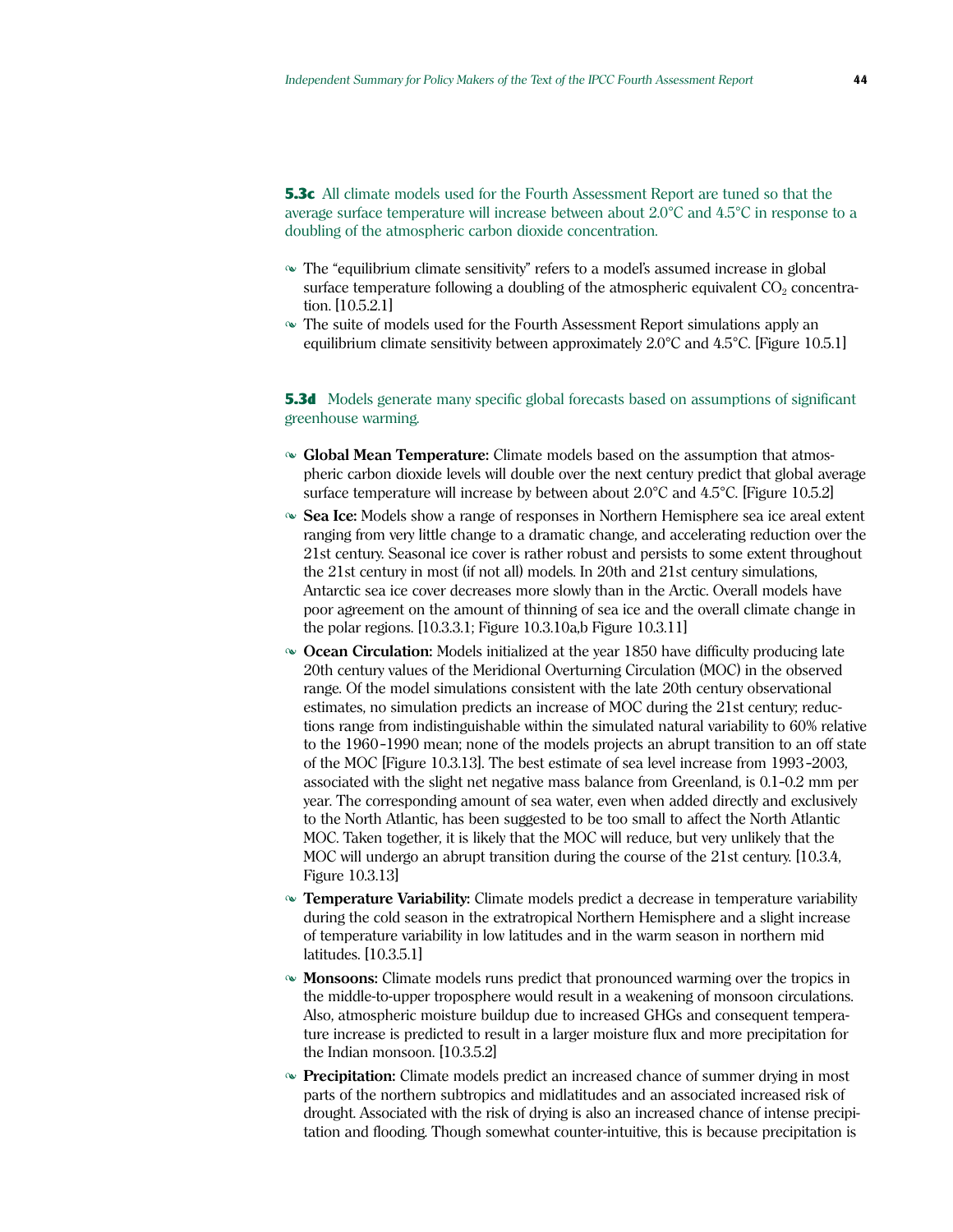**5.3c** All climate models used for the Fourth Assessment Report are tuned so that the average surface temperature will increase between about 2.0°C and 4.5°C in response to a doubling of the atmospheric carbon dioxide concentration.

- The "equilibrium climate sensitivity" refers to a model's assumed increase in global surface temperature following a doubling of the atmospheric equivalent $CO_2$ concentration. [10.5.2.1]
- The suite of models used for the Fourth Assessment Report simulations apply an equilibrium climate sensitivity between approximately 2.0°C and 4.5°C. [Figure 10.5.1]

**5.3d** Models generate many specific global forecasts based on assumptions of significant greenhouse warming.

- **Global Mean Temperature:** Climate models based on the assumption that atmospheric carbon dioxide levels will double over the next century predict that global average surface temperature will increase by between about 2.0°C and 4.5°C. [Figure 10.5.2]
- **Sea Ice:** Models show a range of responses in Northern Hemisphere sea ice areal extent ranging from very little change to a dramatic change, and accelerating reduction over the 21st century. Seasonal ice cover is rather robust and persists to some extent throughout the 21st century in most (if not all) models. In 20th and 21st century simulations, Antarctic sea ice cover decreases more slowly than in the Arctic. Overall models have poor agreement on the amount of thinning of sea ice and the overall climate change in the polar regions. [10.3.3.1; Figure 10.3.10a,b Figure 10.3.11]
- **Ocean Circulation:** Models initialized at the year 1850 have difficulty producing late 20th century values of the Meridional Overturning Circulation (MOC) in the observed range. Of the model simulations consistent with the late 20th century observational estimates, no simulation predicts an increase of MOC during the 21st century; reductions range from indistinguishable within the simulated natural variability to 60% relative to the 1960–1990 mean; none of the models projects an abrupt transition to an off state of the MOC [Figure 10.3.13]. The best estimate of sea level increase from 1993–2003, associated with the slight net negative mass balance from Greenland, is 0.1–0.2 mm per year. The corresponding amount of sea water, even when added directly and exclusively to the North Atlantic, has been suggested to be too small to affect the North Atlantic MOC. Taken together, it is likely that the MOC will reduce, but very unlikely that the MOC will undergo an abrupt transition during the course of the 21st century. [10.3.4, Figure 10.3.13]
- **Temperature Variability:** Climate models predict a decrease in temperature variability during the cold season in the extratropical Northern Hemisphere and a slight increase of temperature variability in low latitudes and in the warm season in northern mid latitudes. [10.3.5.1]
- **Monsoons:** Climate models runs predict that pronounced warming over the tropics in the middle-to-upper troposphere would result in a weakening of monsoon circulations. Also, atmospheric moisture buildup due to increased GHGs and consequent temperature increase is predicted to result in a larger moisture flux and more precipitation for the Indian monsoon. [10.3.5.2]
- **Precipitation:** Climate models predict an increased chance of summer drying in most parts of the northern subtropics and midlatitudes and an associated increased risk of drought. Associated with the risk of drying is also an increased chance of intense precipitation and flooding. Though somewhat counter-intuitive, this is because precipitation is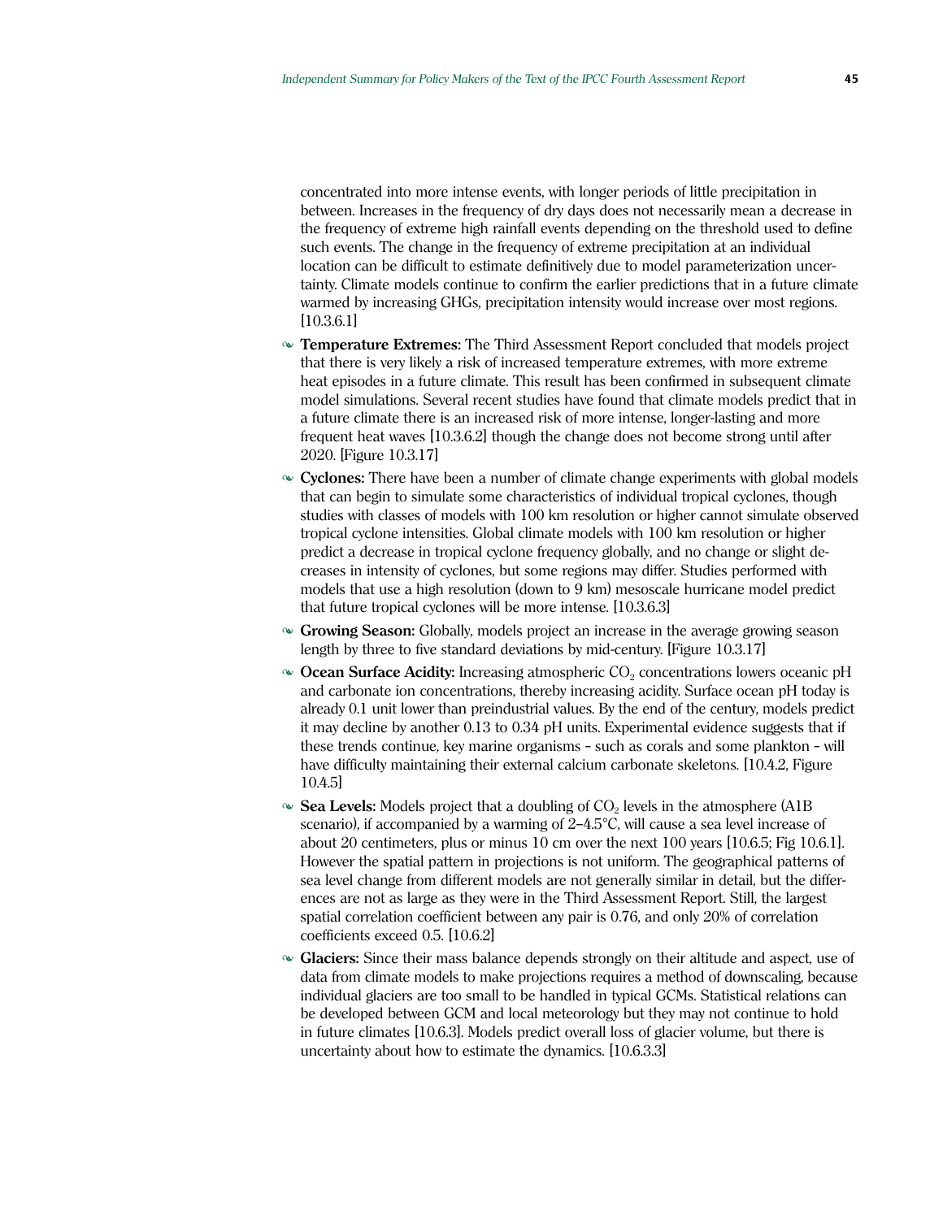concentrated into more intense events, with longer periods of little precipitation in between. Increases in the frequency of dry days does not necessarily mean a decrease in the frequency of extreme high rainfall events depending on the threshold used to define such events. The change in the frequency of extreme precipitation at an individual location can be difficult to estimate definitively due to model parameterization uncertainty. Climate models continue to confirm the earlier predictions that in a future climate warmed by increasing GHGs, precipitation intensity would increase over most regions. [10.3.6.1]

- **Temperature Extremes:** The Third Assessment Report concluded that models project that there is very likely a risk of increased temperature extremes, with more extreme heat episodes in a future climate. This result has been confirmed in subsequent climate model simulations. Several recent studies have found that climate models predict that in a future climate there is an increased risk of more intense, longer-lasting and more frequent heat waves [10.3.6.2] though the change does not become strong until after 2020. [Figure 10.3.17]
- **Cyclones:** There have been a number of climate change experiments with global models that can begin to simulate some characteristics of individual tropical cyclones, though studies with classes of models with 100 km resolution or higher cannot simulate observed tropical cyclone intensities. Global climate models with 100 km resolution or higher predict a decrease in tropical cyclone frequency globally, and no change or slight decreases in intensity of cyclones, but some regions may differ. Studies performed with models that use a high resolution (down to 9 km) mesoscale hurricane model predict that future tropical cyclones will be more intense. [10.3.6.3]
- **Growing Season:** Globally, models project an increase in the average growing season length by three to five standard deviations by mid-century. [Figure 10.3.17]
- **Ocean Surface Acidity:** Increasing atmospheric $CO_2$ concentrations lowers oceanic pH and carbonate ion concentrations, thereby increasing acidity. Surface ocean pH today is already 0.1 unit lower than preindustrial values. By the end of the century, models predict it may decline by another 0.13 to 0.34 pH units. Experimental evidence suggests that if these trends continue, key marine organisms – such as corals and some plankton – will have difficulty maintaining their external calcium carbonate skeletons. [10.4.2, Figure 10.4.5]
- **Sea Levels:** Models project that a doubling of $CO_2$ levels in the atmosphere (A1B scenario), if accompanied by a warming of 2–4.5°C, will cause a sea level increase of about 20 centimeters, plus or minus 10 cm over the next 100 years [10.6.5; Fig 10.6.1]. However the spatial pattern in projections is not uniform. The geographical patterns of sea level change from different models are not generally similar in detail, but the differences are not as large as they were in the Third Assessment Report. Still, the largest spatial correlation coefficient between any pair is 0.76, and only 20% of correlation coefficients exceed 0.5. [10.6.2]
- **Glaciers:** Since their mass balance depends strongly on their altitude and aspect, use of data from climate models to make projections requires a method of downscaling, because individual glaciers are too small to be handled in typical GCMs. Statistical relations can be developed between GCM and local meteorology but they may not continue to hold in future climates [10.6.3]. Models predict overall loss of glacier volume, but there is uncertainty about how to estimate the dynamics. [10.6.3.3]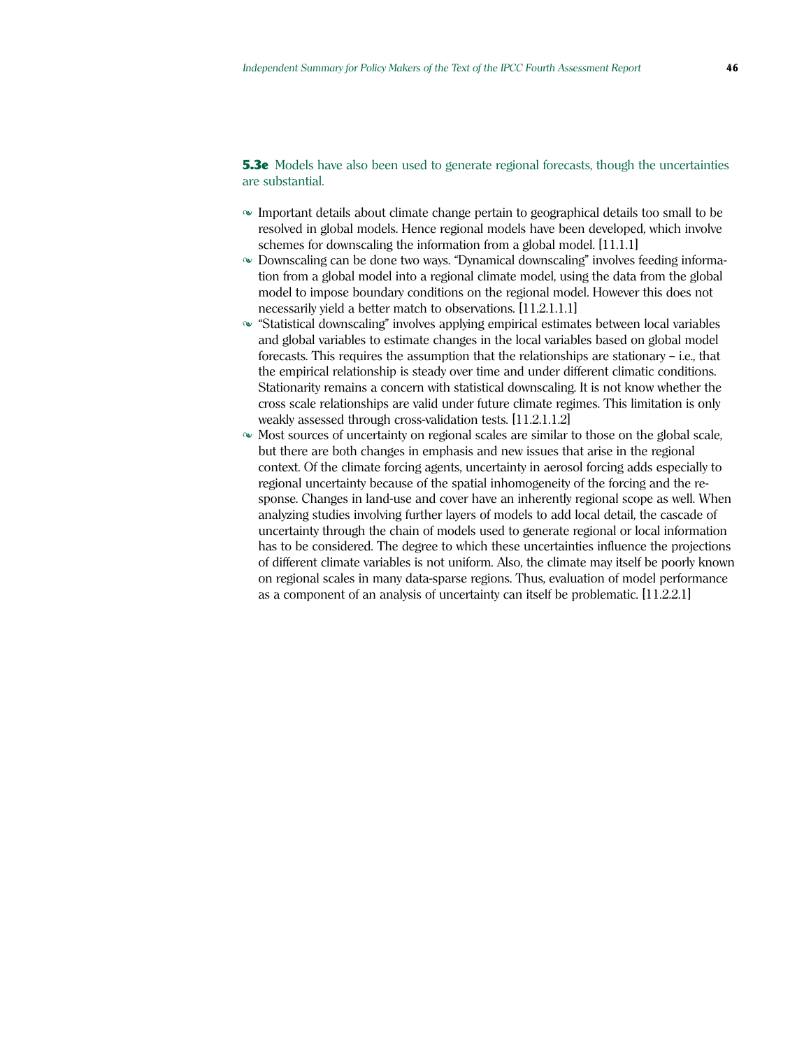**5.3e** Models have also been used to generate regional forecasts, though the uncertainties are substantial.

- Important details about climate change pertain to geographical details too small to be resolved in global models. Hence regional models have been developed, which involve schemes for downscaling the information from a global model. [11.1.1]
- Downscaling can be done two ways. "Dynamical downscaling" involves feeding information from a global model into a regional climate model, using the data from the global model to impose boundary conditions on the regional model. However this does not necessarily yield a better match to observations. [11.2.1.1.1]
- "Statistical downscaling" involves applying empirical estimates between local variables and global variables to estimate changes in the local variables based on global model forecasts. This requires the assumption that the relationships are stationary – i.e., that the empirical relationship is steady over time and under different climatic conditions. Stationarity remains a concern with statistical downscaling. It is not know whether the cross scale relationships are valid under future climate regimes. This limitation is only weakly assessed through cross-validation tests. [11.2.1.1.2]
- Most sources of uncertainty on regional scales are similar to those on the global scale, but there are both changes in emphasis and new issues that arise in the regional context. Of the climate forcing agents, uncertainty in aerosol forcing adds especially to regional uncertainty because of the spatial inhomogeneity of the forcing and the response. Changes in land-use and cover have an inherently regional scope as well. When analyzing studies involving further layers of models to add local detail, the cascade of uncertainty through the chain of models used to generate regional or local information has to be considered. The degree to which these uncertainties influence the projections of different climate variables is not uniform. Also, the climate may itself be poorly known on regional scales in many data-sparse regions. Thus, evaluation of model performance as a component of an analysis of uncertainty can itself be problematic. [11.2.2.1]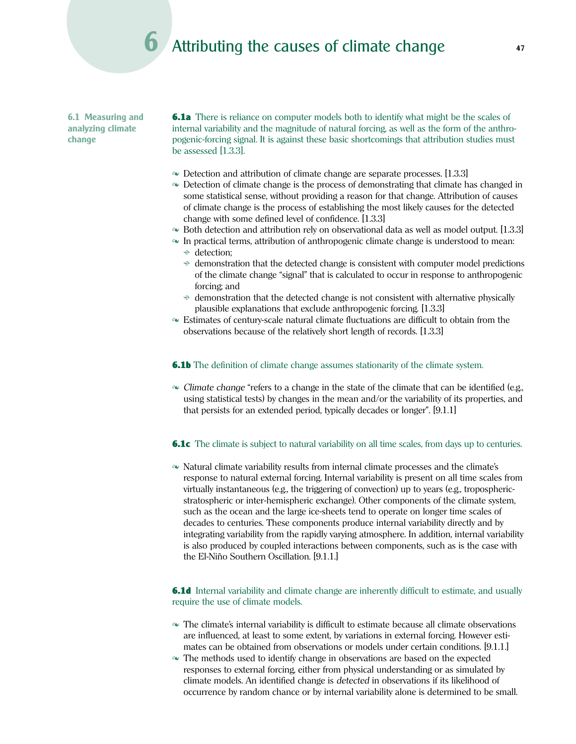# 6 Attributing the causes of climate change

## 6.1 Measuring and analyzing climate change

**6.1a** There is reliance on computer models both to identify what might be the scales of internal variability and the magnitude of natural forcing, as well as the form of the anthropogenic-forcing signal. It is against these basic shortcomings that attribution studies must be assessed [1.3.3].

- Detection and attribution of climate change are separate processes. [1.3.3]
- Detection of climate change is the process of demonstrating that climate has changed in some statistical sense, without providing a reason for that change. Attribution of causes of climate change is the process of establishing the most likely causes for the detected change with some defined level of confidence. [1.3.3]
- Both detection and attribution rely on observational data as well as model output. [1.3.3]
- In practical terms, attribution of anthropogenic climate change is understood to mean:
  - detection;
  - demonstration that the detected change is consistent with computer model predictions of the climate change "signal" that is calculated to occur in response to anthropogenic forcing; and
  - demonstration that the detected change is not consistent with alternative physically plausible explanations that exclude anthropogenic forcing. [1.3.3]
- Estimates of century-scale natural climate fluctuations are difficult to obtain from the observations because of the relatively short length of records. [1.3.3]

**6.1b** The definition of climate change assumes stationarity of the climate system.

- *Climate change* "refers to a change in the state of the climate that can be identified (e.g., using statistical tests) by changes in the mean and/or the variability of its properties, and that persists for an extended period, typically decades or longer". [9.1.1]

**6.1c** The climate is subject to natural variability on all time scales, from days up to centuries.

- Natural climate variability results from internal climate processes and the climate's response to natural external forcing. Internal variability is present on all time scales from virtually instantaneous (e.g., the triggering of convection) up to years (e.g., tropospheric-stratospheric or inter-hemispheric exchange). Other components of the climate system, such as the ocean and the large ice-sheets tend to operate on longer time scales of decades to centuries. These components produce internal variability directly and by integrating variability from the rapidly varying atmosphere. In addition, internal variability is also produced by coupled interactions between components, such as is the case with the El-Niño Southern Oscillation. [9.1.1.]

**6.1d** Internal variability and climate change are inherently difficult to estimate, and usually require the use of climate models.

- The climate's internal variability is difficult to estimate because all climate observations are influenced, at least to some extent, by variations in external forcing. However estimates can be obtained from observations or models under certain conditions. [9.1.1.]
- The methods used to identify change in observations are based on the expected responses to external forcing, either from physical understanding or as simulated by climate models. An identified change is *detected* in observations if its likelihood of occurrence by random chance or by internal variability alone is determined to be small.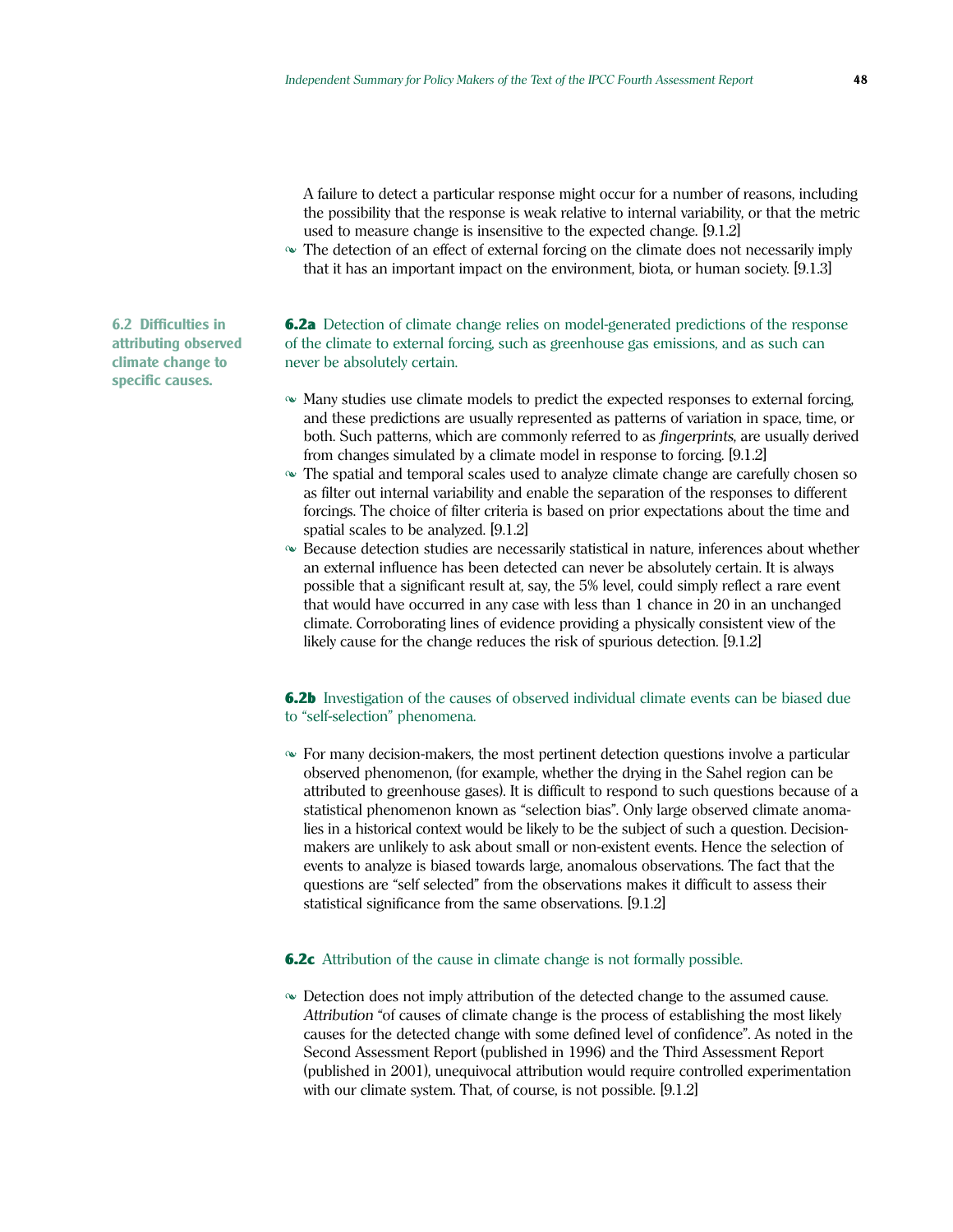A failure to detect a particular response might occur for a number of reasons, including the possibility that the response is weak relative to internal variability, or that the metric used to measure change is insensitive to the expected change. [9.1.2]

- The detection of an effect of external forcing on the climate does not necessarily imply that it has an important impact on the environment, biota, or human society. [9.1.3]

## 6.2 Difficulties in attributing observed climate change to specific causes.

**6.2a** Detection of climate change relies on model-generated predictions of the response of the climate to external forcing, such as greenhouse gas emissions, and as such can never be absolutely certain.

- Many studies use climate models to predict the expected responses to external forcing, and these predictions are usually represented as patterns of variation in space, time, or both. Such patterns, which are commonly referred to as *fingerprints*, are usually derived from changes simulated by a climate model in response to forcing. [9.1.2]
- The spatial and temporal scales used to analyze climate change are carefully chosen so as filter out internal variability and enable the separation of the responses to different forcings. The choice of filter criteria is based on prior expectations about the time and spatial scales to be analyzed. [9.1.2]
- Because detection studies are necessarily statistical in nature, inferences about whether an external influence has been detected can never be absolutely certain. It is always possible that a significant result at, say, the 5% level, could simply reflect a rare event that would have occurred in any case with less than 1 chance in 20 in an unchanged climate. Corroborating lines of evidence providing a physically consistent view of the likely cause for the change reduces the risk of spurious detection. [9.1.2]

**6.2b** Investigation of the causes of observed individual climate events can be biased due to "self-selection" phenomena.

- For many decision-makers, the most pertinent detection questions involve a particular observed phenomenon, (for example, whether the drying in the Sahel region can be attributed to greenhouse gases). It is difficult to respond to such questions because of a statistical phenomenon known as "selection bias". Only large observed climate anomalies in a historical context would be likely to be the subject of such a question. Decision-makers are unlikely to ask about small or non-existent events. Hence the selection of events to analyze is biased towards large, anomalous observations. The fact that the questions are "self selected" from the observations makes it difficult to assess their statistical significance from the same observations. [9.1.2]

**6.2c** Attribution of the cause in climate change is not formally possible.

- Detection does not imply attribution of the detected change to the assumed cause. *Attribution* "of causes of climate change is the process of establishing the most likely causes for the detected change with some defined level of confidence". As noted in the Second Assessment Report (published in 1996) and the Third Assessment Report (published in 2001), unequivocal attribution would require controlled experimentation with our climate system. That, of course, is not possible. [9.1.2]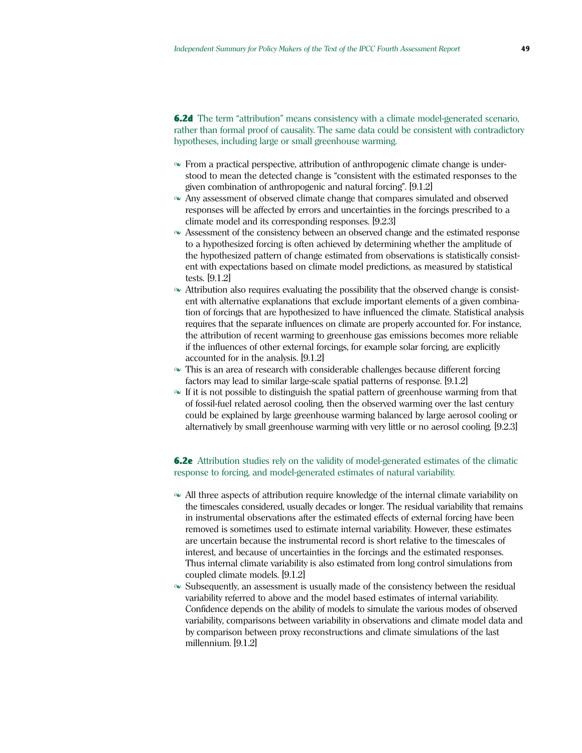**6.2d** The term "attribution" means consistency with a climate model-generated scenario, rather than formal proof of causality. The same data could be consistent with contradictory hypotheses, including large or small greenhouse warming.

- From a practical perspective, attribution of anthropogenic climate change is understood to mean the detected change is "consistent with the estimated responses to the given combination of anthropogenic and natural forcing". [9.1.2]
- Any assessment of observed climate change that compares simulated and observed responses will be affected by errors and uncertainties in the forcings prescribed to a climate model and its corresponding responses. [9.2.3]
- Assessment of the consistency between an observed change and the estimated response to a hypothesized forcing is often achieved by determining whether the amplitude of the hypothesized pattern of change estimated from observations is statistically consistent with expectations based on climate model predictions, as measured by statistical tests. [9.1.2]
- Attribution also requires evaluating the possibility that the observed change is consistent with alternative explanations that exclude important elements of a given combination of forcings that are hypothesized to have influenced the climate. Statistical analysis requires that the separate influences on climate are properly accounted for. For instance, the attribution of recent warming to greenhouse gas emissions becomes more reliable if the influences of other external forcings, for example solar forcing, are explicitly accounted for in the analysis. [9.1.2]
- This is an area of research with considerable challenges because different forcing factors may lead to similar large-scale spatial patterns of response. [9.1.2]
- If it is not possible to distinguish the spatial pattern of greenhouse warming from that of fossil-fuel related aerosol cooling, then the observed warming over the last century could be explained by large greenhouse warming balanced by large aerosol cooling or alternatively by small greenhouse warming with very little or no aerosol cooling. [9.2.3]

**6.2e** Attribution studies rely on the validity of model-generated estimates of the climatic response to forcing, and model-generated estimates of natural variability.

- All three aspects of attribution require knowledge of the internal climate variability on the timescales considered, usually decades or longer. The residual variability that remains in instrumental observations after the estimated effects of external forcing have been removed is sometimes used to estimate internal variability. However, these estimates are uncertain because the instrumental record is short relative to the timescales of interest, and because of uncertainties in the forcings and the estimated responses. Thus internal climate variability is also estimated from long control simulations from coupled climate models. [9.1.2]
- Subsequently, an assessment is usually made of the consistency between the residual variability referred to above and the model based estimates of internal variability. Confidence depends on the ability of models to simulate the various modes of observed variability, comparisons between variability in observations and climate model data and by comparison between proxy reconstructions and climate simulations of the last millennium. [9.1.2]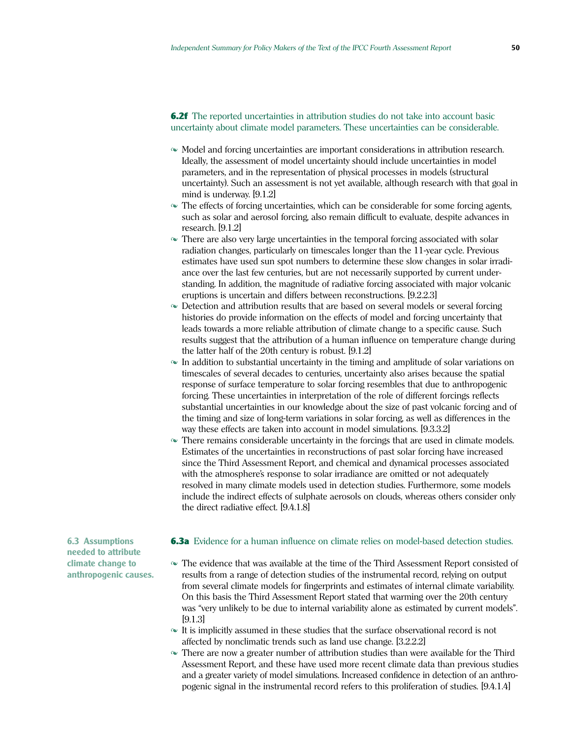**6.2f** The reported uncertainties in attribution studies do not take into account basic uncertainty about climate model parameters. These uncertainties can be considerable.

- Model and forcing uncertainties are important considerations in attribution research. Ideally, the assessment of model uncertainty should include uncertainties in model parameters, and in the representation of physical processes in models (structural uncertainty). Such an assessment is not yet available, although research with that goal in mind is underway. [9.1.2]
- The effects of forcing uncertainties, which can be considerable for some forcing agents, such as solar and aerosol forcing, also remain difficult to evaluate, despite advances in research. [9.1.2]
- There are also very large uncertainties in the temporal forcing associated with solar radiation changes, particularly on timescales longer than the 11-year cycle. Previous estimates have used sun spot numbers to determine these slow changes in solar irradiance over the last few centuries, but are not necessarily supported by current understanding. In addition, the magnitude of radiative forcing associated with major volcanic eruptions is uncertain and differs between reconstructions. [9.2.2.3]
- Detection and attribution results that are based on several models or several forcing histories do provide information on the effects of model and forcing uncertainty that leads towards a more reliable attribution of climate change to a specific cause. Such results suggest that the attribution of a human influence on temperature change during the latter half of the 20th century is robust. [9.1.2]
- In addition to substantial uncertainty in the timing and amplitude of solar variations on timescales of several decades to centuries, uncertainty also arises because the spatial response of surface temperature to solar forcing resembles that due to anthropogenic forcing. These uncertainties in interpretation of the role of different forcings reflects substantial uncertainties in our knowledge about the size of past volcanic forcing and of the timing and size of long-term variations in solar forcing, as well as differences in the way these effects are taken into account in model simulations. [9.3.3.2]
- There remains considerable uncertainty in the forcings that are used in climate models. Estimates of the uncertainties in reconstructions of past solar forcing have increased since the Third Assessment Report, and chemical and dynamical processes associated with the atmosphere's response to solar irradiance are omitted or not adequately resolved in many climate models used in detection studies. Furthermore, some models include the indirect effects of sulphate aerosols on clouds, whereas others consider only the direct radiative effect. [9.4.1.8]

## 6.3 Assumptions needed to attribute climate change to anthropogenic causes.

**6.3a** Evidence for a human influence on climate relies on model-based detection studies.

- The evidence that was available at the time of the Third Assessment Report consisted of results from a range of detection studies of the instrumental record, relying on output from several climate models for fingerprints and estimates of internal climate variability. On this basis the Third Assessment Report stated that warming over the 20th century was "very unlikely to be due to internal variability alone as estimated by current models". [9.1.3]
- It is implicitly assumed in these studies that the surface observational record is not affected by nonclimatic trends such as land use change. [3.2.2.2]
- There are now a greater number of attribution studies than were available for the Third Assessment Report, and these have used more recent climate data than previous studies and a greater variety of model simulations. Increased confidence in detection of an anthropogenic signal in the instrumental record refers to this proliferation of studies. [9.4.1.4]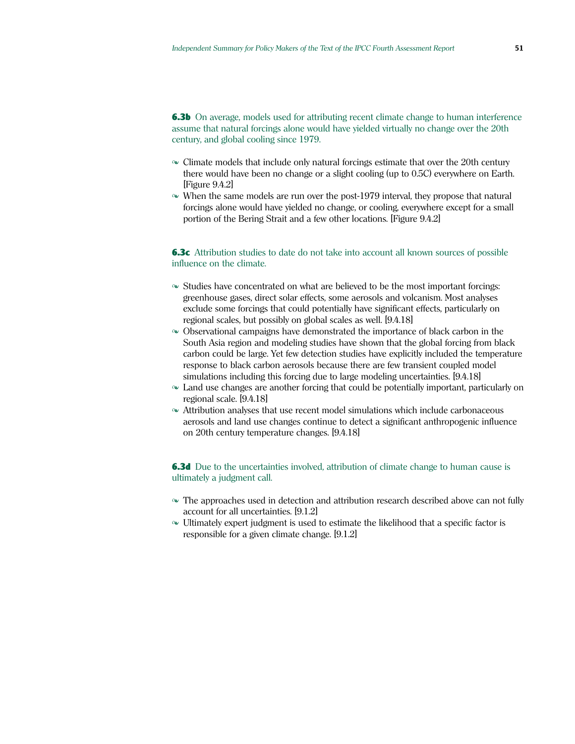**6.3b** On average, models used for attributing recent climate change to human interference assume that natural forcings alone would have yielded virtually no change over the 20th century, and global cooling since 1979.

- Climate models that include only natural forcings estimate that over the 20th century there would have been no change or a slight cooling (up to 0.5C) everywhere on Earth. [Figure 9.4.2]
- When the same models are run over the post-1979 interval, they propose that natural forcings alone would have yielded no change, or cooling, everywhere except for a small portion of the Bering Strait and a few other locations. [Figure 9.4.2]

**6.3c** Attribution studies to date do not take into account all known sources of possible influence on the climate.

- Studies have concentrated on what are believed to be the most important forcings: greenhouse gases, direct solar effects, some aerosols and volcanism. Most analyses exclude some forcings that could potentially have significant effects, particularly on regional scales, but possibly on global scales as well. [9.4.18]
- Observational campaigns have demonstrated the importance of black carbon in the South Asia region and modeling studies have shown that the global forcing from black carbon could be large. Yet few detection studies have explicitly included the temperature response to black carbon aerosols because there are few transient coupled model simulations including this forcing due to large modeling uncertainties. [9.4.18]
- Land use changes are another forcing that could be potentially important, particularly on regional scale. [9.4.18]
- Attribution analyses that use recent model simulations which include carbonaceous aerosols and land use changes continue to detect a significant anthropogenic influence on 20th century temperature changes. [9.4.18]

**6.3d** Due to the uncertainties involved, attribution of climate change to human cause is ultimately a judgment call.

- The approaches used in detection and attribution research described above can not fully account for all uncertainties. [9.1.2]
- Ultimately expert judgment is used to estimate the likelihood that a specific factor is responsible for a given climate change. [9.1.2]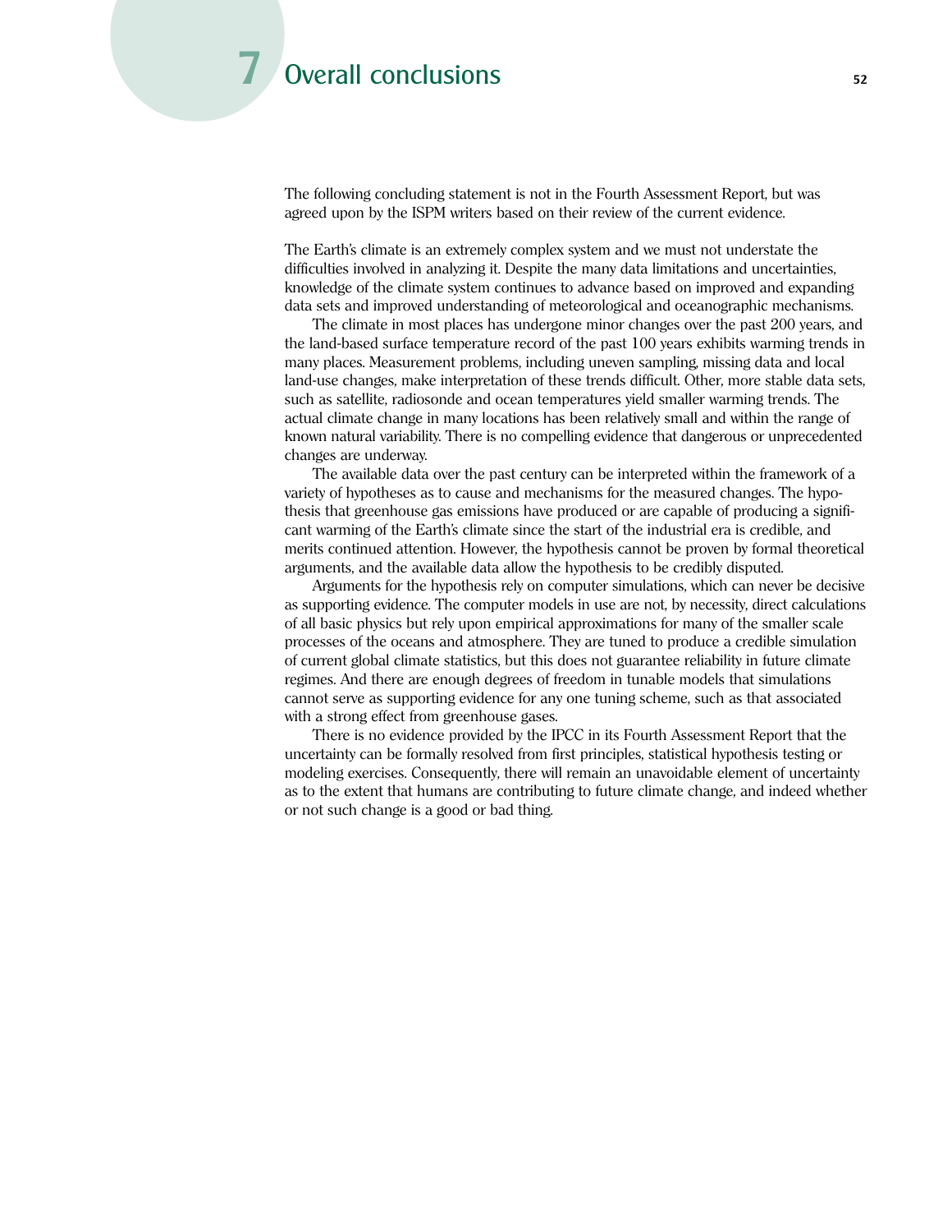# 7 Overall conclusions

The following concluding statement is not in the Fourth Assessment Report, but was agreed upon by the ISPM writers based on their review of the current evidence.

The Earth's climate is an extremely complex system and we must not understate the difficulties involved in analyzing it. Despite the many data limitations and uncertainties, knowledge of the climate system continues to advance based on improved and expanding data sets and improved understanding of meteorological and oceanographic mechanisms.

The climate in most places has undergone minor changes over the past 200 years, and the land-based surface temperature record of the past 100 years exhibits warming trends in many places. Measurement problems, including uneven sampling, missing data and local land-use changes, make interpretation of these trends difficult. Other, more stable data sets, such as satellite, radiosonde and ocean temperatures yield smaller warming trends. The actual climate change in many locations has been relatively small and within the range of known natural variability. There is no compelling evidence that dangerous or unprecedented changes are underway.

The available data over the past century can be interpreted within the framework of a variety of hypotheses as to cause and mechanisms for the measured changes. The hypothesis that greenhouse gas emissions have produced or are capable of producing a significant warming of the Earth's climate since the start of the industrial era is credible, and merits continued attention. However, the hypothesis cannot be proven by formal theoretical arguments, and the available data allow the hypothesis to be credibly disputed.

Arguments for the hypothesis rely on computer simulations, which can never be decisive as supporting evidence. The computer models in use are not, by necessity, direct calculations of all basic physics but rely upon empirical approximations for many of the smaller scale processes of the oceans and atmosphere. They are tuned to produce a credible simulation of current global climate statistics, but this does not guarantee reliability in future climate regimes. And there are enough degrees of freedom in tunable models that simulations cannot serve as supporting evidence for any one tuning scheme, such as that associated with a strong effect from greenhouse gases.

There is no evidence provided by the IPCC in its Fourth Assessment Report that the uncertainty can be formally resolved from first principles, statistical hypothesis testing or modeling exercises. Consequently, there will remain an unavoidable element of uncertainty as to the extent that humans are contributing to future climate change, and indeed whether or not such change is a good or bad thing.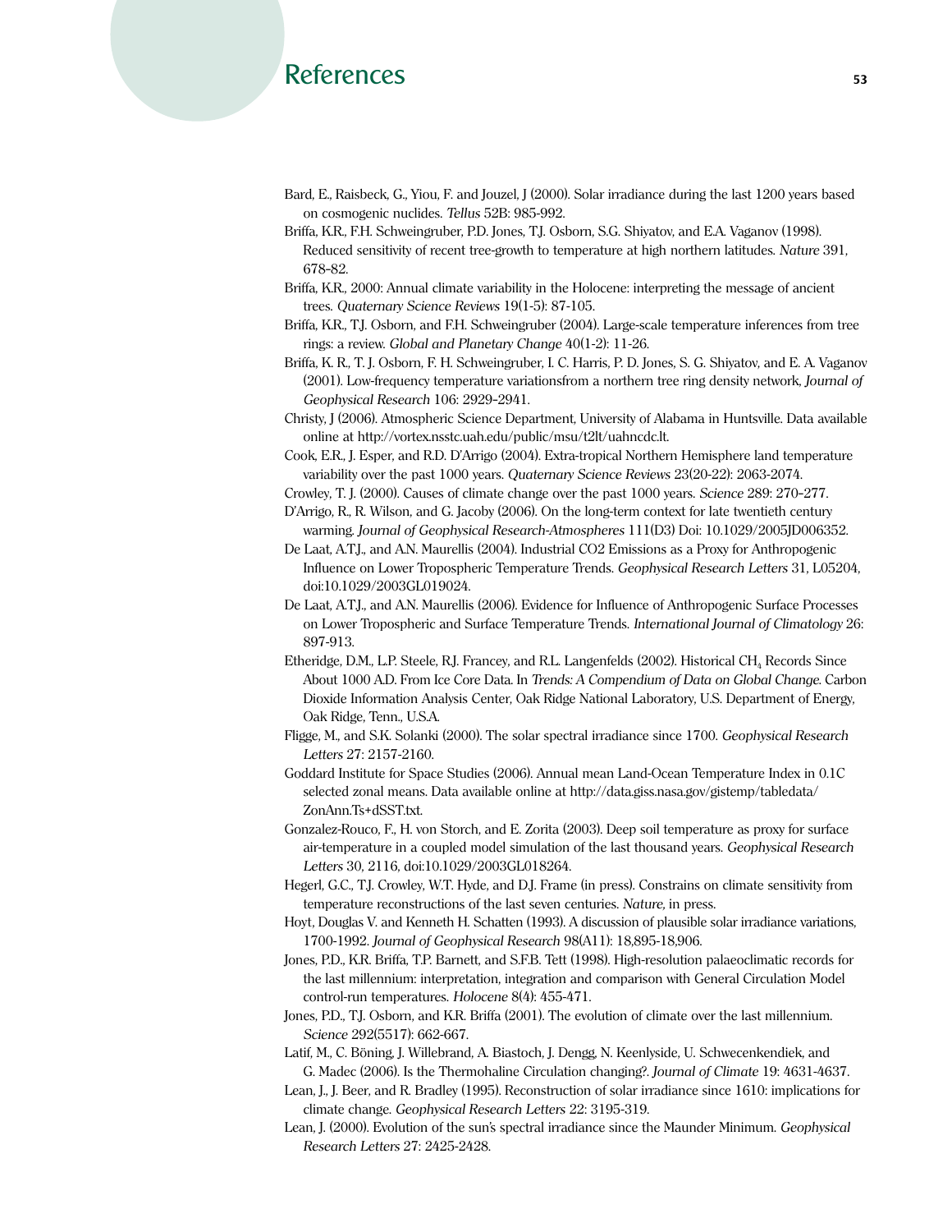# References

Bard, E., Raisbeck, G., Yiou, F. and Jouzel, J (2000). Solar irradiance during the last 1200 years based on cosmogenic nuclides. *Tellus* 52B: 985-992.

Briffa, K.R., F.H. Schweingruber, P.D. Jones, T.J. Osborn, S.G. Shiyatov, and E.A. Vaganov (1998). Reduced sensitivity of recent tree-growth to temperature at high northern latitudes. *Nature* 391, 678–82.

Briffa, K.R., 2000: Annual climate variability in the Holocene: interpreting the message of ancient trees. *Quaternary Science Reviews* 19(1-5): 87-105.

Briffa, K.R., T.J. Osborn, and F.H. Schweingruber (2004). Large-scale temperature inferences from tree rings: a review. *Global and Planetary Change* 40(1-2): 11-26.

Briffa, K. R., T. J. Osborn, F. H. Schweingruber, I. C. Harris, P. D. Jones, S. G. Shiyatov, and E. A. Vaganov (2001). Low-frequency temperature variationsfrom a northern tree ring density network, *Journal of Geophysical Research* 106: 2929–2941.

Christy, J (2006). Atmospheric Science Department, University of Alabama in Huntsville. Data available online at http://vortex.nsstc.uah.edu/public/msu/t2lt/uahncdc.lt.

Cook, E.R., J. Esper, and R.D. D'Arrigo (2004). Extra-tropical Northern Hemisphere land temperature variability over the past 1000 years. *Quaternary Science Reviews* 23(20-22): 2063-2074.

Crowley, T. J. (2000). Causes of climate change over the past 1000 years. *Science* 289: 270–277.

D'Arrigo, R., R. Wilson, and G. Jacoby (2006). On the long-term context for late twentieth century warming. *Journal of Geophysical Research-Atmospheres* 111(D3) Doi: 10.1029/2005JD006352.

De Laat, A.T.J., and A.N. Maurellis (2004). Industrial CO2 Emissions as a Proxy for Anthropogenic Influence on Lower Tropospheric Temperature Trends. *Geophysical Research Letters* 31, L05204, doi:10.1029/2003GL019024.

De Laat, A.T.J., and A.N. Maurellis (2006). Evidence for Influence of Anthropogenic Surface Processes on Lower Tropospheric and Surface Temperature Trends. *International Journal of Climatology* 26: 897-913.

Etheridge, D.M., L.P. Steele, R.J. Francey, and R.L. Langenfelds (2002). Historical $CH_4$ Records Since About 1000 A.D. From Ice Core Data. In *Trends: A Compendium of Data on Global Change*. Carbon Dioxide Information Analysis Center, Oak Ridge National Laboratory, U.S. Department of Energy, Oak Ridge, Tenn., U.S.A.

Fligge, M., and S.K. Solanki (2000). The solar spectral irradiance since 1700. *Geophysical Research Letters* 27: 2157-2160.

Goddard Institute for Space Studies (2006). Annual mean Land-Ocean Temperature Index in 0.1C selected zonal means. Data available online at http://data.giss.nasa.gov/gistemp/tabledata/ZonAnn.Ts+dSST.txt.

Gonzalez-Rouco, F., H. von Storch, and E. Zorita (2003). Deep soil temperature as proxy for surface air-temperature in a coupled model simulation of the last thousand years. *Geophysical Research Letters* 30, 2116, doi:10.1029/2003GL018264.

Hegerl, G.C., T.J. Crowley, W.T. Hyde, and D.J. Frame (in press). Constrains on climate sensitivity from temperature reconstructions of the last seven centuries. *Nature,* in press.

Hoyt, Douglas V. and Kenneth H. Schatten (1993). A discussion of plausible solar irradiance variations, 1700-1992. *Journal of Geophysical Research* 98(A11): 18,895-18,906.

Jones, P.D., K.R. Briffa, T.P. Barnett, and S.F.B. Tett (1998). High-resolution palaeoclimatic records for the last millennium: interpretation, integration and comparison with General Circulation Model control-run temperatures. *Holocene* 8(4): 455-471.

Jones, P.D., T.J. Osborn, and K.R. Briffa (2001). The evolution of climate over the last millennium. *Science* 292(5517): 662-667.

Latif, M., C. Böning, J. Willebrand, A. Biastoch, J. Dengg, N. Keenlyside, U. Schwecenkendiek, and G. Madec (2006). Is the Thermohaline Circulation changing?. *Journal of Climate* 19: 4631-4637.

Lean, J., J. Beer, and R. Bradley (1995). Reconstruction of solar irradiance since 1610: implications for climate change. *Geophysical Research Letters* 22: 3195-319.

Lean, J. (2000). Evolution of the sun's spectral irradiance since the Maunder Minimum. *Geophysical Research Letters* 27: 2425-2428.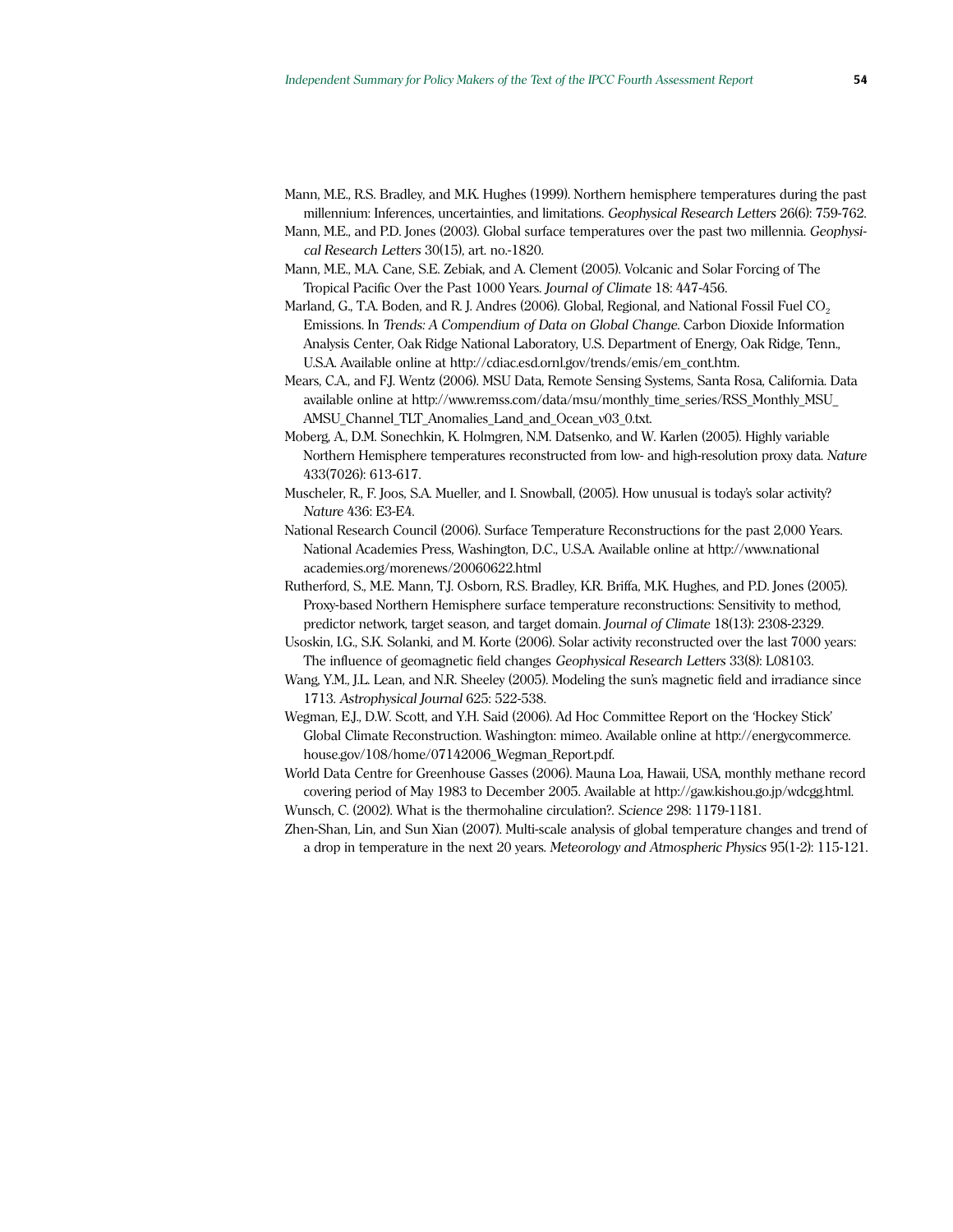Mann, M.E., R.S. Bradley, and M.K. Hughes (1999). Northern hemisphere temperatures during the past millennium: Inferences, uncertainties, and limitations. *Geophysical Research Letters* 26(6): 759-762.

Mann, M.E., and P.D. Jones (2003). Global surface temperatures over the past two millennia. *Geophysical Research Letters* 30(15), art. no.-1820.

Mann, M.E., M.A. Cane, S.E. Zebiak, and A. Clement (2005). Volcanic and Solar Forcing of The Tropical Pacific Over the Past 1000 Years. *Journal of Climate* 18: 447-456.

Marland, G., T.A. Boden, and R. J. Andres (2006). Global, Regional, and National Fossil Fuel $CO_2$ Emissions. In *Trends: A Compendium of Data on Global Change*. Carbon Dioxide Information Analysis Center, Oak Ridge National Laboratory, U.S. Department of Energy, Oak Ridge, Tenn., U.S.A. Available online at http://cdiac.esd.ornl.gov/trends/emis/em_cont.htm.

Mears, C.A., and F.J. Wentz (2006). MSU Data, Remote Sensing Systems, Santa Rosa, California. Data available online at http://www.remss.com/data/msu/monthly_time_series/RSS_Monthly_MSU_AMSU_Channel_TLT_Anomalies_Land_and_Ocean_v03_0.txt.

Moberg, A., D.M. Sonechkin, K. Holmgren, N.M. Datsenko, and W. Karlen (2005). Highly variable Northern Hemisphere temperatures reconstructed from low- and high-resolution proxy data. *Nature* 433(7026): 613-617.

Muscheler, R., F. Joos, S.A. Mueller, and I. Snowball, (2005). How unusual is today's solar activity? *Nature* 436: E3-E4.

National Research Council (2006). Surface Temperature Reconstructions for the past 2,000 Years. National Academies Press, Washington, D.C., U.S.A. Available online at http://www.nationalacademies.org/morenews/20060622.html

Rutherford, S., M.E. Mann, T.J. Osborn, R.S. Bradley, K.R. Briffa, M.K. Hughes, and P.D. Jones (2005). Proxy-based Northern Hemisphere surface temperature reconstructions: Sensitivity to method, predictor network, target season, and target domain. *Journal of Climate* 18(13): 2308-2329.

Usoskin, I.G., S.K. Solanki, and M. Korte (2006). Solar activity reconstructed over the last 7000 years: The influence of geomagnetic field changes *Geophysical Research Letters* 33(8): L08103.

Wang, Y.M., J.L. Lean, and N.R. Sheeley (2005). Modeling the sun's magnetic field and irradiance since 1713. *Astrophysical Journal* 625: 522-538.

Wegman, E.J., D.W. Scott, and Y.H. Said (2006). Ad Hoc Committee Report on the 'Hockey Stick' Global Climate Reconstruction. Washington: mimeo. Available online at http://energycommerce.house.gov/108/home/07142006_Wegman_Report.pdf.

World Data Centre for Greenhouse Gasses (2006). Mauna Loa, Hawaii, USA, monthly methane record covering period of May 1983 to December 2005. Available at http://gaw.kishou.go.jp/wdcgg.html.

Wunsch, C. (2002). What is the thermohaline circulation?. *Science* 298: 1179-1181.

Zhen-Shan, Lin, and Sun Xian (2007). Multi-scale analysis of global temperature changes and trend of a drop in temperature in the next 20 years. *Meteorology and Atmospheric Physics* 95(1-2): 115-121.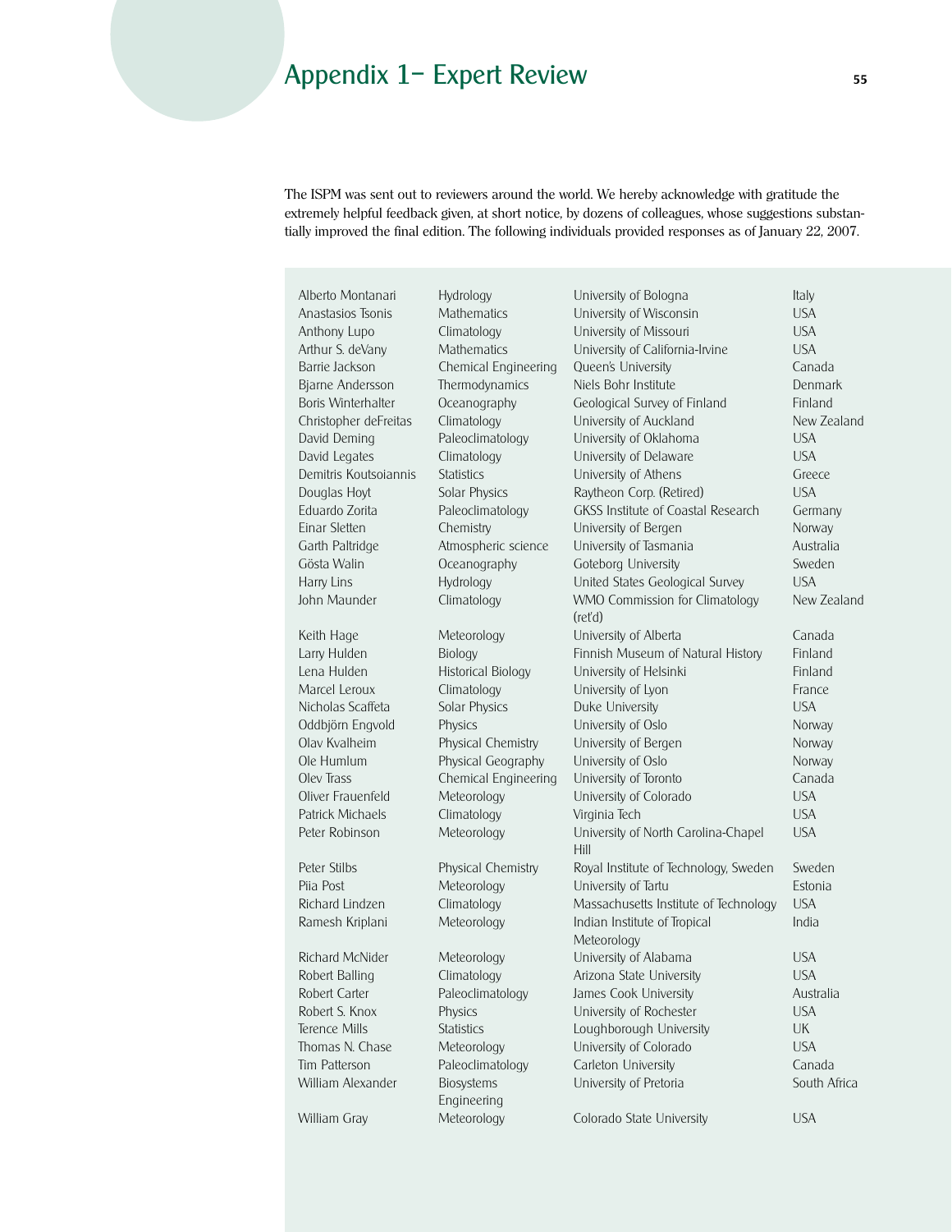# Appendix 1– Expert Review

The ISPM was sent out to reviewers around the world. We hereby acknowledge with gratitude the extremely helpful feedback given, at short notice, by dozens of colleagues, whose suggestions substantially improved the final edition. The following individuals provided responses as of January 22, 2007.

| | | | |
|---|---|---|---|
| Alberto Montanari | Hydrology | University of Bologna | Italy |
| Anastasios Tsonis | Mathematics | University of Wisconsin | USA |
| Anthony Lupo | Climatology | University of Missouri | USA |
| Arthur S. deVany | Mathematics | University of California-Irvine | USA |
| Barrie Jackson | Chemical Engineering | Queen's University | Canada |
| Bjarne Andersson | Thermodynamics | Niels Bohr Institute | Denmark |
| Boris Winterhalter | Oceanography | Geological Survey of Finland | Finland |
| Christopher deFreitas | Climatology | University of Auckland | New Zealand |
| David Deming | Paleoclimatology | University of Oklahoma | USA |
| David Legates | Climatology | University of Delaware | USA |
| Demitris Koutsoiannis | Statistics | University of Athens | Greece |
| Douglas Hoyt | Solar Physics | Raytheon Corp. (Retired) | USA |
| Eduardo Zorita | Paleoclimatology | GKSS Institute of Coastal Research | Germany |
| Einar Sletten | Chemistry | University of Bergen | Norway |
| Garth Paltridge | Atmospheric science | University of Tasmania | Australia |
| Gösta Walin | Oceanography | Goteborg University | Sweden |
| Harry Lins | Hydrology | United States Geological Survey | USA |
| John Maunder | Climatology | WMO Commission for Climatology (ret'd) | New Zealand |
| Keith Hage | Meteorology | University of Alberta | Canada |
| Larry Hulden | Biology | Finnish Museum of Natural History | Finland |
| Lena Hulden | Historical Biology | University of Helsinki | Finland |
| Marcel Leroux | Climatology | University of Lyon | France |
| Nicholas Scaffeta | Solar Physics | Duke University | USA |
| Oddbjörn Engvold | Physics | University of Oslo | Norway |
| Olav Kvalheim | Physical Chemistry | University of Bergen | Norway |
| Ole Humlum | Physical Geography | University of Oslo | Norway |
| Olev Trass | Chemical Engineering | University of Toronto | Canada |
| Oliver Frauenfeld | Meteorology | University of Colorado | USA |
| Patrick Michaels | Climatology | Virginia Tech | USA |
| Peter Robinson | Meteorology | University of North Carolina-Chapel Hill | USA |
| Peter Stilbs | Physical Chemistry | Royal Institute of Technology, Sweden | Sweden |
| Piia Post | Meteorology | University of Tartu | Estonia |
| Richard Lindzen | Climatology | Massachusetts Institute of Technology | USA |
| Ramesh Kriplani | Meteorology | Indian Institute of Tropical Meteorology | India |
| Richard McNider | Meteorology | University of Alabama | USA |
| Robert Balling | Climatology | Arizona State University | USA |
| Robert Carter | Paleoclimatology | James Cook University | Australia |
| Robert S. Knox | Physics | University of Rochester | USA |
| Terence Mills | Statistics | Loughborough University | UK |
| Thomas N. Chase | Meteorology | University of Colorado | USA |
| Tim Patterson | Paleoclimatology | Carleton University | Canada |
| William Alexander | Biosystems Engineering | University of Pretoria | South Africa |
| William Gray | Meteorology | Colorado State University | USA |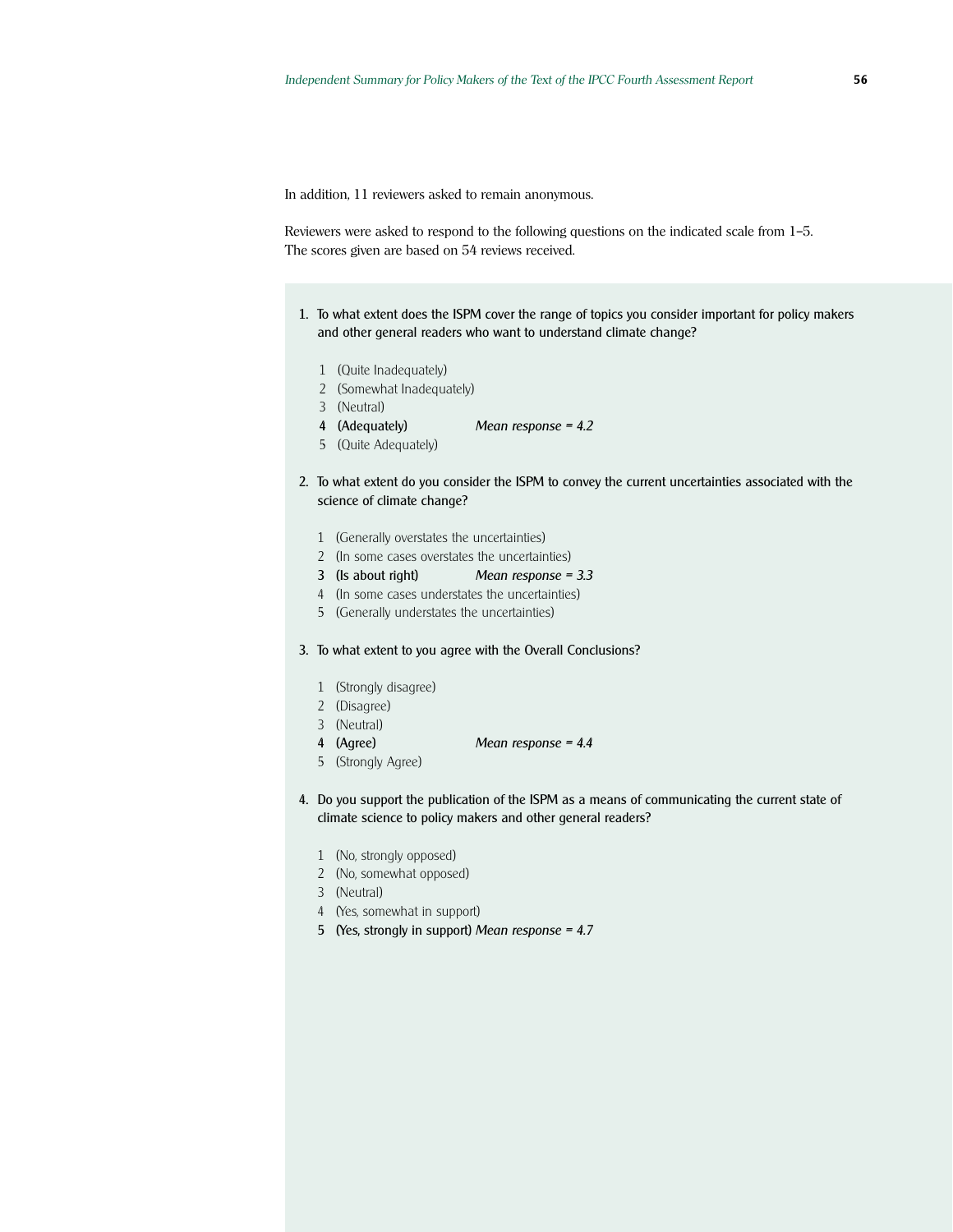In addition, 11 reviewers asked to remain anonymous.

Reviewers were asked to respond to the following questions on the indicated scale from 1–5. The scores given are based on 54 reviews received.

1. To what extent does the ISPM cover the range of topics you consider important for policy makers and other general readers who want to understand climate change?

   1 (Quite Inadequately)
   2 (Somewhat Inadequately)
   3 (Neutral)
   **4 (Adequately)** *Mean response = 4.2*
   5 (Quite Adequately)

2. To what extent do you consider the ISPM to convey the current uncertainties associated with the science of climate change?

   1 (Generally overstates the uncertainties)
   2 (In some cases overstates the uncertainties)
   **3 (Is about right)** *Mean response = 3.3*
   4 (In some cases understates the uncertainties)
   5 (Generally understates the uncertainties)

3. To what extent to you agree with the Overall Conclusions?

   1 (Strongly disagree)
   2 (Disagree)
   3 (Neutral)
   **4 (Agree)** *Mean response = 4.4*
   5 (Strongly Agree)

4. Do you support the publication of the ISPM as a means of communicating the current state of climate science to policy makers and other general readers?

   1 (No, strongly opposed)
   2 (No, somewhat opposed)
   3 (Neutral)
   4 (Yes, somewhat in support)
   **5 (Yes, strongly in support)** *Mean response = 4.7*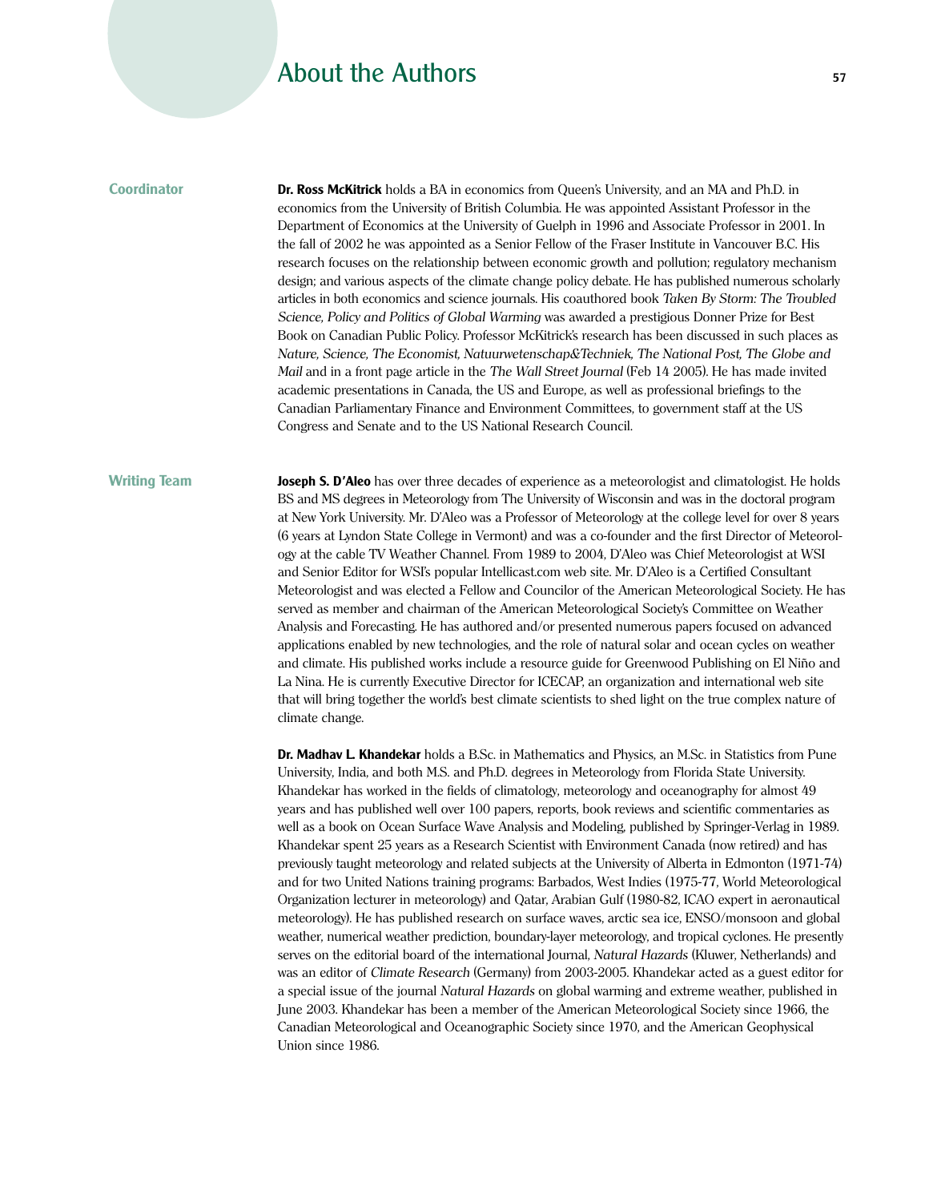# About the Authors

## Coordinator

**Dr. Ross McKitrick** holds a BA in economics from Queen's University, and an MA and Ph.D. in economics from the University of British Columbia. He was appointed Assistant Professor in the Department of Economics at the University of Guelph in 1996 and Associate Professor in 2001. In the fall of 2002 he was appointed as a Senior Fellow of the Fraser Institute in Vancouver B.C. His research focuses on the relationship between economic growth and pollution; regulatory mechanism design; and various aspects of the climate change policy debate. He has published numerous scholarly articles in both economics and science journals. His coauthored book *Taken By Storm: The Troubled Science, Policy and Politics of Global Warming* was awarded a prestigious Donner Prize for Best Book on Canadian Public Policy. Professor McKitrick's research has been discussed in such places as *Nature, Science, The Economist, Natuurwetenschap&Techniek, The National Post, The Globe and Mail* and in a front page article in the *The Wall Street Journal* (Feb 14 2005). He has made invited academic presentations in Canada, the US and Europe, as well as professional briefings to the Canadian Parliamentary Finance and Environment Committees, to government staff at the US Congress and Senate and to the US National Research Council.

## Writing Team

**Joseph S. D'Aleo** has over three decades of experience as a meteorologist and climatologist. He holds BS and MS degrees in Meteorology from The University of Wisconsin and was in the doctoral program at New York University. Mr. D'Aleo was a Professor of Meteorology at the college level for over 8 years (6 years at Lyndon State College in Vermont) and was a co-founder and the first Director of Meteorology at the cable TV Weather Channel. From 1989 to 2004, D'Aleo was Chief Meteorologist at WSI and Senior Editor for WSI's popular Intellicast.com web site. Mr. D'Aleo is a Certified Consultant Meteorologist and was elected a Fellow and Councilor of the American Meteorological Society. He has served as member and chairman of the American Meteorological Society's Committee on Weather Analysis and Forecasting. He has authored and/or presented numerous papers focused on advanced applications enabled by new technologies, and the role of natural solar and ocean cycles on weather and climate. His published works include a resource guide for Greenwood Publishing on El Niño and La Nina. He is currently Executive Director for ICECAP, an organization and international web site that will bring together the world's best climate scientists to shed light on the true complex nature of climate change.

**Dr. Madhav L. Khandekar** holds a B.Sc. in Mathematics and Physics, an M.Sc. in Statistics from Pune University, India, and both M.S. and Ph.D. degrees in Meteorology from Florida State University. Khandekar has worked in the fields of climatology, meteorology and oceanography for almost 49 years and has published well over 100 papers, reports, book reviews and scientific commentaries as well as a book on Ocean Surface Wave Analysis and Modeling, published by Springer-Verlag in 1989. Khandekar spent 25 years as a Research Scientist with Environment Canada (now retired) and has previously taught meteorology and related subjects at the University of Alberta in Edmonton (1971-74) and for two United Nations training programs: Barbados, West Indies (1975-77, World Meteorological Organization lecturer in meteorology) and Qatar, Arabian Gulf (1980-82, ICAO expert in aeronautical meteorology). He has published research on surface waves, arctic sea ice, ENSO/monsoon and global weather, numerical weather prediction, boundary-layer meteorology, and tropical cyclones. He presently serves on the editorial board of the international Journal, *Natural Hazards* (Kluwer, Netherlands) and was an editor of *Climate Research* (Germany) from 2003-2005. Khandekar acted as a guest editor for a special issue of the journal *Natural Hazards* on global warming and extreme weather, published in June 2003. Khandekar has been a member of the American Meteorological Society since 1966, the Canadian Meteorological and Oceanographic Society since 1970, and the American Geophysical Union since 1986.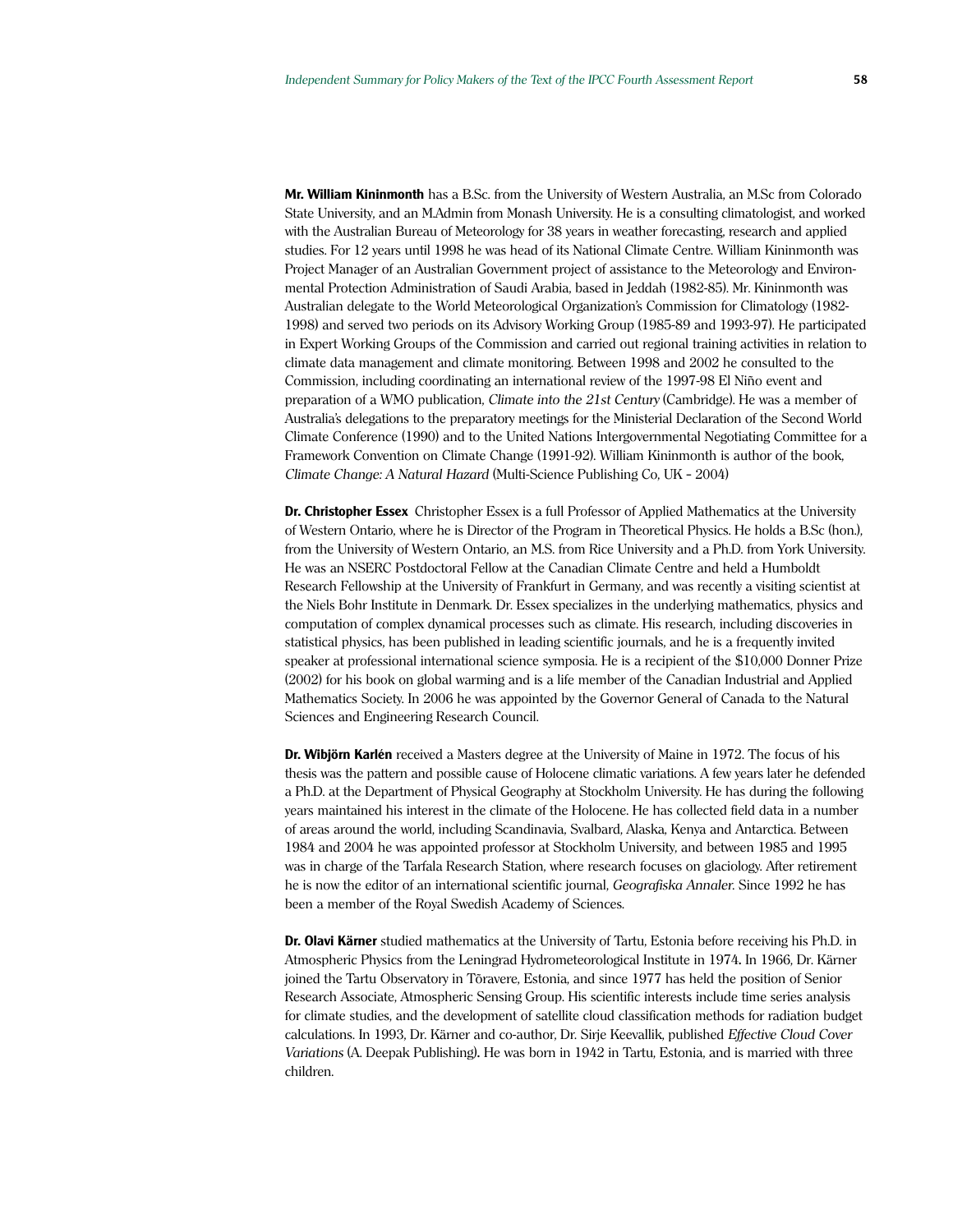**Mr. William Kininmonth** has a B.Sc. from the University of Western Australia, an M.Sc from Colorado State University, and an M.Admin from Monash University. He is a consulting climatologist, and worked with the Australian Bureau of Meteorology for 38 years in weather forecasting, research and applied studies. For 12 years until 1998 he was head of its National Climate Centre. William Kininmonth was Project Manager of an Australian Government project of assistance to the Meteorology and Environmental Protection Administration of Saudi Arabia, based in Jeddah (1982-85). Mr. Kininmonth was Australian delegate to the World Meteorological Organization's Commission for Climatology (1982-1998) and served two periods on its Advisory Working Group (1985-89 and 1993-97). He participated in Expert Working Groups of the Commission and carried out regional training activities in relation to climate data management and climate monitoring. Between 1998 and 2002 he consulted to the Commission, including coordinating an international review of the 1997-98 El Niño event and preparation of a WMO publication, *Climate into the 21st Century* (Cambridge). He was a member of Australia's delegations to the preparatory meetings for the Ministerial Declaration of the Second World Climate Conference (1990) and to the United Nations Intergovernmental Negotiating Committee for a Framework Convention on Climate Change (1991-92). William Kininmonth is author of the book, *Climate Change: A Natural Hazard* (Multi-Science Publishing Co, UK – 2004)

**Dr. Christopher Essex** Christopher Essex is a full Professor of Applied Mathematics at the University of Western Ontario, where he is Director of the Program in Theoretical Physics. He holds a B.Sc (hon.), from the University of Western Ontario, an M.S. from Rice University and a Ph.D. from York University. He was an NSERC Postdoctoral Fellow at the Canadian Climate Centre and held a Humboldt Research Fellowship at the University of Frankfurt in Germany, and was recently a visiting scientist at the Niels Bohr Institute in Denmark. Dr. Essex specializes in the underlying mathematics, physics and computation of complex dynamical processes such as climate. His research, including discoveries in statistical physics, has been published in leading scientific journals, and he is a frequently invited speaker at professional international science symposia. He is a recipient of the $10,000 Donner Prize (2002) for his book on global warming and is a life member of the Canadian Industrial and Applied Mathematics Society. In 2006 he was appointed by the Governor General of Canada to the Natural Sciences and Engineering Research Council.

**Dr. Wibjörn Karlén** received a Masters degree at the University of Maine in 1972. The focus of his thesis was the pattern and possible cause of Holocene climatic variations. A few years later he defended a Ph.D. at the Department of Physical Geography at Stockholm University. He has during the following years maintained his interest in the climate of the Holocene. He has collected field data in a number of areas around the world, including Scandinavia, Svalbard, Alaska, Kenya and Antarctica. Between 1984 and 2004 he was appointed professor at Stockholm University, and between 1985 and 1995 was in charge of the Tarfala Research Station, where research focuses on glaciology. After retirement he is now the editor of an international scientific journal, *Geografiska Annaler*. Since 1992 he has been a member of the Royal Swedish Academy of Sciences.

**Dr. Olavi Kärner** studied mathematics at the University of Tartu, Estonia before receiving his Ph.D. in Atmospheric Physics from the Leningrad Hydrometeorological Institute in 1974. In 1966, Dr. Kärner joined the Tartu Observatory in Tõravere, Estonia, and since 1977 has held the position of Senior Research Associate, Atmospheric Sensing Group. His scientific interests include time series analysis for climate studies, and the development of satellite cloud classification methods for radiation budget calculations. In 1993, Dr. Kärner and co-author, Dr. Sirje Keevallik, published *Effective Cloud Cover Variations* (A. Deepak Publishing). He was born in 1942 in Tartu, Estonia, and is married with three children.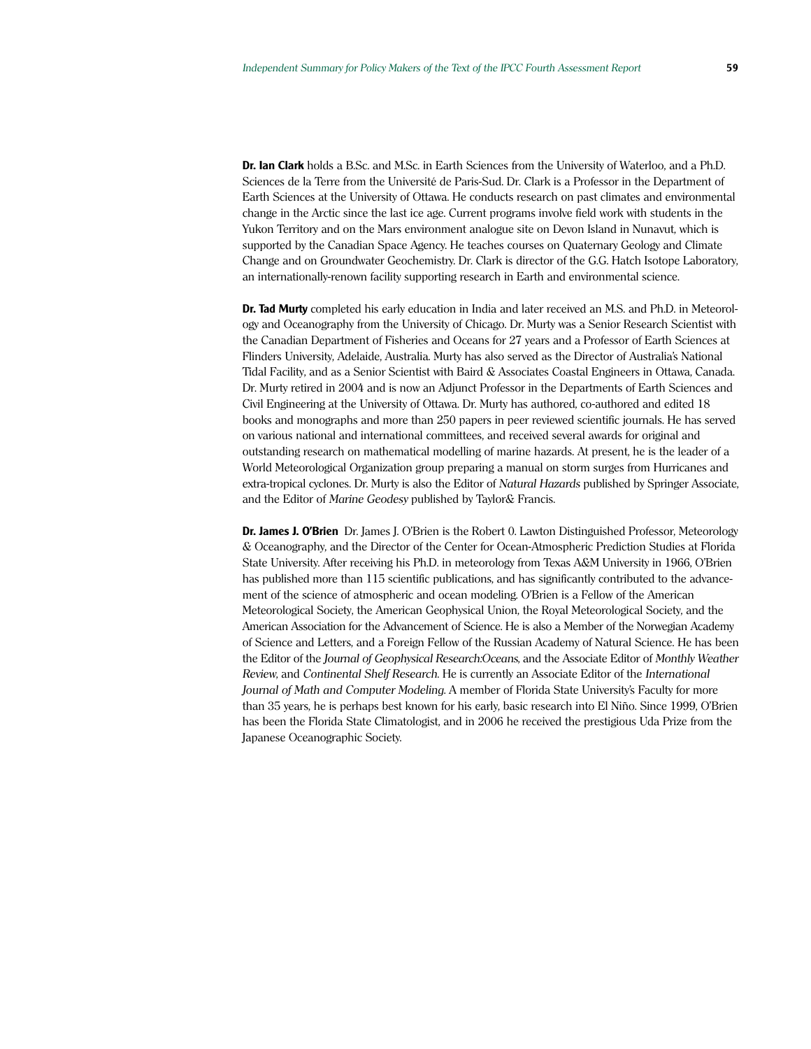**Dr. Ian Clark** holds a B.Sc. and M.Sc. in Earth Sciences from the University of Waterloo, and a Ph.D. Sciences de la Terre from the Université de Paris-Sud. Dr. Clark is a Professor in the Department of Earth Sciences at the University of Ottawa. He conducts research on past climates and environmental change in the Arctic since the last ice age. Current programs involve field work with students in the Yukon Territory and on the Mars environment analogue site on Devon Island in Nunavut, which is supported by the Canadian Space Agency. He teaches courses on Quaternary Geology and Climate Change and on Groundwater Geochemistry. Dr. Clark is director of the G.G. Hatch Isotope Laboratory, an internationally-renown facility supporting research in Earth and environmental science.

**Dr. Tad Murty** completed his early education in India and later received an M.S. and Ph.D. in Meteorology and Oceanography from the University of Chicago. Dr. Murty was a Senior Research Scientist with the Canadian Department of Fisheries and Oceans for 27 years and a Professor of Earth Sciences at Flinders University, Adelaide, Australia. Murty has also served as the Director of Australia's National Tidal Facility, and as a Senior Scientist with Baird & Associates Coastal Engineers in Ottawa, Canada. Dr. Murty retired in 2004 and is now an Adjunct Professor in the Departments of Earth Sciences and Civil Engineering at the University of Ottawa. Dr. Murty has authored, co-authored and edited 18 books and monographs and more than 250 papers in peer reviewed scientific journals. He has served on various national and international committees, and received several awards for original and outstanding research on mathematical modelling of marine hazards. At present, he is the leader of a World Meteorological Organization group preparing a manual on storm surges from Hurricanes and extra-tropical cyclones. Dr. Murty is also the Editor of *Natural Hazards* published by Springer Associate, and the Editor of *Marine Geodesy* published by Taylor& Francis.

**Dr. James J. O'Brien** Dr. James J. O'Brien is the Robert 0. Lawton Distinguished Professor, Meteorology & Oceanography, and the Director of the Center for Ocean-Atmospheric Prediction Studies at Florida State University. After receiving his Ph.D. in meteorology from Texas A&M University in 1966, O'Brien has published more than 115 scientific publications, and has significantly contributed to the advancement of the science of atmospheric and ocean modeling. O'Brien is a Fellow of the American Meteorological Society, the American Geophysical Union, the Royal Meteorological Society, and the American Association for the Advancement of Science. He is also a Member of the Norwegian Academy of Science and Letters, and a Foreign Fellow of the Russian Academy of Natural Science. He has been the Editor of the *Journal of Geophysical Research:Oceans*, and the Associate Editor of *Monthly Weather Review*, and *Continental Shelf Research*. He is currently an Associate Editor of the *International Journal of Math and Computer Modeling*. A member of Florida State University's Faculty for more than 35 years, he is perhaps best known for his early, basic research into El Niño. Since 1999, O'Brien has been the Florida State Climatologist, and in 2006 he received the prestigious Uda Prize from the Japanese Oceanographic Society.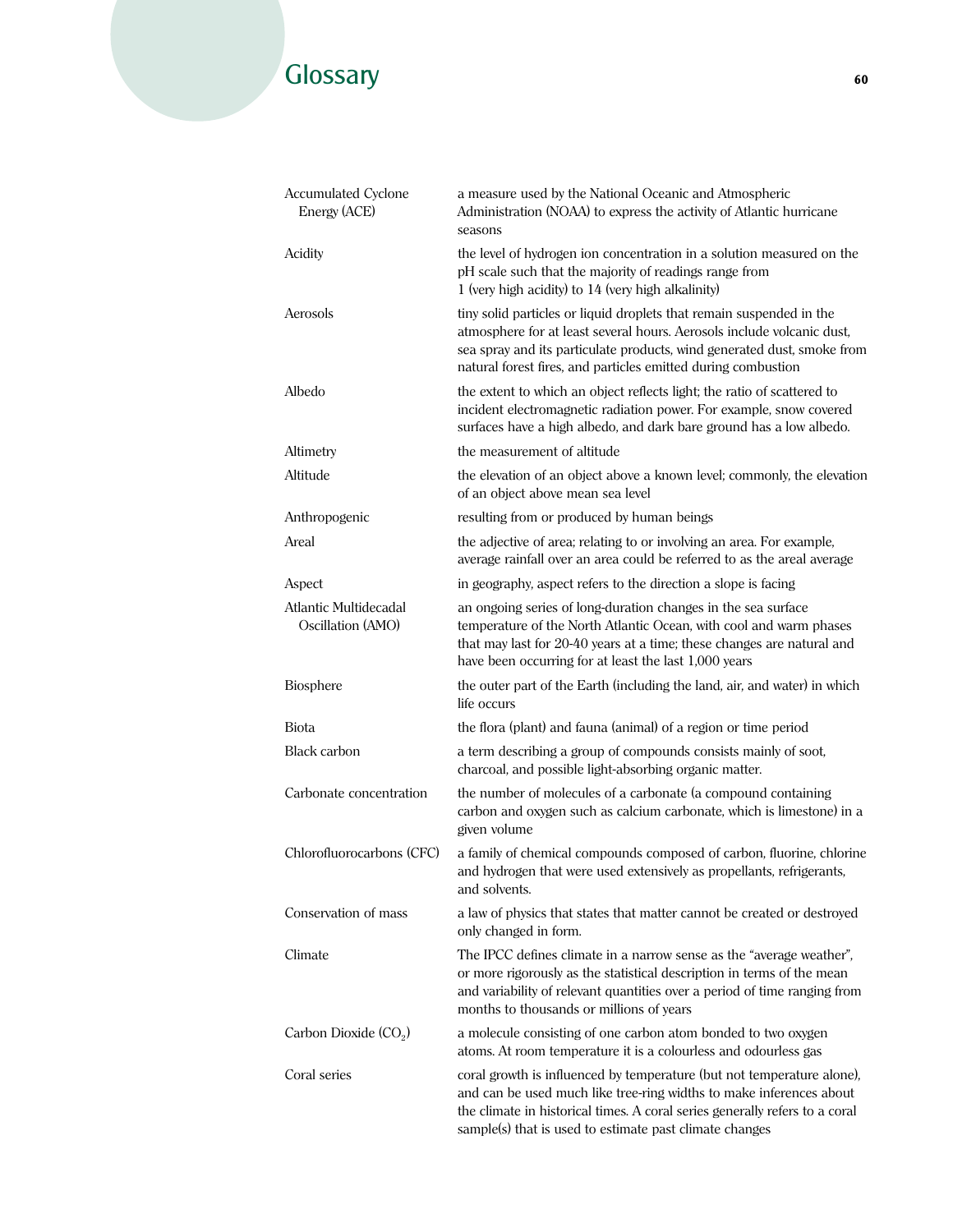# Glossary

| | |
|---|---|
| Accumulated Cyclone Energy (ACE) | a measure used by the National Oceanic and Atmospheric Administration (NOAA) to express the activity of Atlantic hurricane seasons |
| Acidity | the level of hydrogen ion concentration in a solution measured on the pH scale such that the majority of readings range from 1 (very high acidity) to 14 (very high alkalinity) |
| Aerosols | tiny solid particles or liquid droplets that remain suspended in the atmosphere for at least several hours. Aerosols include volcanic dust, sea spray and its particulate products, wind generated dust, smoke from natural forest fires, and particles emitted during combustion |
| Albedo | the extent to which an object reflects light; the ratio of scattered to incident electromagnetic radiation power. For example, snow covered surfaces have a high albedo, and dark bare ground has a low albedo. |
| Altimetry | the measurement of altitude |
| Altitude | the elevation of an object above a known level; commonly, the elevation of an object above mean sea level |
| Anthropogenic | resulting from or produced by human beings |
| Areal | the adjective of area; relating to or involving an area. For example, average rainfall over an area could be referred to as the areal average |
| Aspect | in geography, aspect refers to the direction a slope is facing |
| Atlantic Multidecadal Oscillation (AMO) | an ongoing series of long-duration changes in the sea surface temperature of the North Atlantic Ocean, with cool and warm phases that may last for 20-40 years at a time; these changes are natural and have been occurring for at least the last 1,000 years |
| Biosphere | the outer part of the Earth (including the land, air, and water) in which life occurs |
| Biota | the flora (plant) and fauna (animal) of a region or time period |
| Black carbon | a term describing a group of compounds consists mainly of soot, charcoal, and possible light-absorbing organic matter. |
| Carbonate concentration | the number of molecules of a carbonate (a compound containing carbon and oxygen such as calcium carbonate, which is limestone) in a given volume |
| Chlorofluorocarbons (CFC) | a family of chemical compounds composed of carbon, fluorine, chlorine and hydrogen that were used extensively as propellants, refrigerants, and solvents. |
| Conservation of mass | a law of physics that states that matter cannot be created or destroyed only changed in form. |
| Climate | The IPCC defines climate in a narrow sense as the "average weather", or more rigorously as the statistical description in terms of the mean and variability of relevant quantities over a period of time ranging from months to thousands or millions of years |
| Carbon Dioxide ($CO_2$) | a molecule consisting of one carbon atom bonded to two oxygen atoms. At room temperature it is a colourless and odourless gas |
| Coral series | coral growth is influenced by temperature (but not temperature alone), and can be used much like tree-ring widths to make inferences about the climate in historical times. A coral series generally refers to a coral sample(s) that is used to estimate past climate changes |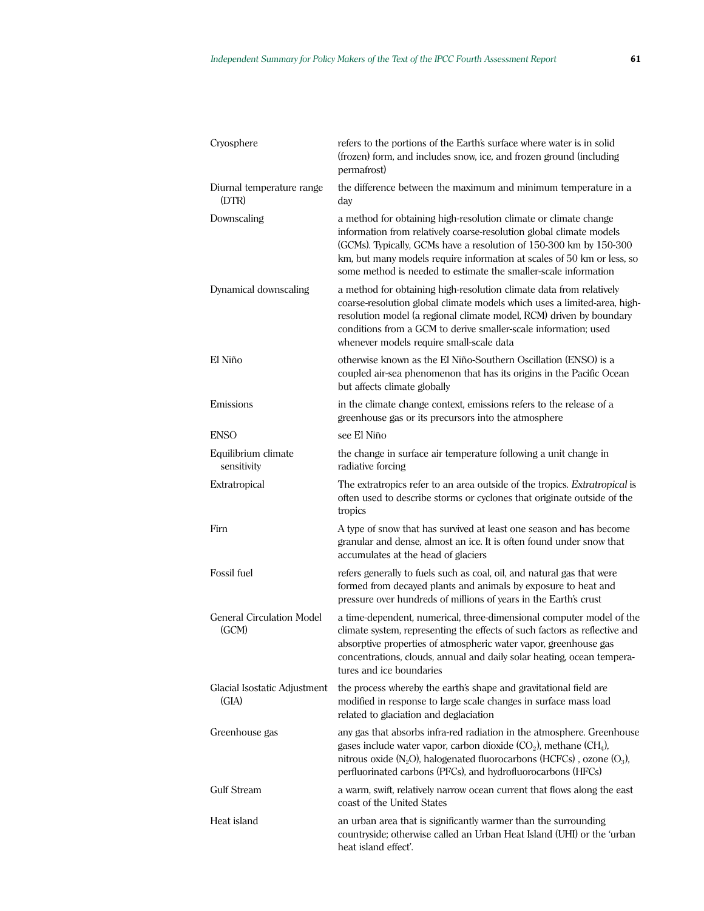| | |
|---|---|
| Cryosphere | refers to the portions of the Earth's surface where water is in solid (frozen) form, and includes snow, ice, and frozen ground (including permafrost) |
| Diurnal temperature range (DTR) | the difference between the maximum and minimum temperature in a day |
| Downscaling | a method for obtaining high-resolution climate or climate change information from relatively coarse-resolution global climate models (GCMs). Typically, GCMs have a resolution of 150-300 km by 150-300 km, but many models require information at scales of 50 km or less, so some method is needed to estimate the smaller-scale information |
| Dynamical downscaling | a method for obtaining high-resolution climate data from relatively coarse-resolution global climate models which uses a limited-area, high-resolution model (a regional climate model, RCM) driven by boundary conditions from a GCM to derive smaller-scale information; used whenever models require small-scale data |
| El Niño | otherwise known as the El Niño-Southern Oscillation (ENSO) is a coupled air-sea phenomenon that has its origins in the Pacific Ocean but affects climate globally |
| Emissions | in the climate change context, emissions refers to the release of a greenhouse gas or its precursors into the atmosphere |
| ENSO | see El Niño |
| Equilibrium climate sensitivity | the change in surface air temperature following a unit change in radiative forcing |
| Extratropical | The extratropics refer to an area outside of the tropics. *Extratropical* is often used to describe storms or cyclones that originate outside of the tropics |
| Firn | A type of snow that has survived at least one season and has become granular and dense, almost an ice. It is often found under snow that accumulates at the head of glaciers |
| Fossil fuel | refers generally to fuels such as coal, oil, and natural gas that were formed from decayed plants and animals by exposure to heat and pressure over hundreds of millions of years in the Earth's crust |
| General Circulation Model (GCM) | a time-dependent, numerical, three-dimensional computer model of the climate system, representing the effects of such factors as reflective and absorptive properties of atmospheric water vapor, greenhouse gas concentrations, clouds, annual and daily solar heating, ocean temperatures and ice boundaries |
| Glacial Isostatic Adjustment (GIA) | the process whereby the earth's shape and gravitational field are modified in response to large scale changes in surface mass load related to glaciation and deglaciation |
| Greenhouse gas | any gas that absorbs infra-red radiation in the atmosphere. Greenhouse gases include water vapor, carbon dioxide ($CO_2$), methane ($CH_4$), nitrous oxide ($N_2O$), halogenated fluorocarbons (HCFCs) , ozone ($O_3$), perfluorinated carbons (PFCs), and hydrofluorocarbons (HFCs) |
| Gulf Stream | a warm, swift, relatively narrow ocean current that flows along the east coast of the United States |
| Heat island | an urban area that is significantly warmer than the surrounding countryside; otherwise called an Urban Heat Island (UHI) or the 'urban heat island effect'. |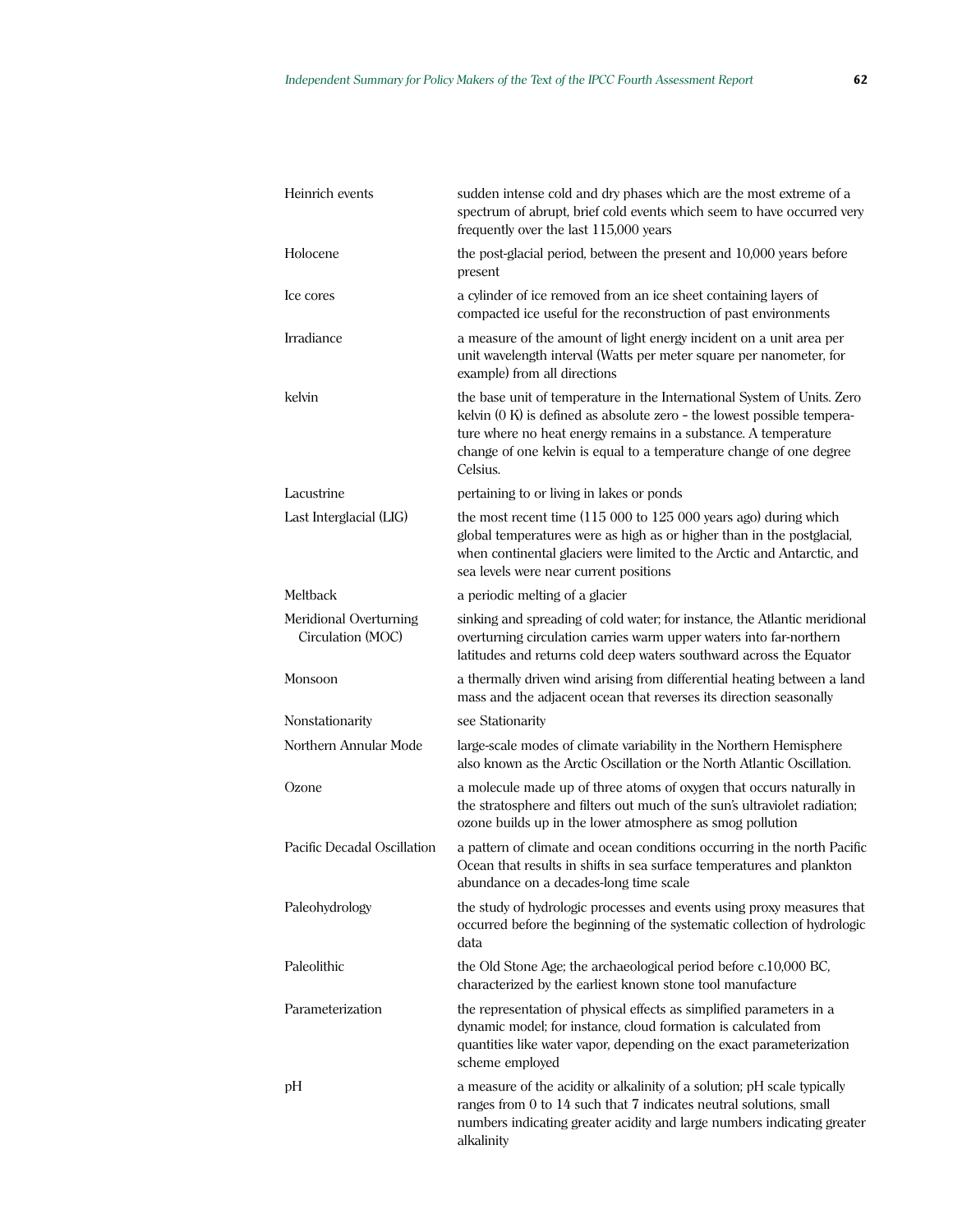| | |
|---|---|
| Heinrich events | sudden intense cold and dry phases which are the most extreme of a spectrum of abrupt, brief cold events which seem to have occurred very frequently over the last 115,000 years |
| Holocene | the post-glacial period, between the present and 10,000 years before present |
| Ice cores | a cylinder of ice removed from an ice sheet containing layers of compacted ice useful for the reconstruction of past environments |
| Irradiance | a measure of the amount of light energy incident on a unit area per unit wavelength interval (Watts per meter square per nanometer, for example) from all directions |
| kelvin | the base unit of temperature in the International System of Units. Zero kelvin (0 K) is defined as absolute zero – the lowest possible temperature where no heat energy remains in a substance. A temperature change of one kelvin is equal to a temperature change of one degree Celsius. |
| Lacustrine | pertaining to or living in lakes or ponds |
| Last Interglacial (LIG) | the most recent time (115 000 to 125 000 years ago) during which global temperatures were as high as or higher than in the postglacial, when continental glaciers were limited to the Arctic and Antarctic, and sea levels were near current positions |
| Meltback | a periodic melting of a glacier |
| Meridional Overturning Circulation (MOC) | sinking and spreading of cold water; for instance, the Atlantic meridional overturning circulation carries warm upper waters into far-northern latitudes and returns cold deep waters southward across the Equator |
| Monsoon | a thermally driven wind arising from differential heating between a land mass and the adjacent ocean that reverses its direction seasonally |
| Nonstationarity | see Stationarity |
| Northern Annular Mode | large-scale modes of climate variability in the Northern Hemisphere also known as the Arctic Oscillation or the North Atlantic Oscillation. |
| Ozone | a molecule made up of three atoms of oxygen that occurs naturally in the stratosphere and filters out much of the sun's ultraviolet radiation; ozone builds up in the lower atmosphere as smog pollution |
| Pacific Decadal Oscillation | a pattern of climate and ocean conditions occurring in the north Pacific Ocean that results in shifts in sea surface temperatures and plankton abundance on a decades-long time scale |
| Paleohydrology | the study of hydrologic processes and events using proxy measures that occurred before the beginning of the systematic collection of hydrologic data |
| Paleolithic | the Old Stone Age; the archaeological period before c.10,000 BC, characterized by the earliest known stone tool manufacture |
| Parameterization | the representation of physical effects as simplified parameters in a dynamic model; for instance, cloud formation is calculated from quantities like water vapor, depending on the exact parameterization scheme employed |
| pH | a measure of the acidity or alkalinity of a solution; pH scale typically ranges from 0 to 14 such that 7 indicates neutral solutions, small numbers indicating greater acidity and large numbers indicating greater alkalinity |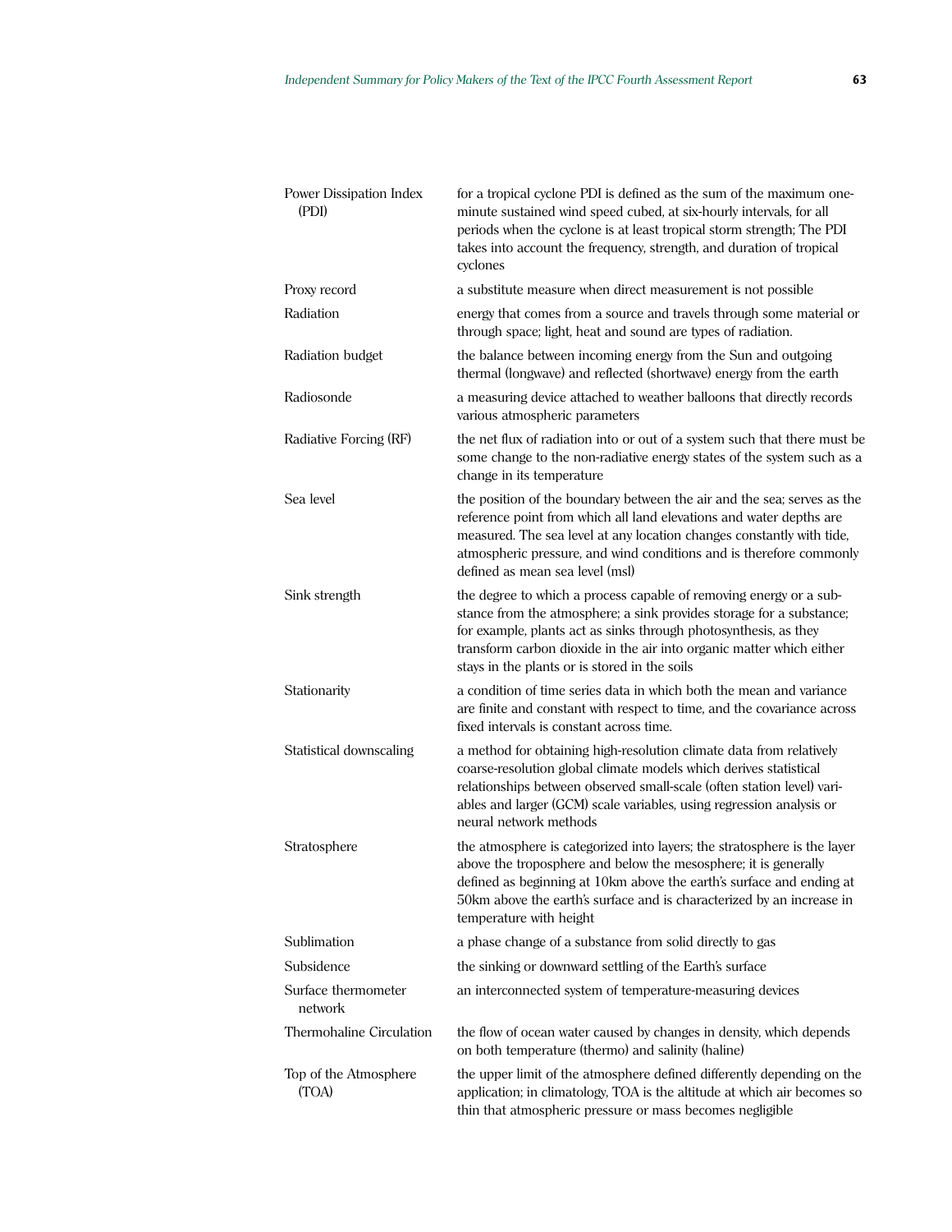| | |
|---|---|
| Power Dissipation Index (PDI) | for a tropical cyclone PDI is defined as the sum of the maximum one-minute sustained wind speed cubed, at six-hourly intervals, for all periods when the cyclone is at least tropical storm strength; The PDI takes into account the frequency, strength, and duration of tropical cyclones |
| Proxy record | a substitute measure when direct measurement is not possible |
| Radiation | energy that comes from a source and travels through some material or through space; light, heat and sound are types of radiation. |
| Radiation budget | the balance between incoming energy from the Sun and outgoing thermal (longwave) and reflected (shortwave) energy from the earth |
| Radiosonde | a measuring device attached to weather balloons that directly records various atmospheric parameters |
| Radiative Forcing (RF) | the net flux of radiation into or out of a system such that there must be some change to the non-radiative energy states of the system such as a change in its temperature |
| Sea level | the position of the boundary between the air and the sea; serves as the reference point from which all land elevations and water depths are measured. The sea level at any location changes constantly with tide, atmospheric pressure, and wind conditions and is therefore commonly defined as mean sea level (msl) |
| Sink strength | the degree to which a process capable of removing energy or a substance from the atmosphere; a sink provides storage for a substance; for example, plants act as sinks through photosynthesis, as they transform carbon dioxide in the air into organic matter which either stays in the plants or is stored in the soils |
| Stationarity | a condition of time series data in which both the mean and variance are finite and constant with respect to time, and the covariance across fixed intervals is constant across time. |
| Statistical downscaling | a method for obtaining high-resolution climate data from relatively coarse-resolution global climate models which derives statistical relationships between observed small-scale (often station level) variables and larger (GCM) scale variables, using regression analysis or neural network methods |
| Stratosphere | the atmosphere is categorized into layers; the stratosphere is the layer above the troposphere and below the mesosphere; it is generally defined as beginning at 10km above the earth's surface and ending at 50km above the earth's surface and is characterized by an increase in temperature with height |
| Sublimation | a phase change of a substance from solid directly to gas |
| Subsidence | the sinking or downward settling of the Earth's surface |
| Surface thermometer network | an interconnected system of temperature-measuring devices |
| Thermohaline Circulation | the flow of ocean water caused by changes in density, which depends on both temperature (thermo) and salinity (haline) |
| Top of the Atmosphere (TOA) | the upper limit of the atmosphere defined differently depending on the application; in climatology, TOA is the altitude at which air becomes so thin that atmospheric pressure or mass becomes negligible |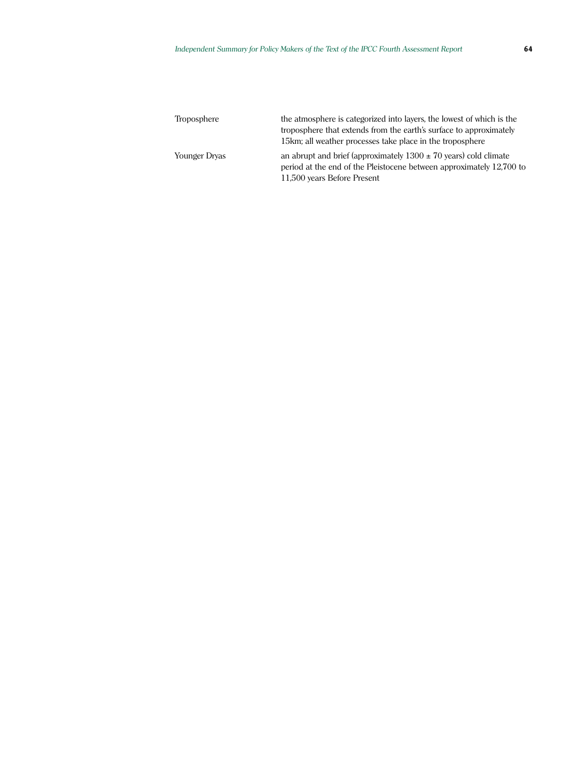| | |
|---|---|
| Troposphere | the atmosphere is categorized into layers, the lowest of which is the troposphere that extends from the earth's surface to approximately 15km; all weather processes take place in the troposphere |
| Younger Dryas | an abrupt and brief (approximately 1300 ± 70 years) cold climate period at the end of the Pleistocene between approximately 12,700 to 11,500 years Before Present |